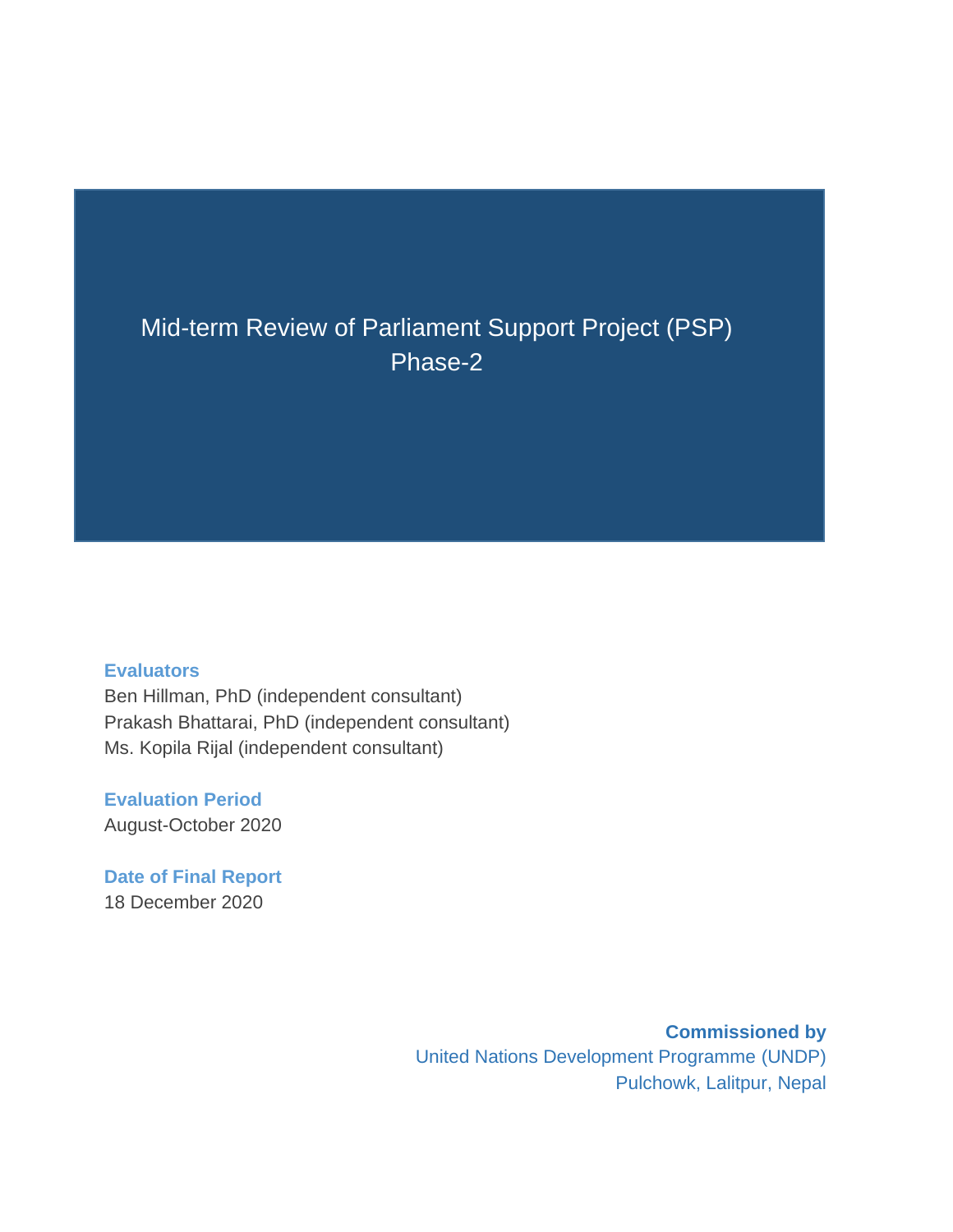# Mid-term Review of Parliament Support Project (PSP) Phase-2

**Evaluators**

Ben Hillman, PhD (independent consultant)
Prakash Bhattarai, PhD (independent consultant)
Ms. Kopila Rijal (independent consultant)

**Evaluation Period**

August-October 2020

**Date of Final Report**

18 December 2020

**Commissioned by**

United Nations Development Programme (UNDP)
Pulchowk, Lalitpur, Nepal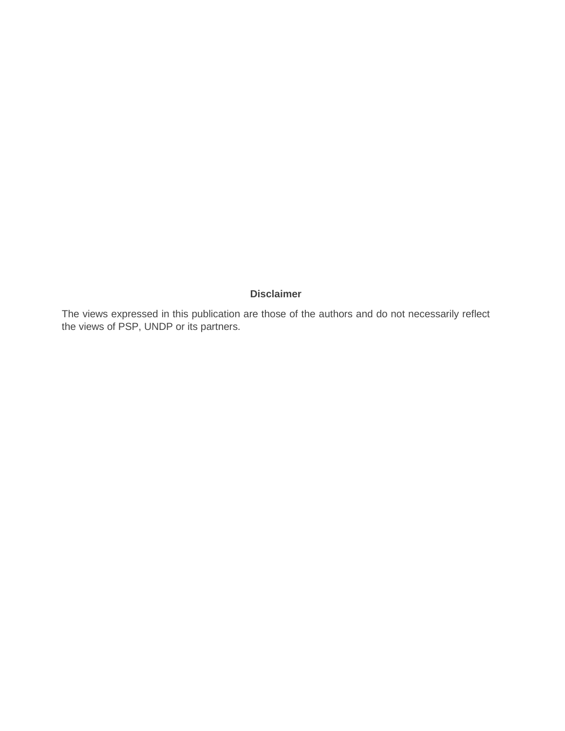**Disclaimer**

The views expressed in this publication are those of the authors and do not necessarily reflect the views of PSP, UNDP or its partners.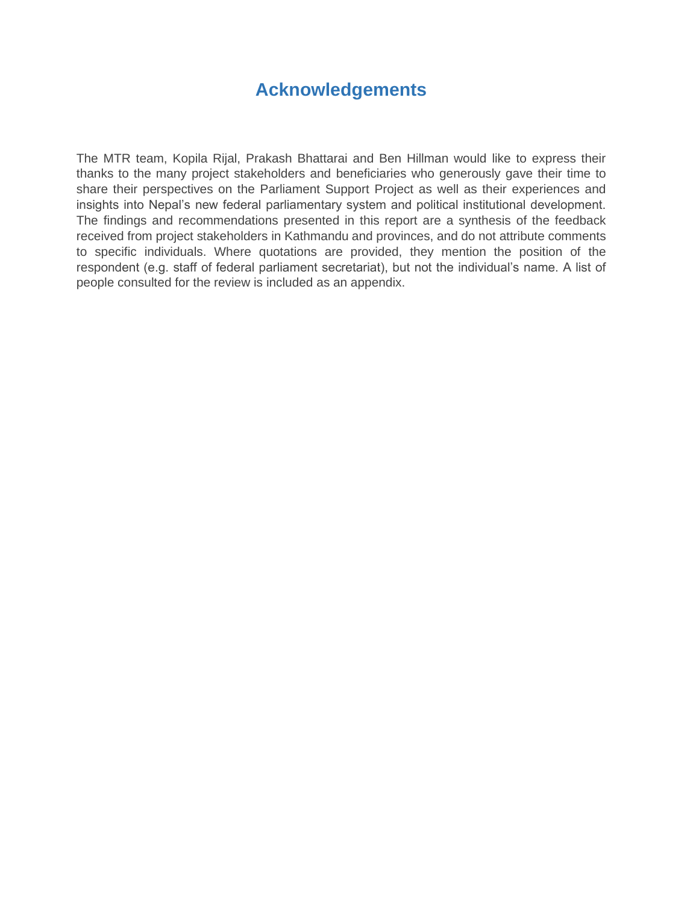# Acknowledgements

The MTR team, Kopila Rijal, Prakash Bhattarai and Ben Hillman would like to express their thanks to the many project stakeholders and beneficiaries who generously gave their time to share their perspectives on the Parliament Support Project as well as their experiences and insights into Nepal's new federal parliamentary system and political institutional development. The findings and recommendations presented in this report are a synthesis of the feedback received from project stakeholders in Kathmandu and provinces, and do not attribute comments to specific individuals. Where quotations are provided, they mention the position of the respondent (e.g. staff of federal parliament secretariat), but not the individual's name. A list of people consulted for the review is included as an appendix.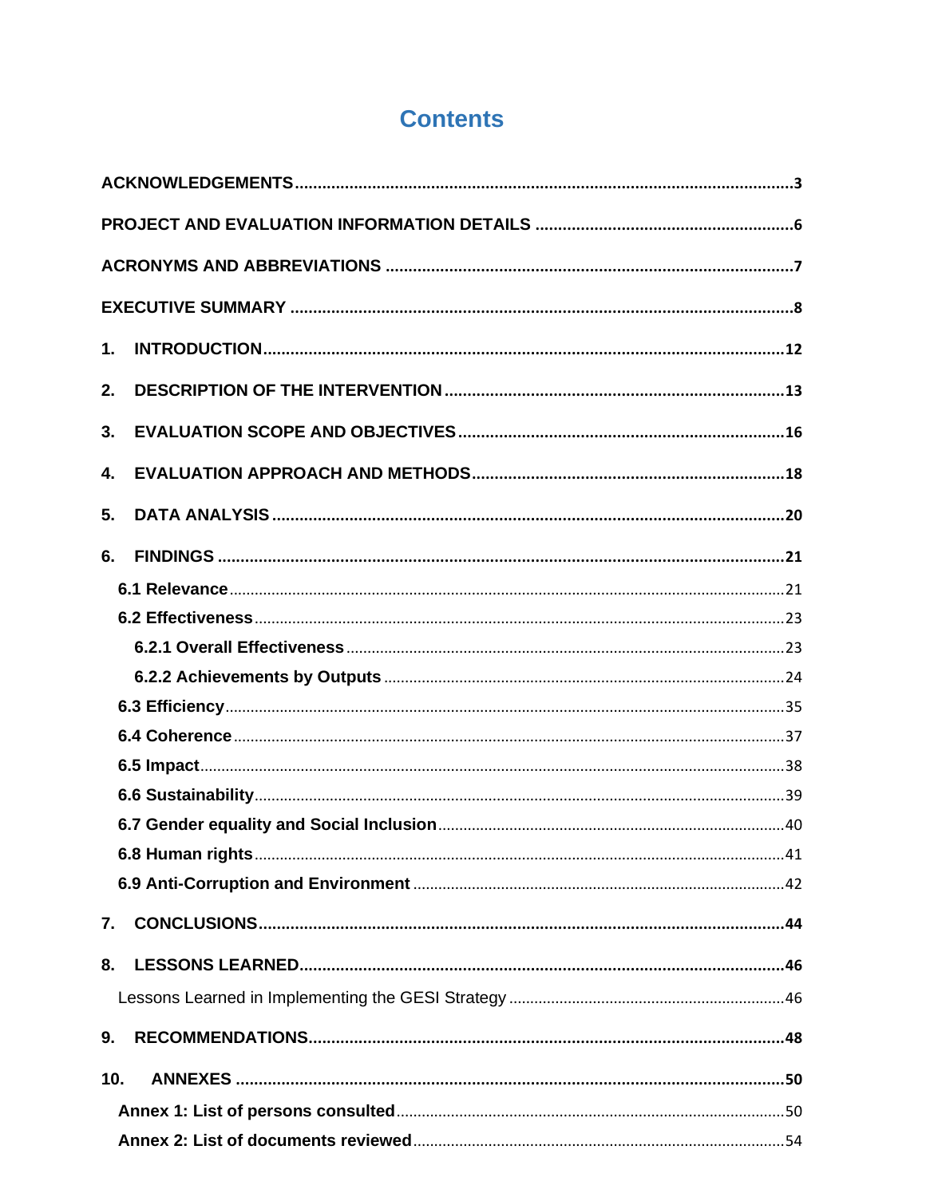# Contents

ACKNOWLEDGEMENTS ..... 3

PROJECT AND EVALUATION INFORMATION DETAILS ..... 6

ACRONYMS AND ABBREVIATIONS ..... 7

EXECUTIVE SUMMARY ..... 8

1. INTRODUCTION ..... 12

2. DESCRIPTION OF THE INTERVENTION ..... 13

3. EVALUATION SCOPE AND OBJECTIVES ..... 16

4. EVALUATION APPROACH AND METHODS ..... 18

5. DATA ANALYSIS ..... 20

6. FINDINGS ..... 21
   - 6.1 Relevance ..... 21
   - 6.2 Effectiveness ..... 23
     - 6.2.1 Overall Effectiveness ..... 23
     - 6.2.2 Achievements by Outputs ..... 24
   - 6.3 Efficiency ..... 35
   - 6.4 Coherence ..... 37
   - 6.5 Impact ..... 38
   - 6.6 Sustainability ..... 39
   - 6.7 Gender equality and Social Inclusion ..... 40
   - 6.8 Human rights ..... 41
   - 6.9 Anti-Corruption and Environment ..... 42

7. CONCLUSIONS ..... 44

8. LESSONS LEARNED ..... 46
   - Lessons Learned in Implementing the GESI Strategy ..... 46

9. RECOMMENDATIONS ..... 48

10. ANNEXES ..... 50
    - Annex 1: List of persons consulted ..... 50
    - Annex 2: List of documents reviewed ..... 54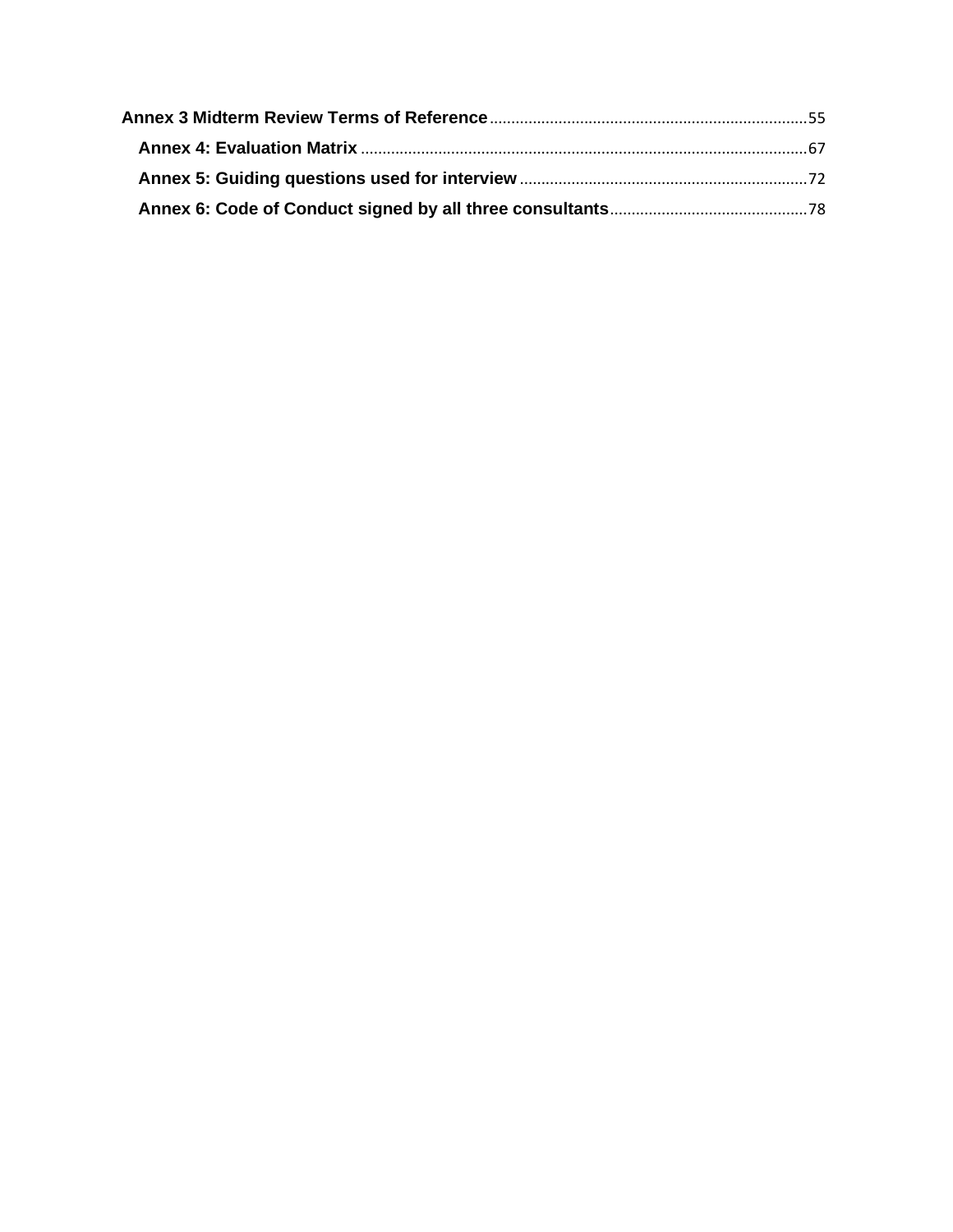Annex 3 Midterm Review Terms of Reference ........................................................................ 55

- Annex 4: Evaluation Matrix ........................................................................................................ 67
- Annex 5: Guiding questions used for interview .................................................................. 72
- Annex 6: Code of Conduct signed by all three consultants ............................................. 78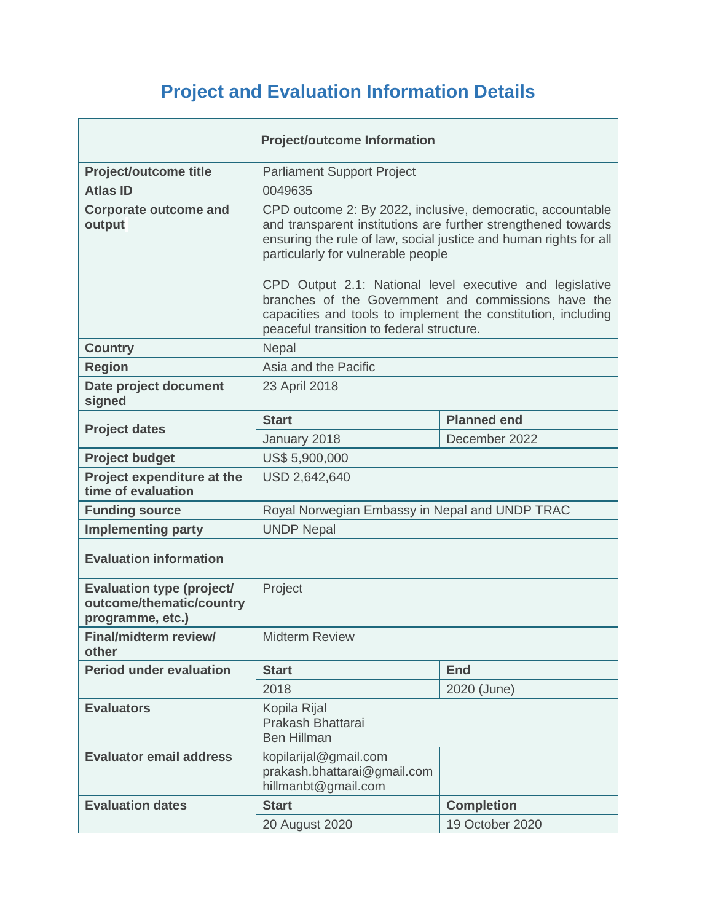# Project and Evaluation Information Details

| Project/outcome Information | | |
|---|---|---|
| **Project/outcome title** | Parliament Support Project | |
| **Atlas ID** | 0049635 | |
| **Corporate outcome and output** | CPD outcome 2: By 2022, inclusive, democratic, accountable and transparent institutions are further strengthened towards ensuring the rule of law, social justice and human rights for all particularly for vulnerable people<br><br>CPD Output 2.1: National level executive and legislative branches of the Government and commissions have the capacities and tools to implement the constitution, including peaceful transition to federal structure. | |
| **Country** | Nepal | |
| **Region** | Asia and the Pacific | |
| **Date project document signed** | 23 April 2018 | |
| **Project dates** | **Start** | **Planned end** |
| | January 2018 | December 2022 |
| **Project budget** | US$ 5,900,000 | |
| **Project expenditure at the time of evaluation** | USD 2,642,640 | |
| **Funding source** | Royal Norwegian Embassy in Nepal and UNDP TRAC | |
| **Implementing party** | UNDP Nepal | |
| **Evaluation information** | | |
| **Evaluation type (project/ outcome/thematic/country programme, etc.)** | Project | |
| **Final/midterm review/ other** | Midterm Review | |
| **Period under evaluation** | **Start** | **End** |
| | 2018 | 2020 (June) |
| **Evaluators** | Kopila Rijal<br>Prakash Bhattarai<br>Ben Hillman | |
| **Evaluator email address** | kopilarijal@gmail.com<br>prakash.bhattarai@gmail.com<br>hillmanbt@gmail.com | |
| **Evaluation dates** | **Start** | **Completion** |
| | 20 August 2020 | 19 October 2020 |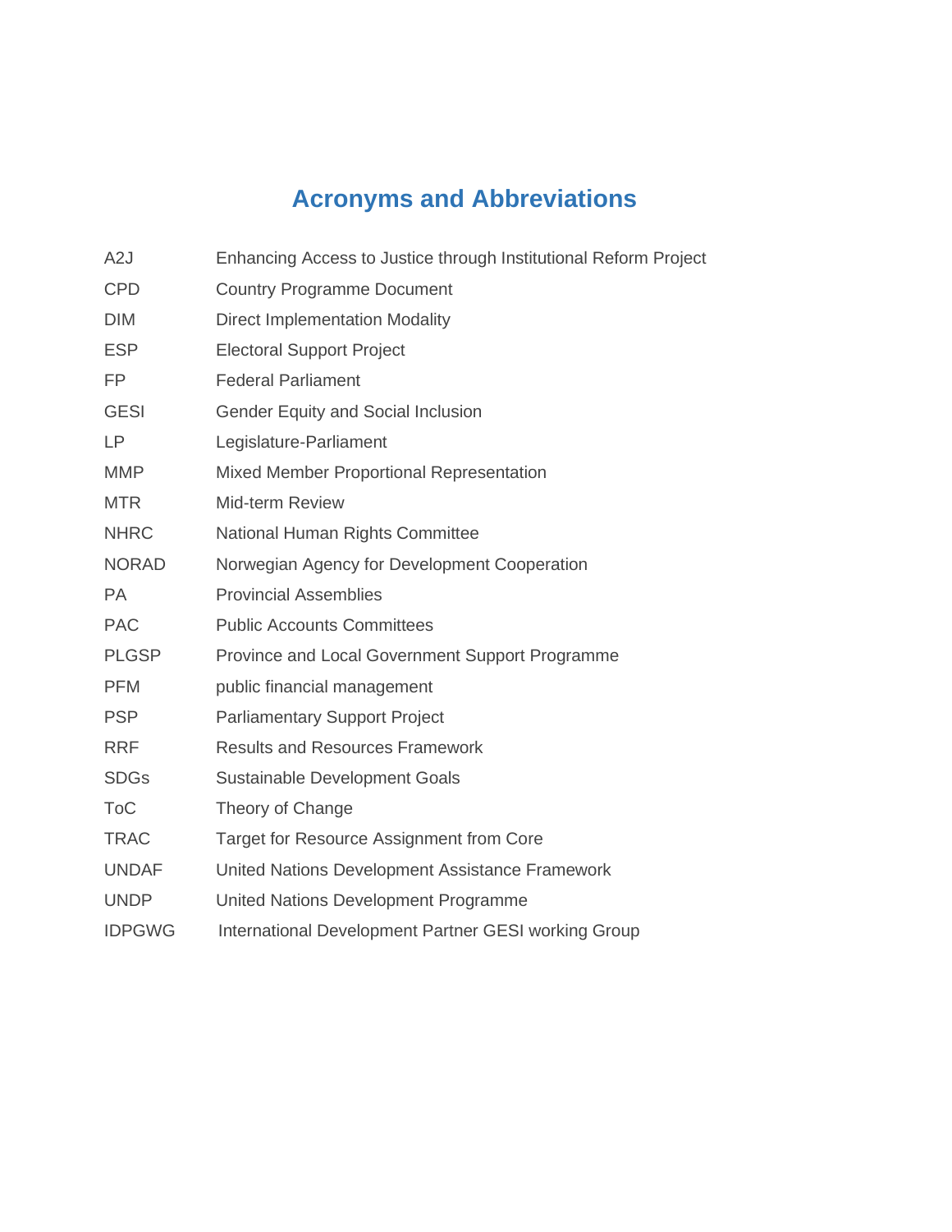# Acronyms and Abbreviations

| | |
|---|---|
| A2J | Enhancing Access to Justice through Institutional Reform Project |
| CPD | Country Programme Document |
| DIM | Direct Implementation Modality |
| ESP | Electoral Support Project |
| FP | Federal Parliament |
| GESI | Gender Equity and Social Inclusion |
| LP | Legislature-Parliament |
| MMP | Mixed Member Proportional Representation |
| MTR | Mid-term Review |
| NHRC | National Human Rights Committee |
| NORAD | Norwegian Agency for Development Cooperation |
| PA | Provincial Assemblies |
| PAC | Public Accounts Committees |
| PLGSP | Province and Local Government Support Programme |
| PFM | public financial management |
| PSP | Parliamentary Support Project |
| RRF | Results and Resources Framework |
| SDGs | Sustainable Development Goals |
| ToC | Theory of Change |
| TRAC | Target for Resource Assignment from Core |
| UNDAF | United Nations Development Assistance Framework |
| UNDP | United Nations Development Programme |
| IDPGWG | International Development Partner GESI working Group |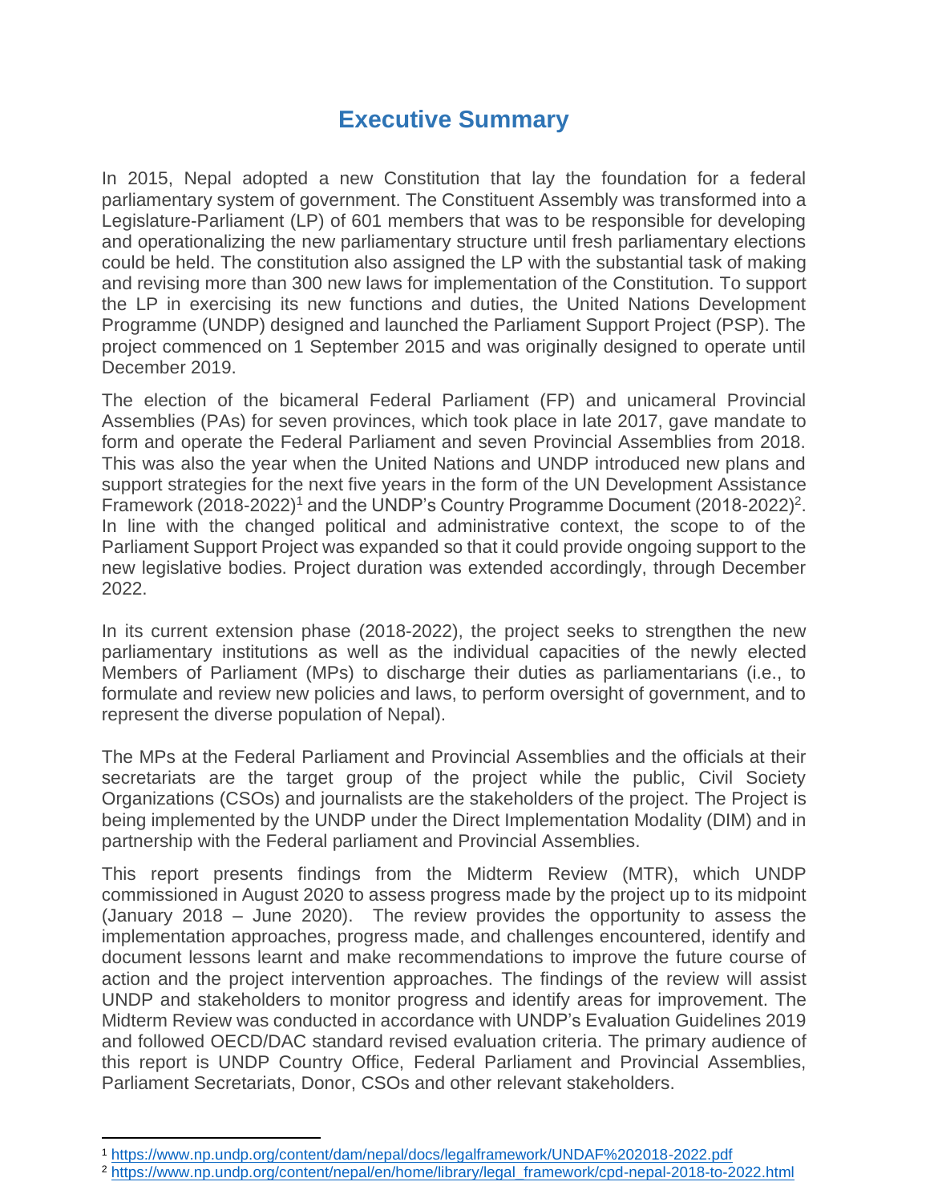# Executive Summary

In 2015, Nepal adopted a new Constitution that lay the foundation for a federal parliamentary system of government. The Constituent Assembly was transformed into a Legislature-Parliament (LP) of 601 members that was to be responsible for developing and operationalizing the new parliamentary structure until fresh parliamentary elections could be held. The constitution also assigned the LP with the substantial task of making and revising more than 300 new laws for implementation of the Constitution. To support the LP in exercising its new functions and duties, the United Nations Development Programme (UNDP) designed and launched the Parliament Support Project (PSP). The project commenced on 1 September 2015 and was originally designed to operate until December 2019.

The election of the bicameral Federal Parliament (FP) and unicameral Provincial Assemblies (PAs) for seven provinces, which took place in late 2017, gave mandate to form and operate the Federal Parliament and seven Provincial Assemblies from 2018. This was also the year when the United Nations and UNDP introduced new plans and support strategies for the next five years in the form of the UN Development Assistance Framework (2018-2022)[1] and the UNDP's Country Programme Document (2018-2022)[2]. In line with the changed political and administrative context, the scope to of the Parliament Support Project was expanded so that it could provide ongoing support to the new legislative bodies. Project duration was extended accordingly, through December 2022.

In its current extension phase (2018-2022), the project seeks to strengthen the new parliamentary institutions as well as the individual capacities of the newly elected Members of Parliament (MPs) to discharge their duties as parliamentarians (i.e., to formulate and review new policies and laws, to perform oversight of government, and to represent the diverse population of Nepal).

The MPs at the Federal Parliament and Provincial Assemblies and the officials at their secretariats are the target group of the project while the public, Civil Society Organizations (CSOs) and journalists are the stakeholders of the project. The Project is being implemented by the UNDP under the Direct Implementation Modality (DIM) and in partnership with the Federal parliament and Provincial Assemblies.

This report presents findings from the Midterm Review (MTR), which UNDP commissioned in August 2020 to assess progress made by the project up to its midpoint (January 2018 – June 2020). The review provides the opportunity to assess the implementation approaches, progress made, and challenges encountered, identify and document lessons learnt and make recommendations to improve the future course of action and the project intervention approaches. The findings of the review will assist UNDP and stakeholders to monitor progress and identify areas for improvement. The Midterm Review was conducted in accordance with UNDP's Evaluation Guidelines 2019 and followed OECD/DAC standard revised evaluation criteria. The primary audience of this report is UNDP Country Office, Federal Parliament and Provincial Assemblies, Parliament Secretariats, Donor, CSOs and other relevant stakeholders.

---

[1] https://www.np.undp.org/content/dam/nepal/docs/legalframework/UNDAF%202018-2022.pdf

[2] https://www.np.undp.org/content/nepal/en/home/library/legal_framework/cpd-nepal-2018-to-2022.html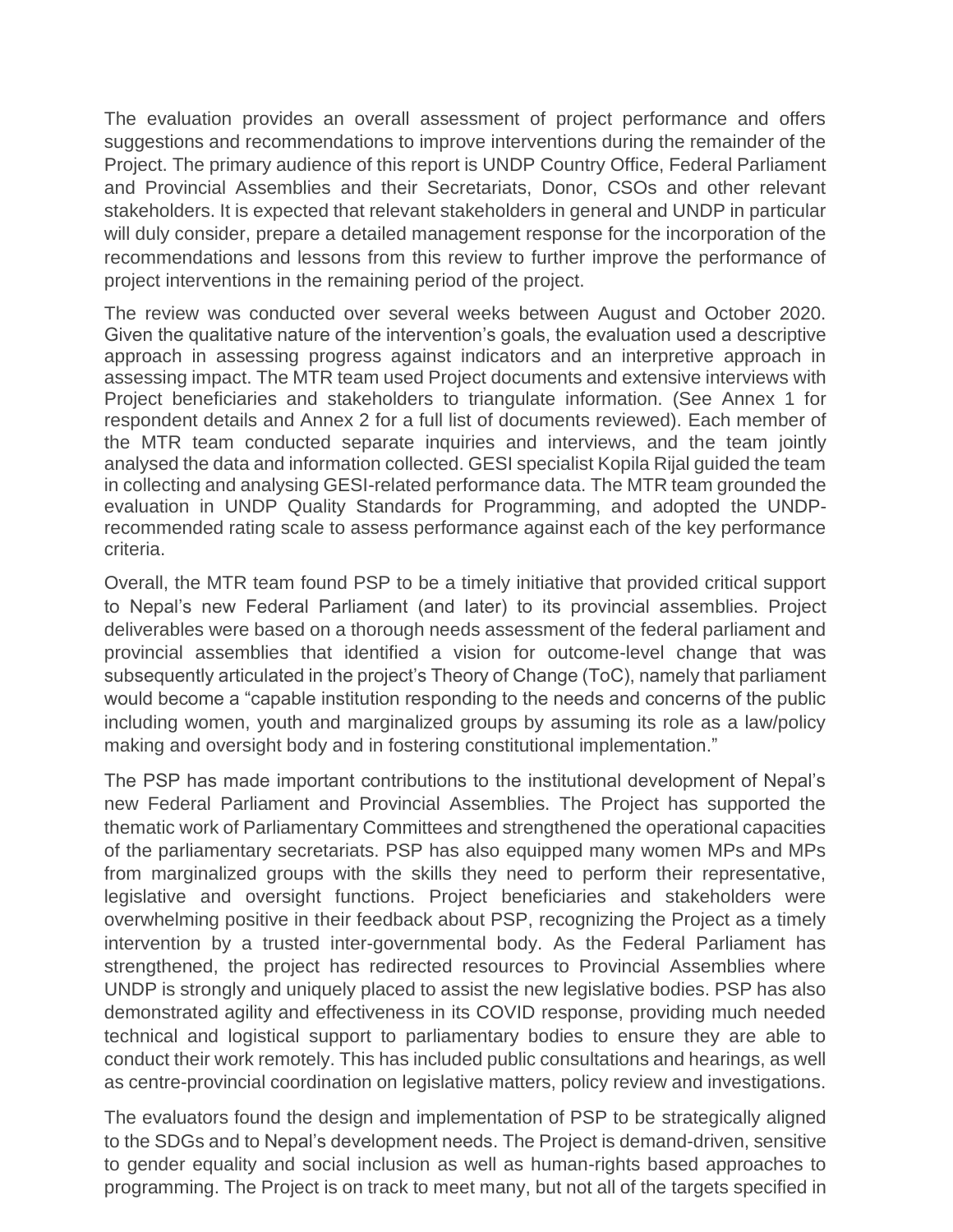The evaluation provides an overall assessment of project performance and offers suggestions and recommendations to improve interventions during the remainder of the Project. The primary audience of this report is UNDP Country Office, Federal Parliament and Provincial Assemblies and their Secretariats, Donor, CSOs and other relevant stakeholders. It is expected that relevant stakeholders in general and UNDP in particular will duly consider, prepare a detailed management response for the incorporation of the recommendations and lessons from this review to further improve the performance of project interventions in the remaining period of the project.

The review was conducted over several weeks between August and October 2020. Given the qualitative nature of the intervention's goals, the evaluation used a descriptive approach in assessing progress against indicators and an interpretive approach in assessing impact. The MTR team used Project documents and extensive interviews with Project beneficiaries and stakeholders to triangulate information. (See Annex 1 for respondent details and Annex 2 for a full list of documents reviewed). Each member of the MTR team conducted separate inquiries and interviews, and the team jointly analysed the data and information collected. GESI specialist Kopila Rijal guided the team in collecting and analysing GESI-related performance data. The MTR team grounded the evaluation in UNDP Quality Standards for Programming, and adopted the UNDP-recommended rating scale to assess performance against each of the key performance criteria.

Overall, the MTR team found PSP to be a timely initiative that provided critical support to Nepal's new Federal Parliament (and later) to its provincial assemblies. Project deliverables were based on a thorough needs assessment of the federal parliament and provincial assemblies that identified a vision for outcome-level change that was subsequently articulated in the project's Theory of Change (ToC), namely that parliament would become a "capable institution responding to the needs and concerns of the public including women, youth and marginalized groups by assuming its role as a law/policy making and oversight body and in fostering constitutional implementation."

The PSP has made important contributions to the institutional development of Nepal's new Federal Parliament and Provincial Assemblies. The Project has supported the thematic work of Parliamentary Committees and strengthened the operational capacities of the parliamentary secretariats. PSP has also equipped many women MPs and MPs from marginalized groups with the skills they need to perform their representative, legislative and oversight functions. Project beneficiaries and stakeholders were overwhelming positive in their feedback about PSP, recognizing the Project as a timely intervention by a trusted inter-governmental body. As the Federal Parliament has strengthened, the project has redirected resources to Provincial Assemblies where UNDP is strongly and uniquely placed to assist the new legislative bodies. PSP has also demonstrated agility and effectiveness in its COVID response, providing much needed technical and logistical support to parliamentary bodies to ensure they are able to conduct their work remotely. This has included public consultations and hearings, as well as centre-provincial coordination on legislative matters, policy review and investigations.

The evaluators found the design and implementation of PSP to be strategically aligned to the SDGs and to Nepal's development needs. The Project is demand-driven, sensitive to gender equality and social inclusion as well as human-rights based approaches to programming. The Project is on track to meet many, but not all of the targets specified in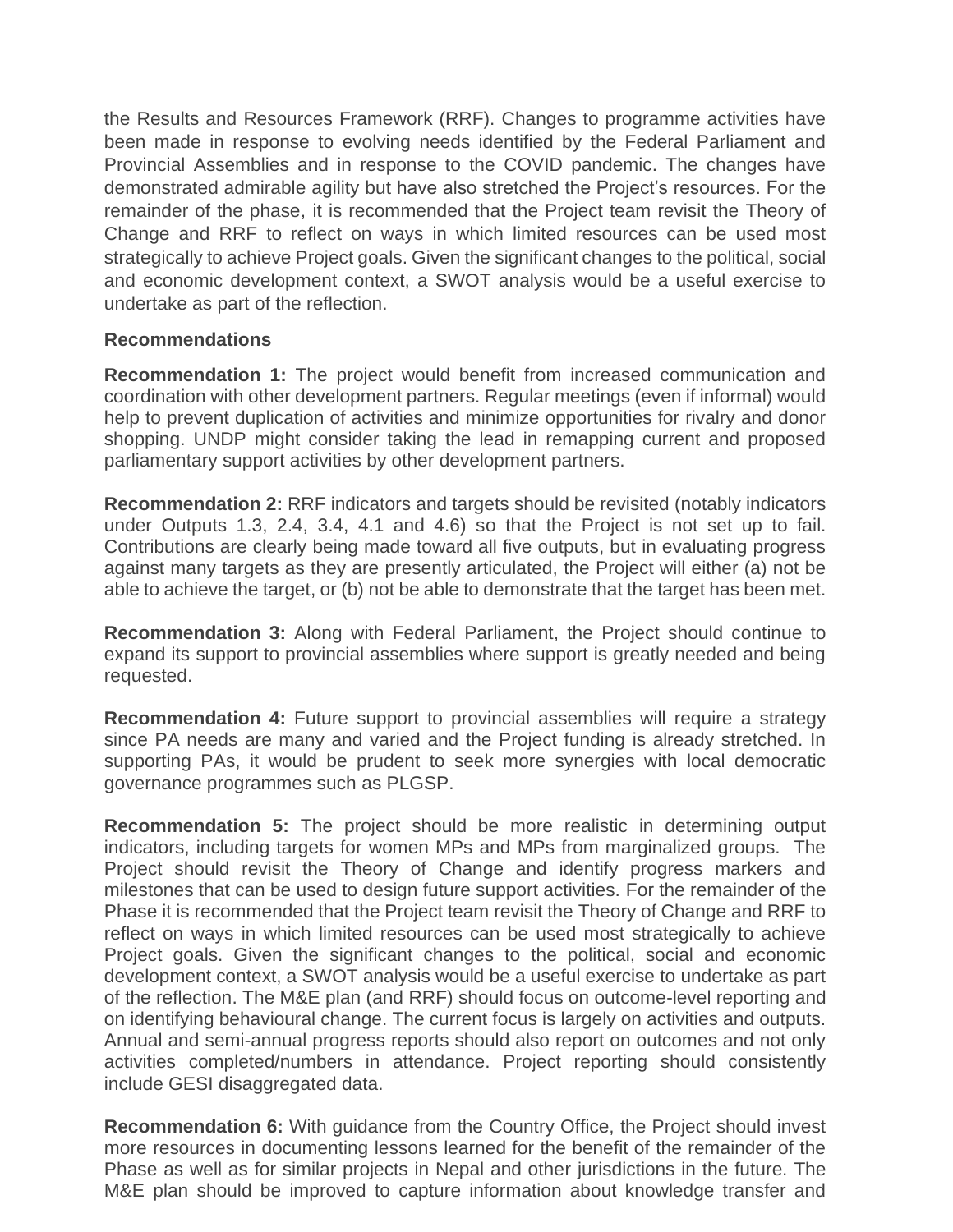the Results and Resources Framework (RRF). Changes to programme activities have been made in response to evolving needs identified by the Federal Parliament and Provincial Assemblies and in response to the COVID pandemic. The changes have demonstrated admirable agility but have also stretched the Project's resources. For the remainder of the phase, it is recommended that the Project team revisit the Theory of Change and RRF to reflect on ways in which limited resources can be used most strategically to achieve Project goals. Given the significant changes to the political, social and economic development context, a SWOT analysis would be a useful exercise to undertake as part of the reflection.

**Recommendations**

**Recommendation 1:** The project would benefit from increased communication and coordination with other development partners. Regular meetings (even if informal) would help to prevent duplication of activities and minimize opportunities for rivalry and donor shopping. UNDP might consider taking the lead in remapping current and proposed parliamentary support activities by other development partners.

**Recommendation 2:** RRF indicators and targets should be revisited (notably indicators under Outputs 1.3, 2.4, 3.4, 4.1 and 4.6) so that the Project is not set up to fail. Contributions are clearly being made toward all five outputs, but in evaluating progress against many targets as they are presently articulated, the Project will either (a) not be able to achieve the target, or (b) not be able to demonstrate that the target has been met.

**Recommendation 3:** Along with Federal Parliament, the Project should continue to expand its support to provincial assemblies where support is greatly needed and being requested.

**Recommendation 4:** Future support to provincial assemblies will require a strategy since PA needs are many and varied and the Project funding is already stretched. In supporting PAs, it would be prudent to seek more synergies with local democratic governance programmes such as PLGSP.

**Recommendation 5:** The project should be more realistic in determining output indicators, including targets for women MPs and MPs from marginalized groups. The Project should revisit the Theory of Change and identify progress markers and milestones that can be used to design future support activities. For the remainder of the Phase it is recommended that the Project team revisit the Theory of Change and RRF to reflect on ways in which limited resources can be used most strategically to achieve Project goals. Given the significant changes to the political, social and economic development context, a SWOT analysis would be a useful exercise to undertake as part of the reflection. The M&E plan (and RRF) should focus on outcome-level reporting and on identifying behavioural change. The current focus is largely on activities and outputs. Annual and semi-annual progress reports should also report on outcomes and not only activities completed/numbers in attendance. Project reporting should consistently include GESI disaggregated data.

**Recommendation 6:** With guidance from the Country Office, the Project should invest more resources in documenting lessons learned for the benefit of the remainder of the Phase as well as for similar projects in Nepal and other jurisdictions in the future. The M&E plan should be improved to capture information about knowledge transfer and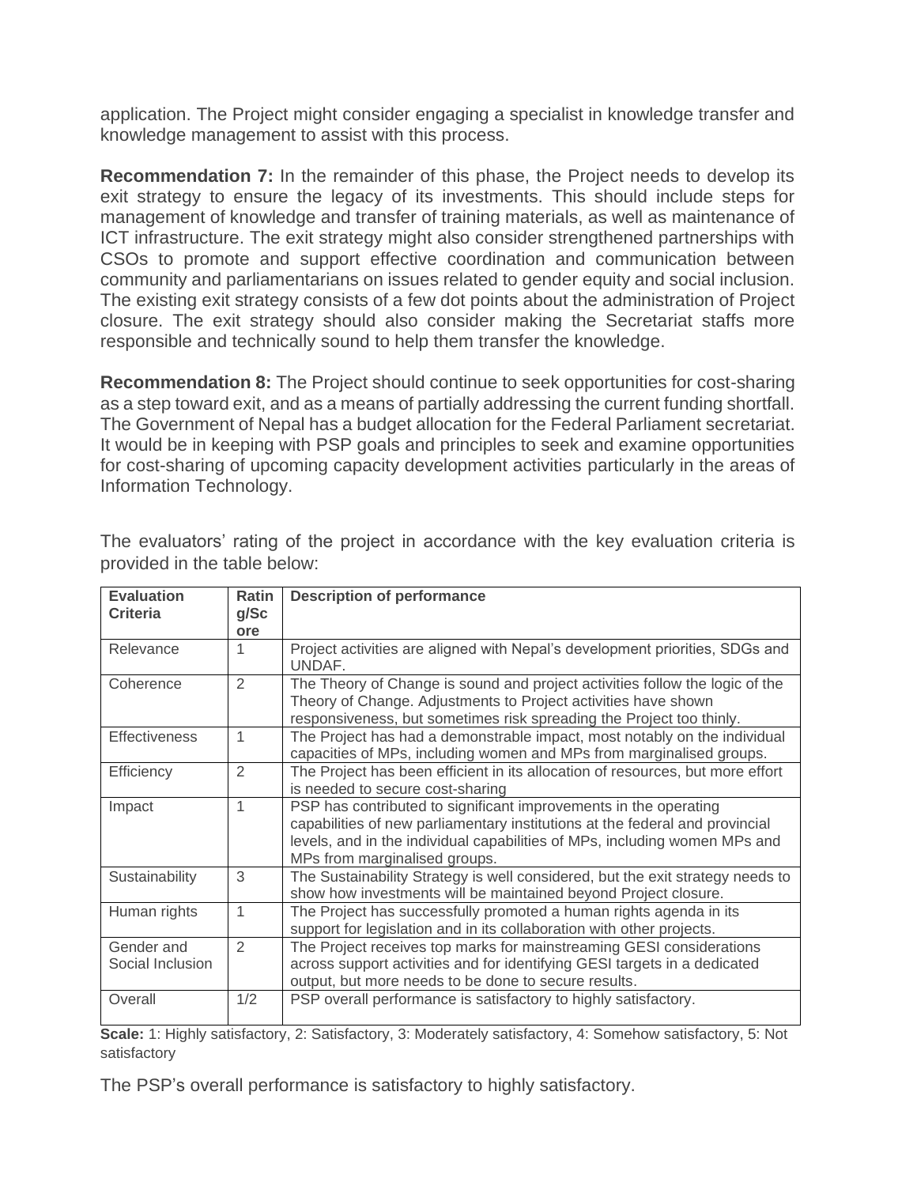application. The Project might consider engaging a specialist in knowledge transfer and knowledge management to assist with this process.

**Recommendation 7:** In the remainder of this phase, the Project needs to develop its exit strategy to ensure the legacy of its investments. This should include steps for management of knowledge and transfer of training materials, as well as maintenance of ICT infrastructure. The exit strategy might also consider strengthened partnerships with CSOs to promote and support effective coordination and communication between community and parliamentarians on issues related to gender equity and social inclusion. The existing exit strategy consists of a few dot points about the administration of Project closure. The exit strategy should also consider making the Secretariat staffs more responsible and technically sound to help them transfer the knowledge.

**Recommendation 8:** The Project should continue to seek opportunities for cost-sharing as a step toward exit, and as a means of partially addressing the current funding shortfall. The Government of Nepal has a budget allocation for the Federal Parliament secretariat. It would be in keeping with PSP goals and principles to seek and examine opportunities for cost-sharing of upcoming capacity development activities particularly in the areas of Information Technology.

The evaluators' rating of the project in accordance with the key evaluation criteria is provided in the table below:

| Evaluation Criteria | Rating/Score | Description of performance |
|---|---|---|
| Relevance | 1 | Project activities are aligned with Nepal's development priorities, SDGs and UNDAF. |
| Coherence | 2 | The Theory of Change is sound and project activities follow the logic of the Theory of Change. Adjustments to Project activities have shown responsiveness, but sometimes risk spreading the Project too thinly. |
| Effectiveness | 1 | The Project has had a demonstrable impact, most notably on the individual capacities of MPs, including women and MPs from marginalised groups. |
| Efficiency | 2 | The Project has been efficient in its allocation of resources, but more effort is needed to secure cost-sharing |
| Impact | 1 | PSP has contributed to significant improvements in the operating capabilities of new parliamentary institutions at the federal and provincial levels, and in the individual capabilities of MPs, including women MPs and MPs from marginalised groups. |
| Sustainability | 3 | The Sustainability Strategy is well considered, but the exit strategy needs to show how investments will be maintained beyond Project closure. |
| Human rights | 1 | The Project has successfully promoted a human rights agenda in its support for legislation and in its collaboration with other projects. |
| Gender and Social Inclusion | 2 | The Project receives top marks for mainstreaming GESI considerations across support activities and for identifying GESI targets in a dedicated output, but more needs to be done to secure results. |
| Overall | 1/2 | PSP overall performance is satisfactory to highly satisfactory. |

**Scale:** 1: Highly satisfactory, 2: Satisfactory, 3: Moderately satisfactory, 4: Somehow satisfactory, 5: Not satisfactory

The PSP's overall performance is satisfactory to highly satisfactory.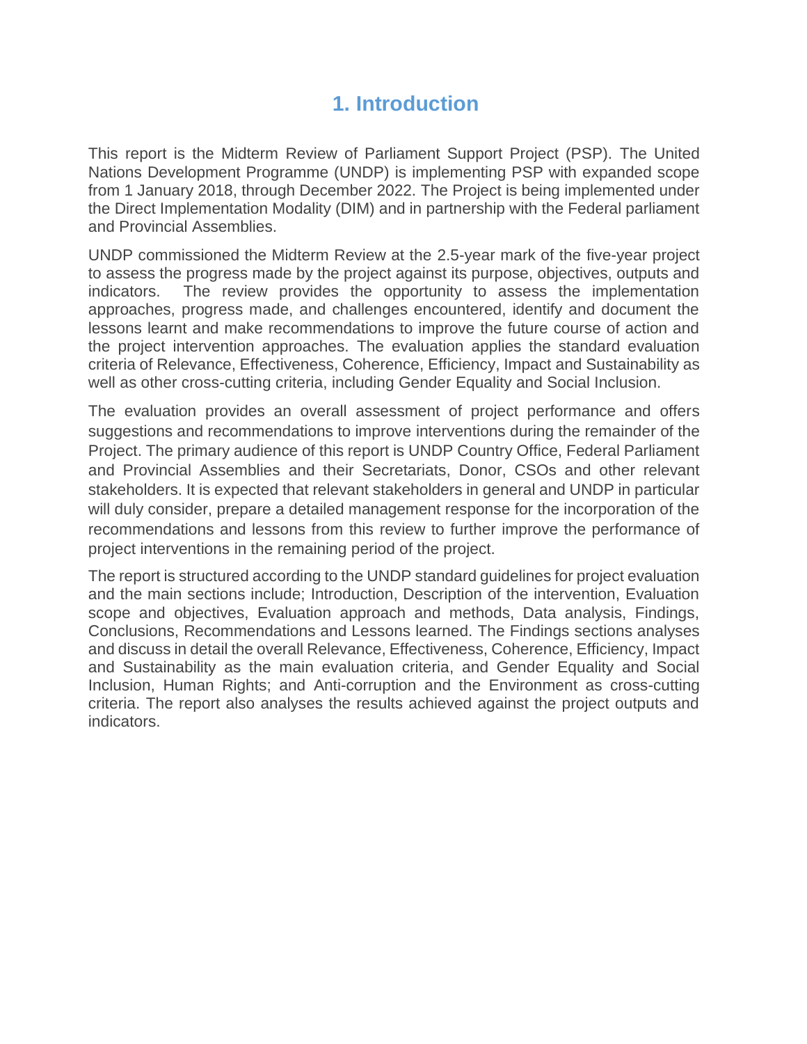# 1. Introduction

This report is the Midterm Review of Parliament Support Project (PSP). The United Nations Development Programme (UNDP) is implementing PSP with expanded scope from 1 January 2018, through December 2022. The Project is being implemented under the Direct Implementation Modality (DIM) and in partnership with the Federal parliament and Provincial Assemblies.

UNDP commissioned the Midterm Review at the 2.5-year mark of the five-year project to assess the progress made by the project against its purpose, objectives, outputs and indicators. The review provides the opportunity to assess the implementation approaches, progress made, and challenges encountered, identify and document the lessons learnt and make recommendations to improve the future course of action and the project intervention approaches. The evaluation applies the standard evaluation criteria of Relevance, Effectiveness, Coherence, Efficiency, Impact and Sustainability as well as other cross-cutting criteria, including Gender Equality and Social Inclusion.

The evaluation provides an overall assessment of project performance and offers suggestions and recommendations to improve interventions during the remainder of the Project. The primary audience of this report is UNDP Country Office, Federal Parliament and Provincial Assemblies and their Secretariats, Donor, CSOs and other relevant stakeholders. It is expected that relevant stakeholders in general and UNDP in particular will duly consider, prepare a detailed management response for the incorporation of the recommendations and lessons from this review to further improve the performance of project interventions in the remaining period of the project.

The report is structured according to the UNDP standard guidelines for project evaluation and the main sections include; Introduction, Description of the intervention, Evaluation scope and objectives, Evaluation approach and methods, Data analysis, Findings, Conclusions, Recommendations and Lessons learned. The Findings sections analyses and discuss in detail the overall Relevance, Effectiveness, Coherence, Efficiency, Impact and Sustainability as the main evaluation criteria, and Gender Equality and Social Inclusion, Human Rights; and Anti-corruption and the Environment as cross-cutting criteria. The report also analyses the results achieved against the project outputs and indicators.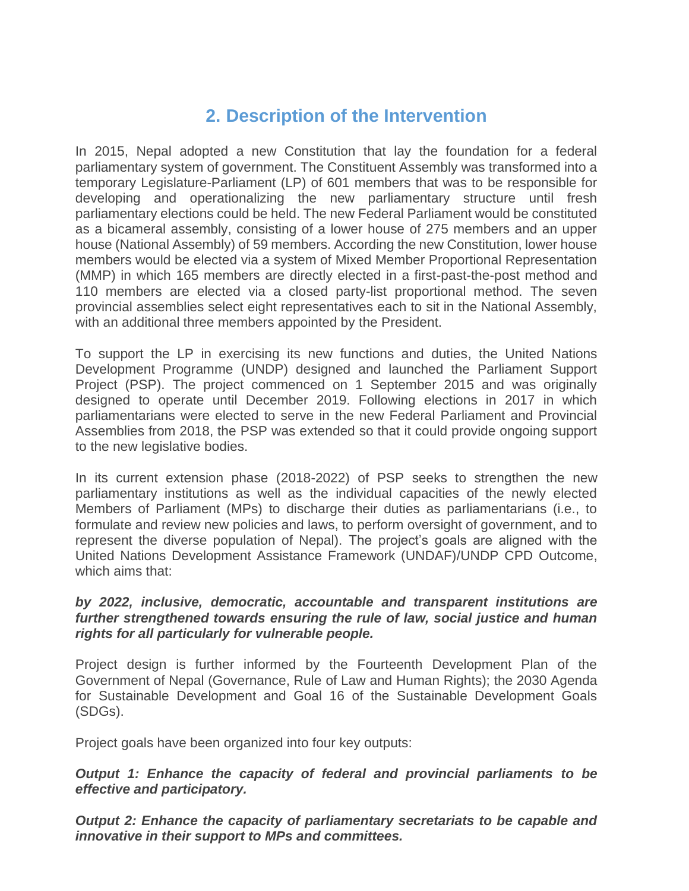# 2. Description of the Intervention

In 2015, Nepal adopted a new Constitution that lay the foundation for a federal parliamentary system of government. The Constituent Assembly was transformed into a temporary Legislature-Parliament (LP) of 601 members that was to be responsible for developing and operationalizing the new parliamentary structure until fresh parliamentary elections could be held. The new Federal Parliament would be constituted as a bicameral assembly, consisting of a lower house of 275 members and an upper house (National Assembly) of 59 members. According the new Constitution, lower house members would be elected via a system of Mixed Member Proportional Representation (MMP) in which 165 members are directly elected in a first-past-the-post method and 110 members are elected via a closed party-list proportional method. The seven provincial assemblies select eight representatives each to sit in the National Assembly, with an additional three members appointed by the President.

To support the LP in exercising its new functions and duties, the United Nations Development Programme (UNDP) designed and launched the Parliament Support Project (PSP). The project commenced on 1 September 2015 and was originally designed to operate until December 2019. Following elections in 2017 in which parliamentarians were elected to serve in the new Federal Parliament and Provincial Assemblies from 2018, the PSP was extended so that it could provide ongoing support to the new legislative bodies.

In its current extension phase (2018-2022) of PSP seeks to strengthen the new parliamentary institutions as well as the individual capacities of the newly elected Members of Parliament (MPs) to discharge their duties as parliamentarians (i.e., to formulate and review new policies and laws, to perform oversight of government, and to represent the diverse population of Nepal). The project's goals are aligned with the United Nations Development Assistance Framework (UNDAF)/UNDP CPD Outcome, which aims that:

***by 2022, inclusive, democratic, accountable and transparent institutions are further strengthened towards ensuring the rule of law, social justice and human rights for all particularly for vulnerable people.***

Project design is further informed by the Fourteenth Development Plan of the Government of Nepal (Governance, Rule of Law and Human Rights); the 2030 Agenda for Sustainable Development and Goal 16 of the Sustainable Development Goals (SDGs).

Project goals have been organized into four key outputs:

***Output 1: Enhance the capacity of federal and provincial parliaments to be effective and participatory.***

***Output 2: Enhance the capacity of parliamentary secretariats to be capable and innovative in their support to MPs and committees.***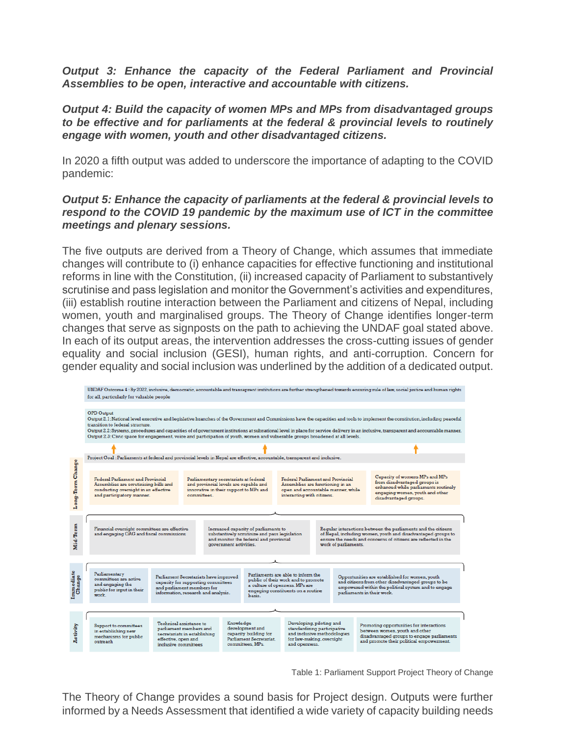***Output 3: Enhance the capacity of the Federal Parliament and Provincial Assemblies to be open, interactive and accountable with citizens.***

***Output 4: Build the capacity of women MPs and MPs from disadvantaged groups to be effective and for parliaments at the federal & provincial levels to routinely engage with women, youth and other disadvantaged citizens.***

In 2020 a fifth output was added to underscore the importance of adapting to the COVID pandemic:

***Output 5: Enhance the capacity of parliaments at the federal & provincial levels to respond to the COVID 19 pandemic by the maximum use of ICT in the committee meetings and plenary sessions.***

The five outputs are derived from a Theory of Change, which assumes that immediate changes will contribute to (i) enhance capacities for effective functioning and institutional reforms in line with the Constitution, (ii) increased capacity of Parliament to substantively scrutinise and pass legislation and monitor the Government's activities and expenditures, (iii) establish routine interaction between the Parliament and citizens of Nepal, including women, youth and marginalised groups. The Theory of Change identifies longer-term changes that serve as signposts on the path to achieving the UNDAF goal stated above. In each of its output areas, the intervention addresses the cross-cutting issues of gender equality and social inclusion (GESI), human rights, and anti-corruption. Concern for gender equality and social inclusion was underlined by the addition of a dedicated output.

UNDAF Outcome 4 : By 2022, inclusive, democratic, accountable and transparent institutions are further strengthened towards ensuring rule of law, social justice and human rights for all, particularly for valuable people

OPD Output
Output 2.1: National level executive and legislative branches of the Government and Commissions have the capacities and tools to implement the constitution, including peaceful transition to federal structure.
Output 2.2: Systems, procedures and capacities of of government institutions at subnational level in place for service delivery in an inclusive, transparent and accountable manner.
Output 2.3: Civic space for engagement, voice and participation of youth, women and vulnerable groups broadened at all levels.

Project Goal : Parliaments at federal and provincial levels in Nepal are effective, accountable, transparent and inclusive.

| Level | | | | |
|---|---|---|---|---|
| Long-Term Change | Federal Parliament and Provincial Assemblies are scrutinising bills and conducting oversight in an effective and participatory manner. | Parliamentary secretariats at federal and provincial levels are capable and innovative in their support to MPs and committees. | Federal Parliament and Provincial Assemblies are functioning in an open and accountable manner, while interacting with citizens. | Capacity of women MPs and MPs from disadvantaged groups is enhanced while parliaments routinely engaging women, youth and other disadvantaged groups. |
| Mid-Term | Financial oversight committees are effective and engaging OAG and fiscal commissions | Increased capacity of parliaments to substantively scrutinise and pass legislation and monitor the federal and provincial government activities. | Regular interactions between the parliaments and the citizens of Nepal, including women, youth and disadvantaged groups to ensure the needs and concerns of citizens are reflected in the work of parliaments. | |
| Immediate Change | Parliamentary committees are active and engaging the public for input in their work. | Parliament Secretariats have improved capacity for supporting committees and parliament members for information, research and analysis. | Parliaments are able to inform the public of their work and to promote a culture of openness. MPs are engaging constituents on a routine basis. | Opportunities are established for women, youth and citizens from other disadvantaged groups to be empowered within the political system and to engage parliaments in their work. |
| Activity | Support to committees in establishing new mechanisms for public outreach | Technical assistance to parliament members and secretariats in establishing effective, open and inclusive committees | Knowledge development and capacity building for Parliament Secretariat, committees, MPs. | Developing, piloting and standardizing participative and inclusive methodologies for law-making, oversight and openness. / Promoting opportunities for interactions between women, youth and other disadvantaged groups to engage parliaments and promote their political empowerment. |

Table 1: Parliament Support Project Theory of Change

The Theory of Change provides a sound basis for Project design. Outputs were further informed by a Needs Assessment that identified a wide variety of capacity building needs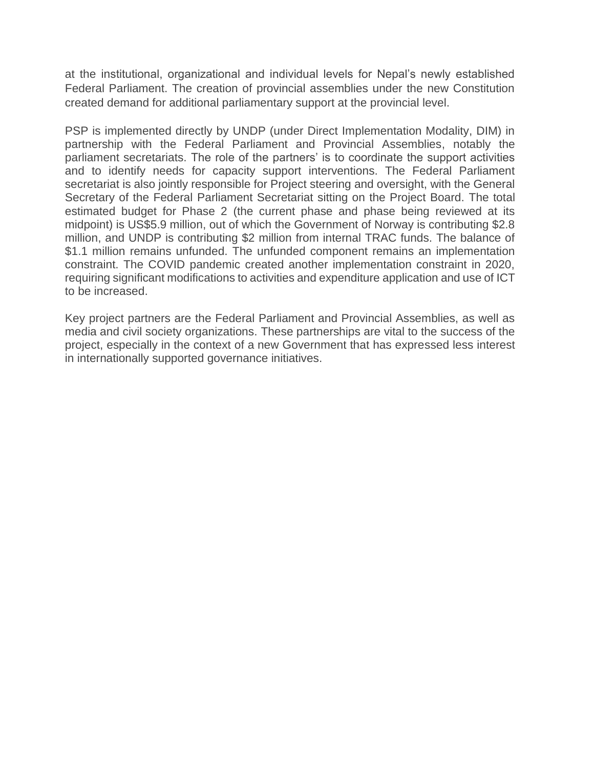at the institutional, organizational and individual levels for Nepal's newly established Federal Parliament. The creation of provincial assemblies under the new Constitution created demand for additional parliamentary support at the provincial level.

PSP is implemented directly by UNDP (under Direct Implementation Modality, DIM) in partnership with the Federal Parliament and Provincial Assemblies, notably the parliament secretariats. The role of the partners' is to coordinate the support activities and to identify needs for capacity support interventions. The Federal Parliament secretariat is also jointly responsible for Project steering and oversight, with the General Secretary of the Federal Parliament Secretariat sitting on the Project Board. The total estimated budget for Phase 2 (the current phase and phase being reviewed at its midpoint) is US$5.9 million, out of which the Government of Norway is contributing $2.8 million, and UNDP is contributing $2 million from internal TRAC funds. The balance of $1.1 million remains unfunded. The unfunded component remains an implementation constraint. The COVID pandemic created another implementation constraint in 2020, requiring significant modifications to activities and expenditure application and use of ICT to be increased.

Key project partners are the Federal Parliament and Provincial Assemblies, as well as media and civil society organizations. These partnerships are vital to the success of the project, especially in the context of a new Government that has expressed less interest in internationally supported governance initiatives.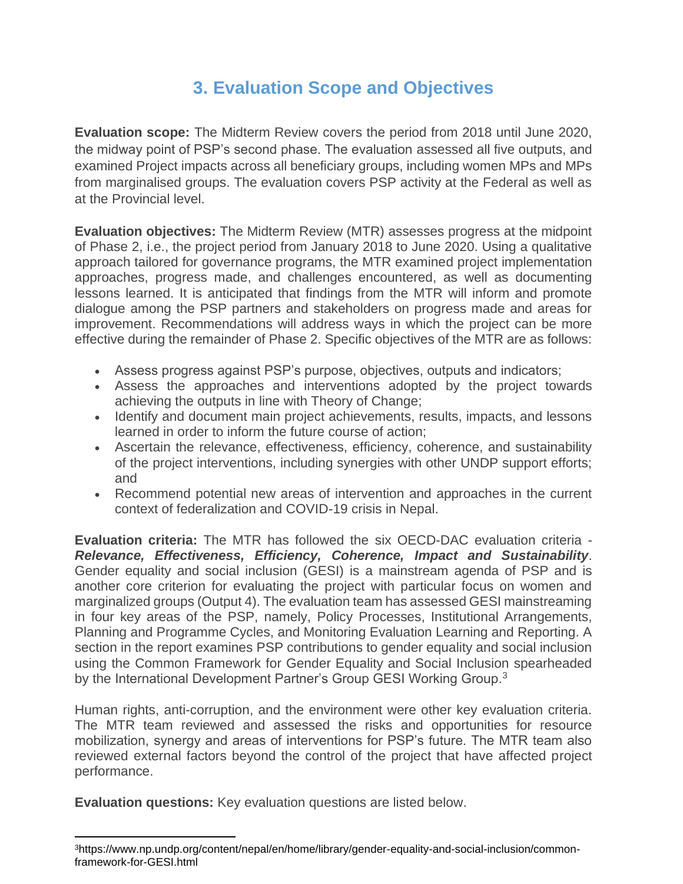# 3. Evaluation Scope and Objectives

**Evaluation scope:** The Midterm Review covers the period from 2018 until June 2020, the midway point of PSP's second phase. The evaluation assessed all five outputs, and examined Project impacts across all beneficiary groups, including women MPs and MPs from marginalised groups. The evaluation covers PSP activity at the Federal as well as at the Provincial level.

**Evaluation objectives:** The Midterm Review (MTR) assesses progress at the midpoint of Phase 2, i.e., the project period from January 2018 to June 2020. Using a qualitative approach tailored for governance programs, the MTR examined project implementation approaches, progress made, and challenges encountered, as well as documenting lessons learned. It is anticipated that findings from the MTR will inform and promote dialogue among the PSP partners and stakeholders on progress made and areas for improvement. Recommendations will address ways in which the project can be more effective during the remainder of Phase 2. Specific objectives of the MTR are as follows:

- Assess progress against PSP's purpose, objectives, outputs and indicators;
- Assess the approaches and interventions adopted by the project towards achieving the outputs in line with Theory of Change;
- Identify and document main project achievements, results, impacts, and lessons learned in order to inform the future course of action;
- Ascertain the relevance, effectiveness, efficiency, coherence, and sustainability of the project interventions, including synergies with other UNDP support efforts; and
- Recommend potential new areas of intervention and approaches in the current context of federalization and COVID-19 crisis in Nepal.

**Evaluation criteria:** The MTR has followed the six OECD-DAC evaluation criteria - ***Relevance, Effectiveness, Efficiency, Coherence, Impact and Sustainability***. Gender equality and social inclusion (GESI) is a mainstream agenda of PSP and is another core criterion for evaluating the project with particular focus on women and marginalized groups (Output 4). The evaluation team has assessed GESI mainstreaming in four key areas of the PSP, namely, Policy Processes, Institutional Arrangements, Planning and Programme Cycles, and Monitoring Evaluation Learning and Reporting. A section in the report examines PSP contributions to gender equality and social inclusion using the Common Framework for Gender Equality and Social Inclusion spearheaded by the International Development Partner's Group GESI Working Group.[3]

Human rights, anti-corruption, and the environment were other key evaluation criteria. The MTR team reviewed and assessed the risks and opportunities for resource mobilization, synergy and areas of interventions for PSP's future. The MTR team also reviewed external factors beyond the control of the project that have affected project performance.

**Evaluation questions:** Key evaluation questions are listed below.

---

[3] https://www.np.undp.org/content/nepal/en/home/library/gender-equality-and-social-inclusion/common-framework-for-GESI.html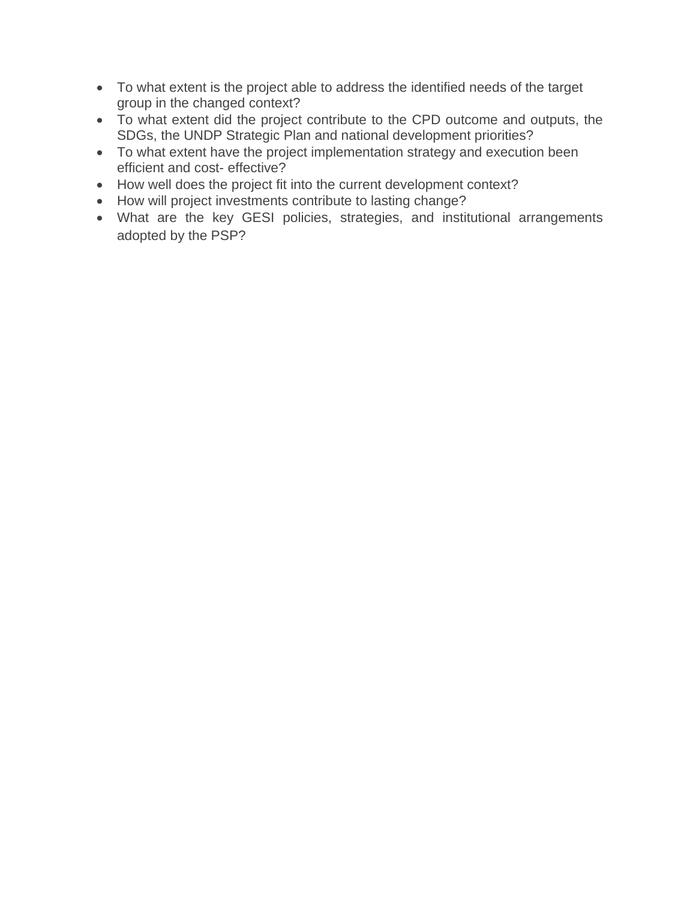- To what extent is the project able to address the identified needs of the target group in the changed context?
- To what extent did the project contribute to the CPD outcome and outputs, the SDGs, the UNDP Strategic Plan and national development priorities?
- To what extent have the project implementation strategy and execution been efficient and cost- effective?
- How well does the project fit into the current development context?
- How will project investments contribute to lasting change?
- What are the key GESI policies, strategies, and institutional arrangements adopted by the PSP?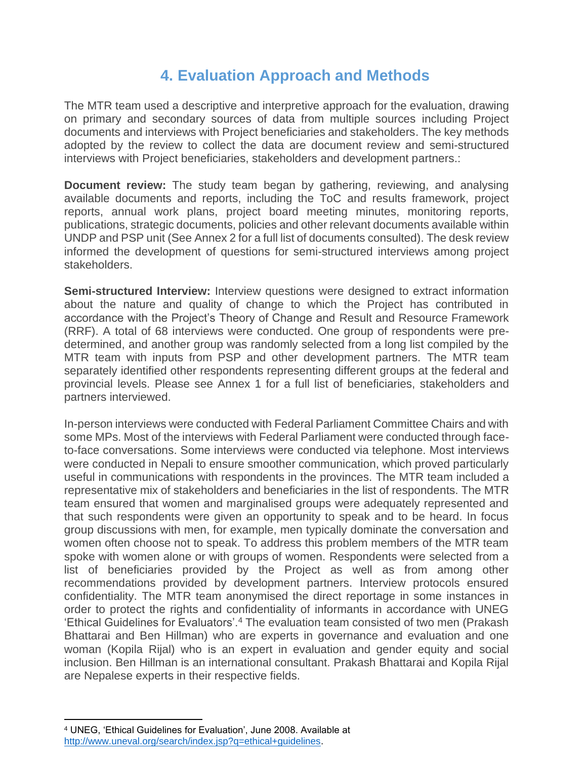# 4. Evaluation Approach and Methods

The MTR team used a descriptive and interpretive approach for the evaluation, drawing on primary and secondary sources of data from multiple sources including Project documents and interviews with Project beneficiaries and stakeholders. The key methods adopted by the review to collect the data are document review and semi-structured interviews with Project beneficiaries, stakeholders and development partners.:

**Document review:** The study team began by gathering, reviewing, and analysing available documents and reports, including the ToC and results framework, project reports, annual work plans, project board meeting minutes, monitoring reports, publications, strategic documents, policies and other relevant documents available within UNDP and PSP unit (See Annex 2 for a full list of documents consulted). The desk review informed the development of questions for semi-structured interviews among project stakeholders.

**Semi-structured Interview:** Interview questions were designed to extract information about the nature and quality of change to which the Project has contributed in accordance with the Project's Theory of Change and Result and Resource Framework (RRF). A total of 68 interviews were conducted. One group of respondents were pre-determined, and another group was randomly selected from a long list compiled by the MTR team with inputs from PSP and other development partners. The MTR team separately identified other respondents representing different groups at the federal and provincial levels. Please see Annex 1 for a full list of beneficiaries, stakeholders and partners interviewed.

In-person interviews were conducted with Federal Parliament Committee Chairs and with some MPs. Most of the interviews with Federal Parliament were conducted through face-to-face conversations. Some interviews were conducted via telephone. Most interviews were conducted in Nepali to ensure smoother communication, which proved particularly useful in communications with respondents in the provinces. The MTR team included a representative mix of stakeholders and beneficiaries in the list of respondents. The MTR team ensured that women and marginalised groups were adequately represented and that such respondents were given an opportunity to speak and to be heard. In focus group discussions with men, for example, men typically dominate the conversation and women often choose not to speak. To address this problem members of the MTR team spoke with women alone or with groups of women. Respondents were selected from a list of beneficiaries provided by the Project as well as from among other recommendations provided by development partners. Interview protocols ensured confidentiality. The MTR team anonymised the direct reportage in some instances in order to protect the rights and confidentiality of informants in accordance with UNEG 'Ethical Guidelines for Evaluators'.[4] The evaluation team consisted of two men (Prakash Bhattarai and Ben Hillman) who are experts in governance and evaluation and one woman (Kopila Rijal) who is an expert in evaluation and gender equity and social inclusion. Ben Hillman is an international consultant. Prakash Bhattarai and Kopila Rijal are Nepalese experts in their respective fields.

---

[4] UNEG, 'Ethical Guidelines for Evaluation', June 2008. Available at http://www.uneval.org/search/index.jsp?q=ethical+guidelines.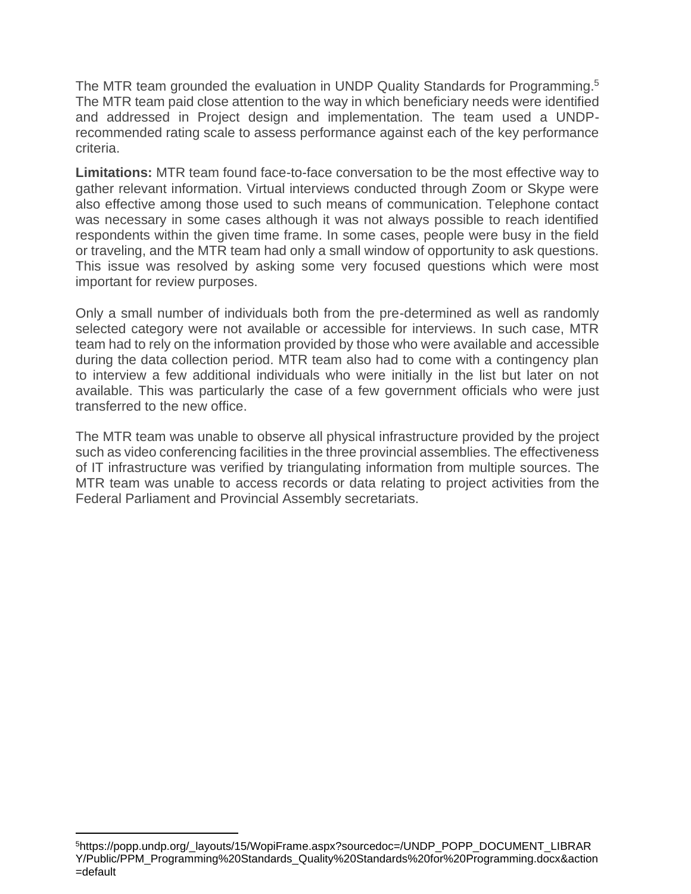The MTR team grounded the evaluation in UNDP Quality Standards for Programming.[5] The MTR team paid close attention to the way in which beneficiary needs were identified and addressed in Project design and implementation. The team used a UNDP-recommended rating scale to assess performance against each of the key performance criteria.

**Limitations:** MTR team found face-to-face conversation to be the most effective way to gather relevant information. Virtual interviews conducted through Zoom or Skype were also effective among those used to such means of communication. Telephone contact was necessary in some cases although it was not always possible to reach identified respondents within the given time frame. In some cases, people were busy in the field or traveling, and the MTR team had only a small window of opportunity to ask questions. This issue was resolved by asking some very focused questions which were most important for review purposes.

Only a small number of individuals both from the pre-determined as well as randomly selected category were not available or accessible for interviews. In such case, MTR team had to rely on the information provided by those who were available and accessible during the data collection period. MTR team also had to come with a contingency plan to interview a few additional individuals who were initially in the list but later on not available. This was particularly the case of a few government officials who were just transferred to the new office.

The MTR team was unable to observe all physical infrastructure provided by the project such as video conferencing facilities in the three provincial assemblies. The effectiveness of IT infrastructure was verified by triangulating information from multiple sources. The MTR team was unable to access records or data relating to project activities from the Federal Parliament and Provincial Assembly secretariats.

---

[5] https://popp.undp.org/_layouts/15/WopiFrame.aspx?sourcedoc=/UNDP_POPP_DOCUMENT_LIBRARY/Public/PPM_Programming%20Standards_Quality%20Standards%20for%20Programming.docx&action=default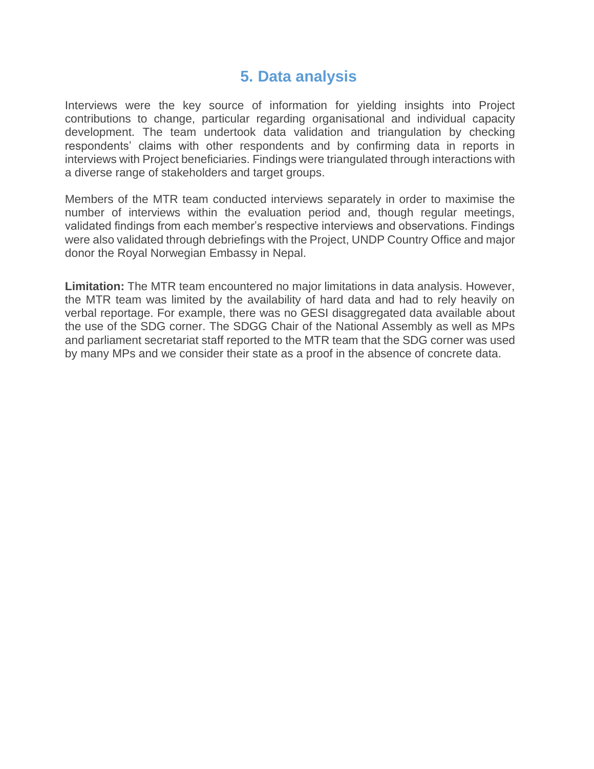# 5. Data analysis

Interviews were the key source of information for yielding insights into Project contributions to change, particular regarding organisational and individual capacity development. The team undertook data validation and triangulation by checking respondents' claims with other respondents and by confirming data in reports in interviews with Project beneficiaries. Findings were triangulated through interactions with a diverse range of stakeholders and target groups.

Members of the MTR team conducted interviews separately in order to maximise the number of interviews within the evaluation period and, though regular meetings, validated findings from each member's respective interviews and observations. Findings were also validated through debriefings with the Project, UNDP Country Office and major donor the Royal Norwegian Embassy in Nepal.

**Limitation:** The MTR team encountered no major limitations in data analysis. However, the MTR team was limited by the availability of hard data and had to rely heavily on verbal reportage. For example, there was no GESI disaggregated data available about the use of the SDG corner. The SDGG Chair of the National Assembly as well as MPs and parliament secretariat staff reported to the MTR team that the SDG corner was used by many MPs and we consider their state as a proof in the absence of concrete data.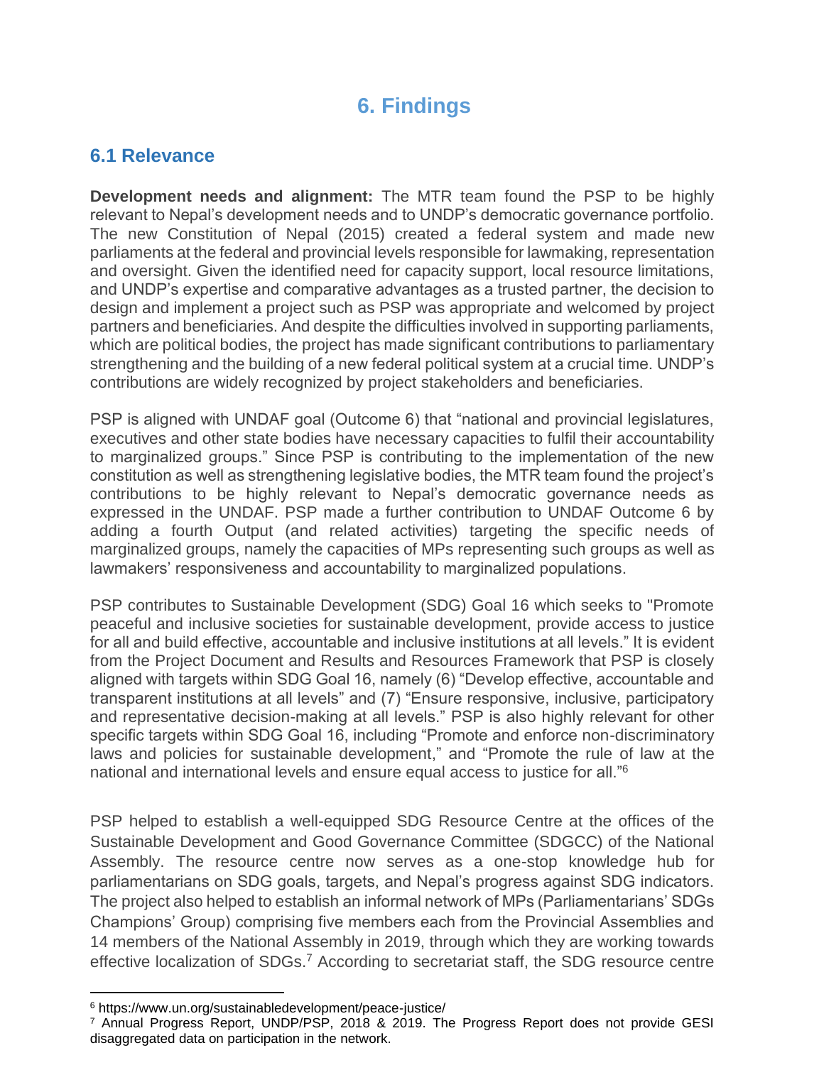# 6. Findings

## 6.1 Relevance

**Development needs and alignment:** The MTR team found the PSP to be highly relevant to Nepal's development needs and to UNDP's democratic governance portfolio. The new Constitution of Nepal (2015) created a federal system and made new parliaments at the federal and provincial levels responsible for lawmaking, representation and oversight. Given the identified need for capacity support, local resource limitations, and UNDP's expertise and comparative advantages as a trusted partner, the decision to design and implement a project such as PSP was appropriate and welcomed by project partners and beneficiaries. And despite the difficulties involved in supporting parliaments, which are political bodies, the project has made significant contributions to parliamentary strengthening and the building of a new federal political system at a crucial time. UNDP's contributions are widely recognized by project stakeholders and beneficiaries.

PSP is aligned with UNDAF goal (Outcome 6) that "national and provincial legislatures, executives and other state bodies have necessary capacities to fulfil their accountability to marginalized groups." Since PSP is contributing to the implementation of the new constitution as well as strengthening legislative bodies, the MTR team found the project's contributions to be highly relevant to Nepal's democratic governance needs as expressed in the UNDAF. PSP made a further contribution to UNDAF Outcome 6 by adding a fourth Output (and related activities) targeting the specific needs of marginalized groups, namely the capacities of MPs representing such groups as well as lawmakers' responsiveness and accountability to marginalized populations.

PSP contributes to Sustainable Development (SDG) Goal 16 which seeks to "Promote peaceful and inclusive societies for sustainable development, provide access to justice for all and build effective, accountable and inclusive institutions at all levels." It is evident from the Project Document and Results and Resources Framework that PSP is closely aligned with targets within SDG Goal 16, namely (6) "Develop effective, accountable and transparent institutions at all levels" and (7) "Ensure responsive, inclusive, participatory and representative decision-making at all levels." PSP is also highly relevant for other specific targets within SDG Goal 16, including "Promote and enforce non-discriminatory laws and policies for sustainable development," and "Promote the rule of law at the national and international levels and ensure equal access to justice for all."[6]

PSP helped to establish a well-equipped SDG Resource Centre at the offices of the Sustainable Development and Good Governance Committee (SDGCC) of the National Assembly. The resource centre now serves as a one-stop knowledge hub for parliamentarians on SDG goals, targets, and Nepal's progress against SDG indicators. The project also helped to establish an informal network of MPs (Parliamentarians' SDGs Champions' Group) comprising five members each from the Provincial Assemblies and 14 members of the National Assembly in 2019, through which they are working towards effective localization of SDGs.[7] According to secretariat staff, the SDG resource centre

---

[6] https://www.un.org/sustainabledevelopment/peace-justice/

[7] Annual Progress Report, UNDP/PSP, 2018 & 2019. The Progress Report does not provide GESI disaggregated data on participation in the network.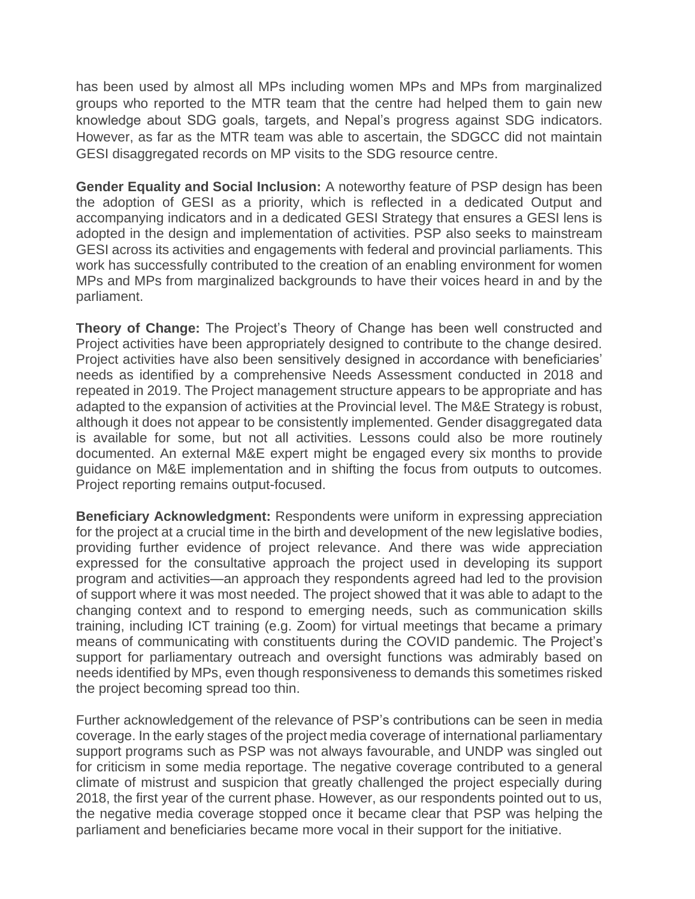has been used by almost all MPs including women MPs and MPs from marginalized groups who reported to the MTR team that the centre had helped them to gain new knowledge about SDG goals, targets, and Nepal's progress against SDG indicators. However, as far as the MTR team was able to ascertain, the SDGCC did not maintain GESI disaggregated records on MP visits to the SDG resource centre.

**Gender Equality and Social Inclusion:** A noteworthy feature of PSP design has been the adoption of GESI as a priority, which is reflected in a dedicated Output and accompanying indicators and in a dedicated GESI Strategy that ensures a GESI lens is adopted in the design and implementation of activities. PSP also seeks to mainstream GESI across its activities and engagements with federal and provincial parliaments. This work has successfully contributed to the creation of an enabling environment for women MPs and MPs from marginalized backgrounds to have their voices heard in and by the parliament.

**Theory of Change:** The Project's Theory of Change has been well constructed and Project activities have been appropriately designed to contribute to the change desired. Project activities have also been sensitively designed in accordance with beneficiaries' needs as identified by a comprehensive Needs Assessment conducted in 2018 and repeated in 2019. The Project management structure appears to be appropriate and has adapted to the expansion of activities at the Provincial level. The M&E Strategy is robust, although it does not appear to be consistently implemented. Gender disaggregated data is available for some, but not all activities. Lessons could also be more routinely documented. An external M&E expert might be engaged every six months to provide guidance on M&E implementation and in shifting the focus from outputs to outcomes. Project reporting remains output-focused.

**Beneficiary Acknowledgment:** Respondents were uniform in expressing appreciation for the project at a crucial time in the birth and development of the new legislative bodies, providing further evidence of project relevance. And there was wide appreciation expressed for the consultative approach the project used in developing its support program and activities—an approach they respondents agreed had led to the provision of support where it was most needed. The project showed that it was able to adapt to the changing context and to respond to emerging needs, such as communication skills training, including ICT training (e.g. Zoom) for virtual meetings that became a primary means of communicating with constituents during the COVID pandemic. The Project's support for parliamentary outreach and oversight functions was admirably based on needs identified by MPs, even though responsiveness to demands this sometimes risked the project becoming spread too thin.

Further acknowledgement of the relevance of PSP's contributions can be seen in media coverage. In the early stages of the project media coverage of international parliamentary support programs such as PSP was not always favourable, and UNDP was singled out for criticism in some media reportage. The negative coverage contributed to a general climate of mistrust and suspicion that greatly challenged the project especially during 2018, the first year of the current phase. However, as our respondents pointed out to us, the negative media coverage stopped once it became clear that PSP was helping the parliament and beneficiaries became more vocal in their support for the initiative.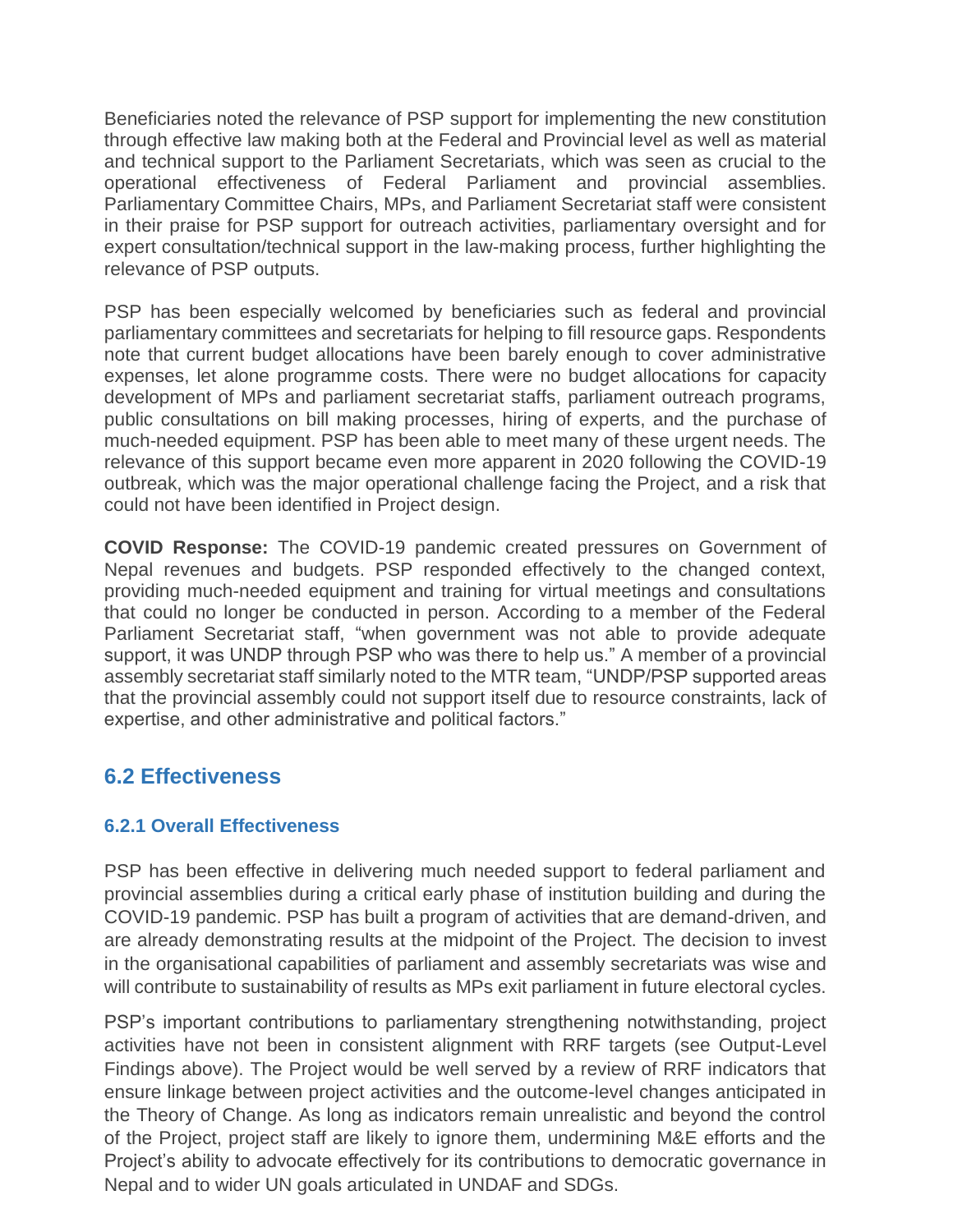Beneficiaries noted the relevance of PSP support for implementing the new constitution through effective law making both at the Federal and Provincial level as well as material and technical support to the Parliament Secretariats, which was seen as crucial to the operational effectiveness of Federal Parliament and provincial assemblies. Parliamentary Committee Chairs, MPs, and Parliament Secretariat staff were consistent in their praise for PSP support for outreach activities, parliamentary oversight and for expert consultation/technical support in the law-making process, further highlighting the relevance of PSP outputs.

PSP has been especially welcomed by beneficiaries such as federal and provincial parliamentary committees and secretariats for helping to fill resource gaps. Respondents note that current budget allocations have been barely enough to cover administrative expenses, let alone programme costs. There were no budget allocations for capacity development of MPs and parliament secretariat staffs, parliament outreach programs, public consultations on bill making processes, hiring of experts, and the purchase of much-needed equipment. PSP has been able to meet many of these urgent needs. The relevance of this support became even more apparent in 2020 following the COVID-19 outbreak, which was the major operational challenge facing the Project, and a risk that could not have been identified in Project design.

**COVID Response:** The COVID-19 pandemic created pressures on Government of Nepal revenues and budgets. PSP responded effectively to the changed context, providing much-needed equipment and training for virtual meetings and consultations that could no longer be conducted in person. According to a member of the Federal Parliament Secretariat staff, "when government was not able to provide adequate support, it was UNDP through PSP who was there to help us." A member of a provincial assembly secretariat staff similarly noted to the MTR team, "UNDP/PSP supported areas that the provincial assembly could not support itself due to resource constraints, lack of expertise, and other administrative and political factors."

## 6.2 Effectiveness

### 6.2.1 Overall Effectiveness

PSP has been effective in delivering much needed support to federal parliament and provincial assemblies during a critical early phase of institution building and during the COVID-19 pandemic. PSP has built a program of activities that are demand-driven, and are already demonstrating results at the midpoint of the Project. The decision to invest in the organisational capabilities of parliament and assembly secretariats was wise and will contribute to sustainability of results as MPs exit parliament in future electoral cycles.

PSP's important contributions to parliamentary strengthening notwithstanding, project activities have not been in consistent alignment with RRF targets (see Output-Level Findings above). The Project would be well served by a review of RRF indicators that ensure linkage between project activities and the outcome-level changes anticipated in the Theory of Change. As long as indicators remain unrealistic and beyond the control of the Project, project staff are likely to ignore them, undermining M&E efforts and the Project's ability to advocate effectively for its contributions to democratic governance in Nepal and to wider UN goals articulated in UNDAF and SDGs.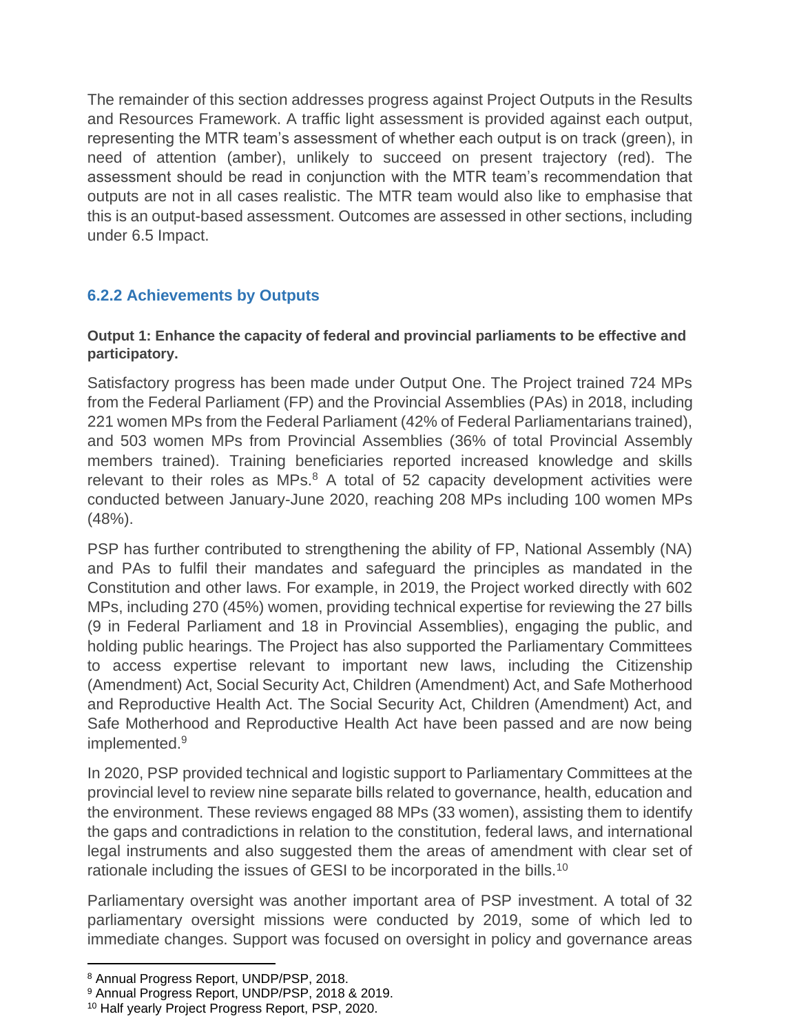The remainder of this section addresses progress against Project Outputs in the Results and Resources Framework. A traffic light assessment is provided against each output, representing the MTR team's assessment of whether each output is on track (green), in need of attention (amber), unlikely to succeed on present trajectory (red). The assessment should be read in conjunction with the MTR team's recommendation that outputs are not in all cases realistic. The MTR team would also like to emphasise that this is an output-based assessment. Outcomes are assessed in other sections, including under 6.5 Impact.

### 6.2.2 Achievements by Outputs

**Output 1: Enhance the capacity of federal and provincial parliaments to be effective and participatory.**

Satisfactory progress has been made under Output One. The Project trained 724 MPs from the Federal Parliament (FP) and the Provincial Assemblies (PAs) in 2018, including 221 women MPs from the Federal Parliament (42% of Federal Parliamentarians trained), and 503 women MPs from Provincial Assemblies (36% of total Provincial Assembly members trained). Training beneficiaries reported increased knowledge and skills relevant to their roles as MPs.[8] A total of 52 capacity development activities were conducted between January-June 2020, reaching 208 MPs including 100 women MPs (48%).

PSP has further contributed to strengthening the ability of FP, National Assembly (NA) and PAs to fulfil their mandates and safeguard the principles as mandated in the Constitution and other laws. For example, in 2019, the Project worked directly with 602 MPs, including 270 (45%) women, providing technical expertise for reviewing the 27 bills (9 in Federal Parliament and 18 in Provincial Assemblies), engaging the public, and holding public hearings. The Project has also supported the Parliamentary Committees to access expertise relevant to important new laws, including the Citizenship (Amendment) Act, Social Security Act, Children (Amendment) Act, and Safe Motherhood and Reproductive Health Act. The Social Security Act, Children (Amendment) Act, and Safe Motherhood and Reproductive Health Act have been passed and are now being implemented.[9]

In 2020, PSP provided technical and logistic support to Parliamentary Committees at the provincial level to review nine separate bills related to governance, health, education and the environment. These reviews engaged 88 MPs (33 women), assisting them to identify the gaps and contradictions in relation to the constitution, federal laws, and international legal instruments and also suggested them the areas of amendment with clear set of rationale including the issues of GESI to be incorporated in the bills.[10]

Parliamentary oversight was another important area of PSP investment. A total of 32 parliamentary oversight missions were conducted by 2019, some of which led to immediate changes. Support was focused on oversight in policy and governance areas

---

[8] Annual Progress Report, UNDP/PSP, 2018.

[9] Annual Progress Report, UNDP/PSP, 2018 & 2019.

[10] Half yearly Project Progress Report, PSP, 2020.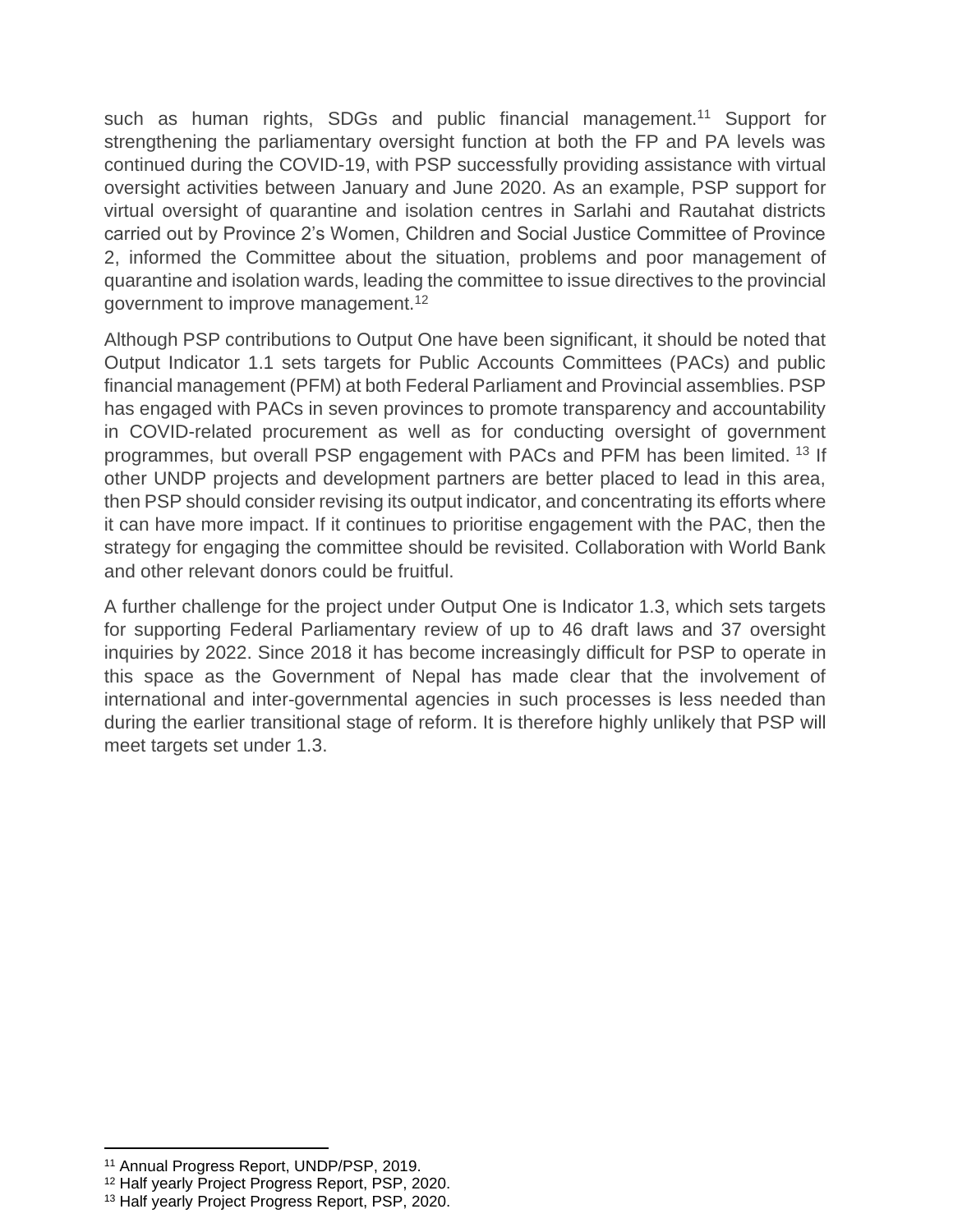such as human rights, SDGs and public financial management.[11] Support for strengthening the parliamentary oversight function at both the FP and PA levels was continued during the COVID-19, with PSP successfully providing assistance with virtual oversight activities between January and June 2020. As an example, PSP support for virtual oversight of quarantine and isolation centres in Sarlahi and Rautahat districts carried out by Province 2's Women, Children and Social Justice Committee of Province 2, informed the Committee about the situation, problems and poor management of quarantine and isolation wards, leading the committee to issue directives to the provincial government to improve management.[12]

Although PSP contributions to Output One have been significant, it should be noted that Output Indicator 1.1 sets targets for Public Accounts Committees (PACs) and public financial management (PFM) at both Federal Parliament and Provincial assemblies. PSP has engaged with PACs in seven provinces to promote transparency and accountability in COVID-related procurement as well as for conducting oversight of government programmes, but overall PSP engagement with PACs and PFM has been limited. [13] If other UNDP projects and development partners are better placed to lead in this area, then PSP should consider revising its output indicator, and concentrating its efforts where it can have more impact. If it continues to prioritise engagement with the PAC, then the strategy for engaging the committee should be revisited. Collaboration with World Bank and other relevant donors could be fruitful.

A further challenge for the project under Output One is Indicator 1.3, which sets targets for supporting Federal Parliamentary review of up to 46 draft laws and 37 oversight inquiries by 2022. Since 2018 it has become increasingly difficult for PSP to operate in this space as the Government of Nepal has made clear that the involvement of international and inter-governmental agencies in such processes is less needed than during the earlier transitional stage of reform. It is therefore highly unlikely that PSP will meet targets set under 1.3.

---

[11] Annual Progress Report, UNDP/PSP, 2019.

[12] Half yearly Project Progress Report, PSP, 2020.

[13] Half yearly Project Progress Report, PSP, 2020.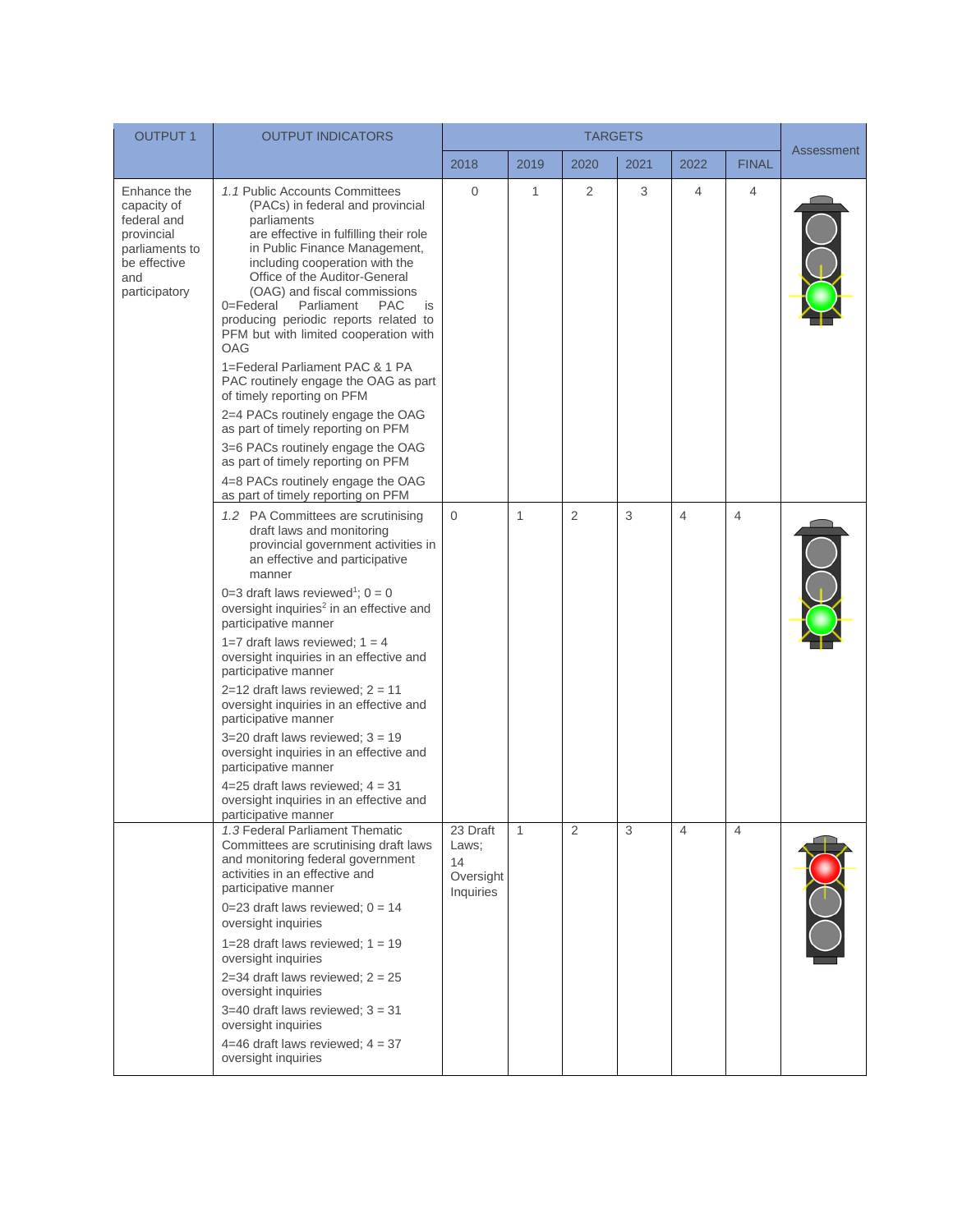| OUTPUT 1 | OUTPUT INDICATORS | TARGETS | | | | | | Assessment |
|---|---|---|---|---|---|---|---|---|
| | | 2018 | 2019 | 2020 | 2021 | 2022 | FINAL | |
| Enhance the capacity of federal and provincial parliaments to be effective and participatory | *1.1* Public Accounts Committees (PACs) in federal and provincial parliaments are effective in fulfilling their role in Public Finance Management, including cooperation with the Office of the Auditor-General (OAG) and fiscal commissions<br>0=Federal Parliament PAC is producing periodic reports related to PFM but with limited cooperation with OAG<br>1=Federal Parliament PAC & 1 PA PAC routinely engage the OAG as part of timely reporting on PFM<br>2=4 PACs routinely engage the OAG as part of timely reporting on PFM<br>3=6 PACs routinely engage the OAG as part of timely reporting on PFM<br>4=8 PACs routinely engage the OAG as part of timely reporting on PFM | 0 | 1 | 2 | 3 | 4 | 4 | Green |
| | *1.2* PA Committees are scrutinising draft laws and monitoring provincial government activities in an effective and participative manner<br>0=3 draft laws reviewed[1]; 0 = 0 oversight inquiries[2] in an effective and participative manner<br>1=7 draft laws reviewed; 1 = 4 oversight inquiries in an effective and participative manner<br>2=12 draft laws reviewed; 2 = 11 oversight inquiries in an effective and participative manner<br>3=20 draft laws reviewed; 3 = 19 oversight inquiries in an effective and participative manner<br>4=25 draft laws reviewed; 4 = 31 oversight inquiries in an effective and participative manner | 0 | 1 | 2 | 3 | 4 | 4 | Green |
| | *1.3* Federal Parliament Thematic Committees are scrutinising draft laws and monitoring federal government activities in an effective and participative manner<br>0=23 draft laws reviewed; 0 = 14 oversight inquiries<br>1=28 draft laws reviewed; 1 = 19 oversight inquiries<br>2=34 draft laws reviewed; 2 = 25 oversight inquiries<br>3=40 draft laws reviewed; 3 = 31 oversight inquiries<br>4=46 draft laws reviewed; 4 = 37 oversight inquiries | 23 Draft Laws; 14 Oversight Inquiries | 1 | 2 | 3 | 4 | 4 | Red |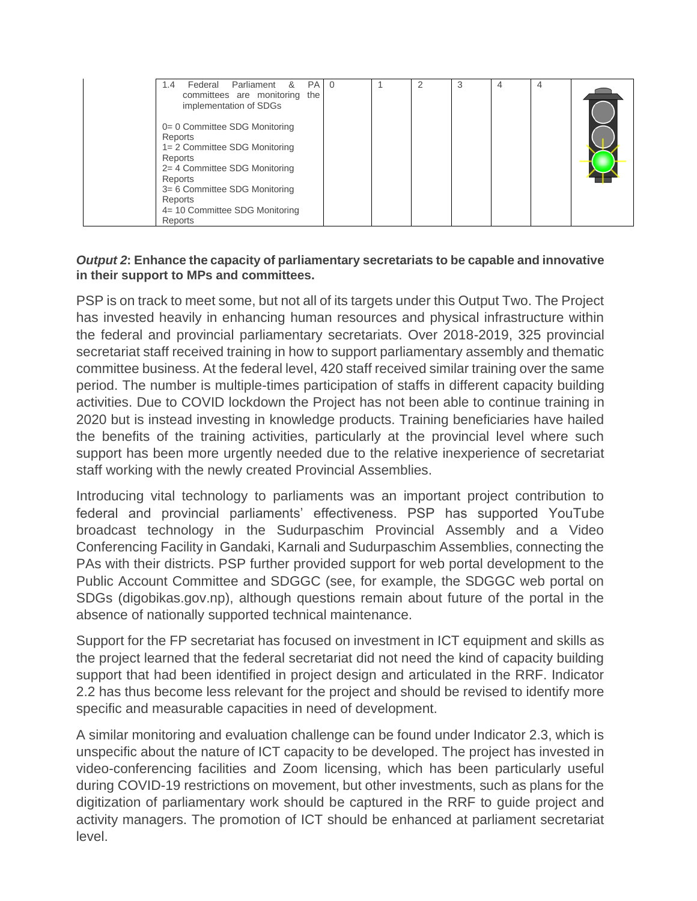| | | | | | | | |
|---|---|---|---|---|---|---|---|
| | 1.4 Federal Parliament & PA committees are monitoring the implementation of SDGs<br><br>0= 0 Committee SDG Monitoring Reports<br>1= 2 Committee SDG Monitoring Reports<br>2= 4 Committee SDG Monitoring Reports<br>3= 6 Committee SDG Monitoring Reports<br>4= 10 Committee SDG Monitoring Reports | 0 | 1 | 2 | 3 | 4 | 4 | |

***Output 2*: Enhance the capacity of parliamentary secretariats to be capable and innovative in their support to MPs and committees.**

PSP is on track to meet some, but not all of its targets under this Output Two. The Project has invested heavily in enhancing human resources and physical infrastructure within the federal and provincial parliamentary secretariats. Over 2018-2019, 325 provincial secretariat staff received training in how to support parliamentary assembly and thematic committee business. At the federal level, 420 staff received similar training over the same period. The number is multiple-times participation of staffs in different capacity building activities. Due to COVID lockdown the Project has not been able to continue training in 2020 but is instead investing in knowledge products. Training beneficiaries have hailed the benefits of the training activities, particularly at the provincial level where such support has been more urgently needed due to the relative inexperience of secretariat staff working with the newly created Provincial Assemblies.

Introducing vital technology to parliaments was an important project contribution to federal and provincial parliaments' effectiveness. PSP has supported YouTube broadcast technology in the Sudurpaschim Provincial Assembly and a Video Conferencing Facility in Gandaki, Karnali and Sudurpaschim Assemblies, connecting the PAs with their districts. PSP further provided support for web portal development to the Public Account Committee and SDGGC (see, for example, the SDGGC web portal on SDGs (digobikas.gov.np), although questions remain about future of the portal in the absence of nationally supported technical maintenance.

Support for the FP secretariat has focused on investment in ICT equipment and skills as the project learned that the federal secretariat did not need the kind of capacity building support that had been identified in project design and articulated in the RRF. Indicator 2.2 has thus become less relevant for the project and should be revised to identify more specific and measurable capacities in need of development.

A similar monitoring and evaluation challenge can be found under Indicator 2.3, which is unspecific about the nature of ICT capacity to be developed. The project has invested in video-conferencing facilities and Zoom licensing, which has been particularly useful during COVID-19 restrictions on movement, but other investments, such as plans for the digitization of parliamentary work should be captured in the RRF to guide project and activity managers. The promotion of ICT should be enhanced at parliament secretariat level.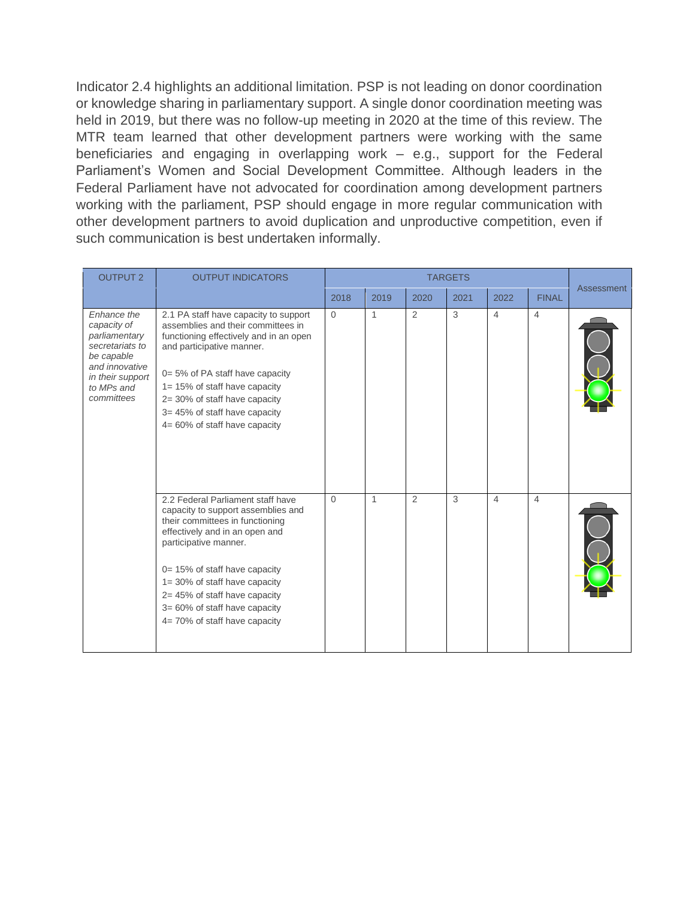Indicator 2.4 highlights an additional limitation. PSP is not leading on donor coordination or knowledge sharing in parliamentary support. A single donor coordination meeting was held in 2019, but there was no follow-up meeting in 2020 at the time of this review. The MTR team learned that other development partners were working with the same beneficiaries and engaging in overlapping work – e.g., support for the Federal Parliament's Women and Social Development Committee. Although leaders in the Federal Parliament have not advocated for coordination among development partners working with the parliament, PSP should engage in more regular communication with other development partners to avoid duplication and unproductive competition, even if such communication is best undertaken informally.

| OUTPUT 2 | OUTPUT INDICATORS | TARGETS | | | | | | Assessment |
|---|---|---|---|---|---|---|---|---|
| | | 2018 | 2019 | 2020 | 2021 | 2022 | FINAL | |
| *Enhance the capacity of parliamentary secretariats to be capable and innovative in their support to MPs and committees* | 2.1 PA staff have capacity to support assemblies and their committees in functioning effectively and in an open and participative manner.<br><br>0= 5% of PA staff have capacity<br>1= 15% of staff have capacity<br>2= 30% of staff have capacity<br>3= 45% of staff have capacity<br>4= 60% of staff have capacity | 0 | 1 | 2 | 3 | 4 | 4 | Green |
| | 2.2 Federal Parliament staff have capacity to support assemblies and their committees in functioning effectively and in an open and participative manner.<br><br>0= 15% of staff have capacity<br>1= 30% of staff have capacity<br>2= 45% of staff have capacity<br>3= 60% of staff have capacity<br>4= 70% of staff have capacity | 0 | 1 | 2 | 3 | 4 | 4 | Green |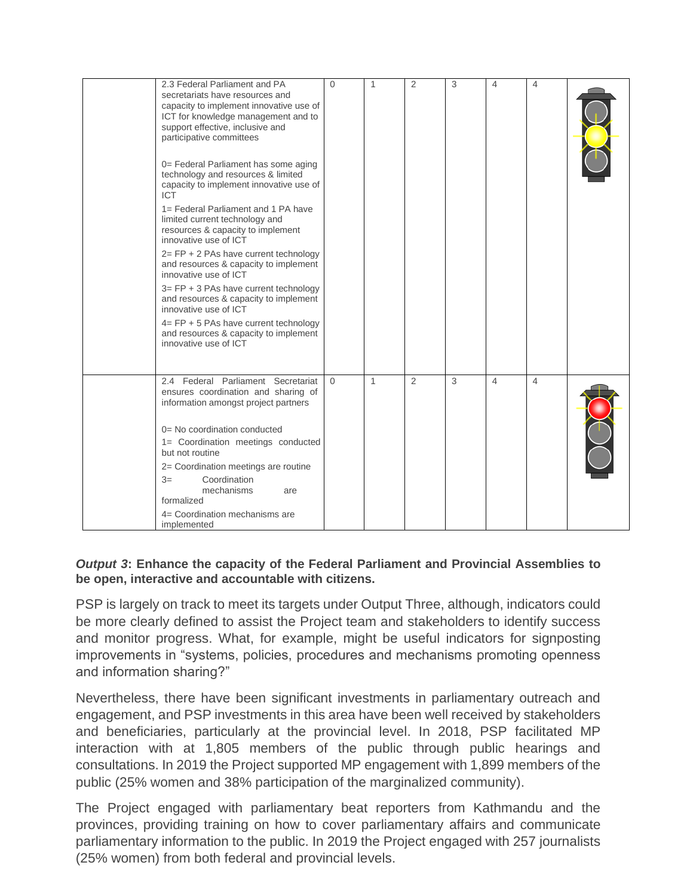|  | 2.3 Federal Parliament and PA secretariats have resources and capacity to implement innovative use of ICT for knowledge management and to support effective, inclusive and participative committees<br><br>0= Federal Parliament has some aging technology and resources & limited capacity to implement innovative use of ICT<br>1= Federal Parliament and 1 PA have limited current technology and resources & capacity to implement innovative use of ICT<br>2= FP + 2 PAs have current technology and resources & capacity to implement innovative use of ICT<br>3= FP + 3 PAs have current technology and resources & capacity to implement innovative use of ICT<br>4= FP + 5 PAs have current technology and resources & capacity to implement innovative use of ICT | 0 | 1 | 2 | 3 | 4 | 4 |  |
|---|---|---|---|---|---|---|---|---|
|  | 2.4 Federal Parliament Secretariat ensures coordination and sharing of information amongst project partners<br><br>0= No coordination conducted<br>1= Coordination meetings conducted but not routine<br>2= Coordination meetings are routine<br>3= Coordination mechanisms are formalized<br>4= Coordination mechanisms are implemented | 0 | 1 | 2 | 3 | 4 | 4 |  |

***Output 3*: Enhance the capacity of the Federal Parliament and Provincial Assemblies to be open, interactive and accountable with citizens.**

PSP is largely on track to meet its targets under Output Three, although, indicators could be more clearly defined to assist the Project team and stakeholders to identify success and monitor progress. What, for example, might be useful indicators for signposting improvements in "systems, policies, procedures and mechanisms promoting openness and information sharing?"

Nevertheless, there have been significant investments in parliamentary outreach and engagement, and PSP investments in this area have been well received by stakeholders and beneficiaries, particularly at the provincial level. In 2018, PSP facilitated MP interaction with at 1,805 members of the public through public hearings and consultations. In 2019 the Project supported MP engagement with 1,899 members of the public (25% women and 38% participation of the marginalized community).

The Project engaged with parliamentary beat reporters from Kathmandu and the provinces, providing training on how to cover parliamentary affairs and communicate parliamentary information to the public. In 2019 the Project engaged with 257 journalists (25% women) from both federal and provincial levels.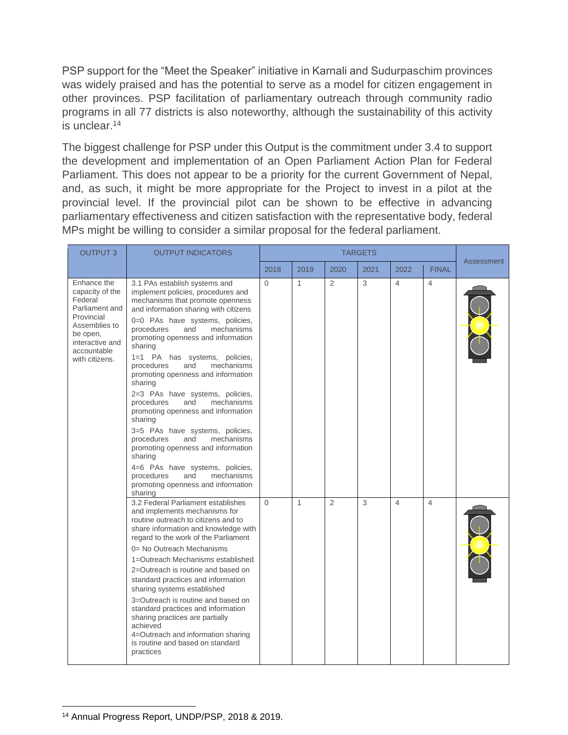PSP support for the "Meet the Speaker" initiative in Karnali and Sudurpaschim provinces was widely praised and has the potential to serve as a model for citizen engagement in other provinces. PSP facilitation of parliamentary outreach through community radio programs in all 77 districts is also noteworthy, although the sustainability of this activity is unclear.[14]

The biggest challenge for PSP under this Output is the commitment under 3.4 to support the development and implementation of an Open Parliament Action Plan for Federal Parliament. This does not appear to be a priority for the current Government of Nepal, and, as such, it might be more appropriate for the Project to invest in a pilot at the provincial level. If the provincial pilot can be shown to be effective in advancing parliamentary effectiveness and citizen satisfaction with the representative body, federal MPs might be willing to consider a similar proposal for the federal parliament.

| OUTPUT 3 | OUTPUT INDICATORS | TARGETS | | | | | | Assessment |
|---|---|---|---|---|---|---|---|---|
| | | 2018 | 2019 | 2020 | 2021 | 2022 | FINAL | |
| Enhance the capacity of the Federal Parliament and Provincial Assemblies to be open, interactive and accountable with citizens. | 3.1 PAs establish systems and implement policies, procedures and mechanisms that promote openness and information sharing with citizens<br>0=0 PAs have systems, policies, procedures and mechanisms promoting openness and information sharing<br>1=1 PA has systems, policies, procedures and mechanisms promoting openness and information sharing<br>2=3 PAs have systems, policies, procedures and mechanisms promoting openness and information sharing<br>3=5 PAs have systems, policies, procedures and mechanisms promoting openness and information sharing<br>4=6 PAs have systems, policies, procedures and mechanisms promoting openness and information sharing | 0 | 1 | 2 | 3 | 4 | 4 | Yellow |
| | 3.2 Federal Parliament establishes and implements mechanisms for routine outreach to citizens and to share information and knowledge with regard to the work of the Parliament<br>0= No Outreach Mechanisms<br>1=Outreach Mechanisms established<br>2=Outreach is routine and based on standard practices and information sharing systems established<br>3=Outreach is routine and based on standard practices and information sharing practices are partially achieved<br>4=Outreach and information sharing is routine and based on standard practices | 0 | 1 | 2 | 3 | 4 | 4 | Yellow |

[14] Annual Progress Report, UNDP/PSP, 2018 & 2019.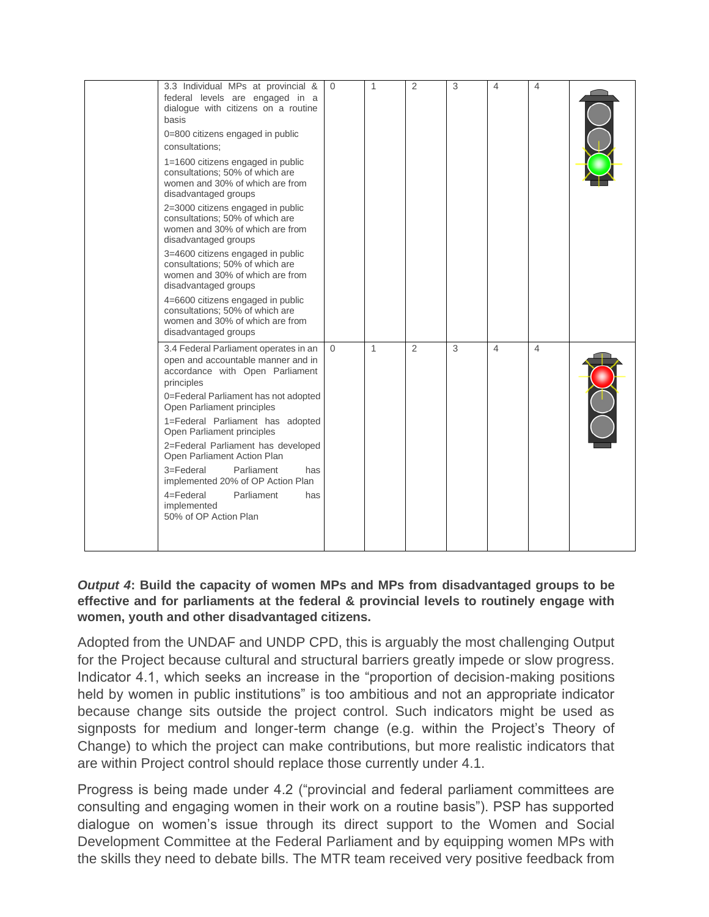| | | | | | | | | |
|---|---|---|---|---|---|---|---|---|
| | 3.3 Individual MPs at provincial & federal levels are engaged in a dialogue with citizens on a routine basis<br><br>0=800 citizens engaged in public consultations;<br><br>1=1600 citizens engaged in public consultations; 50% of which are women and 30% of which are from disadvantaged groups<br><br>2=3000 citizens engaged in public consultations; 50% of which are women and 30% of which are from disadvantaged groups<br><br>3=4600 citizens engaged in public consultations; 50% of which are women and 30% of which are from disadvantaged groups<br><br>4=6600 citizens engaged in public consultations; 50% of which are women and 30% of which are from disadvantaged groups | 0 | 1 | 2 | 3 | 4 | 4 | |
| | 3.4 Federal Parliament operates in an open and accountable manner and in accordance with Open Parliament principles<br><br>0=Federal Parliament has not adopted Open Parliament principles<br><br>1=Federal Parliament has adopted Open Parliament principles<br><br>2=Federal Parliament has developed Open Parliament Action Plan<br><br>3=Federal Parliament has implemented 20% of OP Action Plan<br><br>4=Federal Parliament has implemented 50% of OP Action Plan | 0 | 1 | 2 | 3 | 4 | 4 | |

***Output 4*: Build the capacity of women MPs and MPs from disadvantaged groups to be effective and for parliaments at the federal & provincial levels to routinely engage with women, youth and other disadvantaged citizens.**

Adopted from the UNDAF and UNDP CPD, this is arguably the most challenging Output for the Project because cultural and structural barriers greatly impede or slow progress. Indicator 4.1, which seeks an increase in the "proportion of decision-making positions held by women in public institutions" is too ambitious and not an appropriate indicator because change sits outside the project control. Such indicators might be used as signposts for medium and longer-term change (e.g. within the Project's Theory of Change) to which the project can make contributions, but more realistic indicators that are within Project control should replace those currently under 4.1.

Progress is being made under 4.2 ("provincial and federal parliament committees are consulting and engaging women in their work on a routine basis"). PSP has supported dialogue on women's issue through its direct support to the Women and Social Development Committee at the Federal Parliament and by equipping women MPs with the skills they need to debate bills. The MTR team received very positive feedback from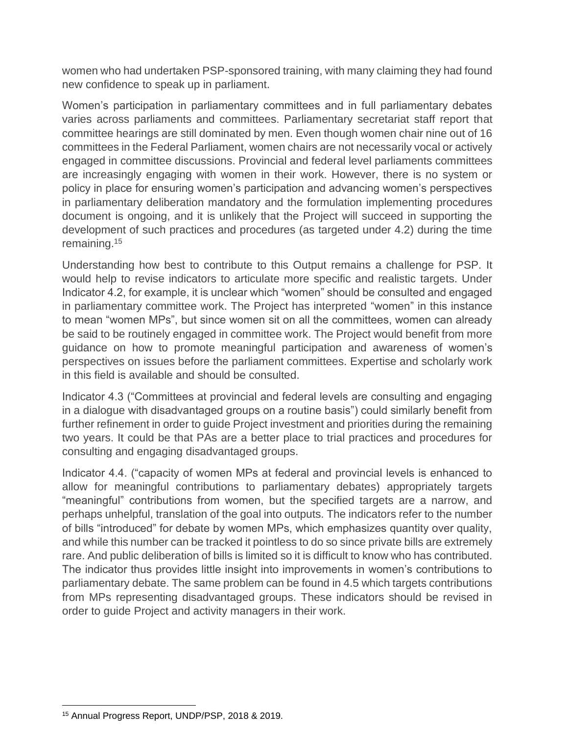women who had undertaken PSP-sponsored training, with many claiming they had found new confidence to speak up in parliament.

Women's participation in parliamentary committees and in full parliamentary debates varies across parliaments and committees. Parliamentary secretariat staff report that committee hearings are still dominated by men. Even though women chair nine out of 16 committees in the Federal Parliament, women chairs are not necessarily vocal or actively engaged in committee discussions. Provincial and federal level parliaments committees are increasingly engaging with women in their work. However, there is no system or policy in place for ensuring women's participation and advancing women's perspectives in parliamentary deliberation mandatory and the formulation implementing procedures document is ongoing, and it is unlikely that the Project will succeed in supporting the development of such practices and procedures (as targeted under 4.2) during the time remaining.[15]

Understanding how best to contribute to this Output remains a challenge for PSP. It would help to revise indicators to articulate more specific and realistic targets. Under Indicator 4.2, for example, it is unclear which "women" should be consulted and engaged in parliamentary committee work. The Project has interpreted "women" in this instance to mean "women MPs", but since women sit on all the committees, women can already be said to be routinely engaged in committee work. The Project would benefit from more guidance on how to promote meaningful participation and awareness of women's perspectives on issues before the parliament committees. Expertise and scholarly work in this field is available and should be consulted.

Indicator 4.3 ("Committees at provincial and federal levels are consulting and engaging in a dialogue with disadvantaged groups on a routine basis") could similarly benefit from further refinement in order to guide Project investment and priorities during the remaining two years. It could be that PAs are a better place to trial practices and procedures for consulting and engaging disadvantaged groups.

Indicator 4.4. ("capacity of women MPs at federal and provincial levels is enhanced to allow for meaningful contributions to parliamentary debates) appropriately targets "meaningful" contributions from women, but the specified targets are a narrow, and perhaps unhelpful, translation of the goal into outputs. The indicators refer to the number of bills "introduced" for debate by women MPs, which emphasizes quantity over quality, and while this number can be tracked it pointless to do so since private bills are extremely rare. And public deliberation of bills is limited so it is difficult to know who has contributed. The indicator thus provides little insight into improvements in women's contributions to parliamentary debate. The same problem can be found in 4.5 which targets contributions from MPs representing disadvantaged groups. These indicators should be revised in order to guide Project and activity managers in their work.

---

[15] Annual Progress Report, UNDP/PSP, 2018 & 2019.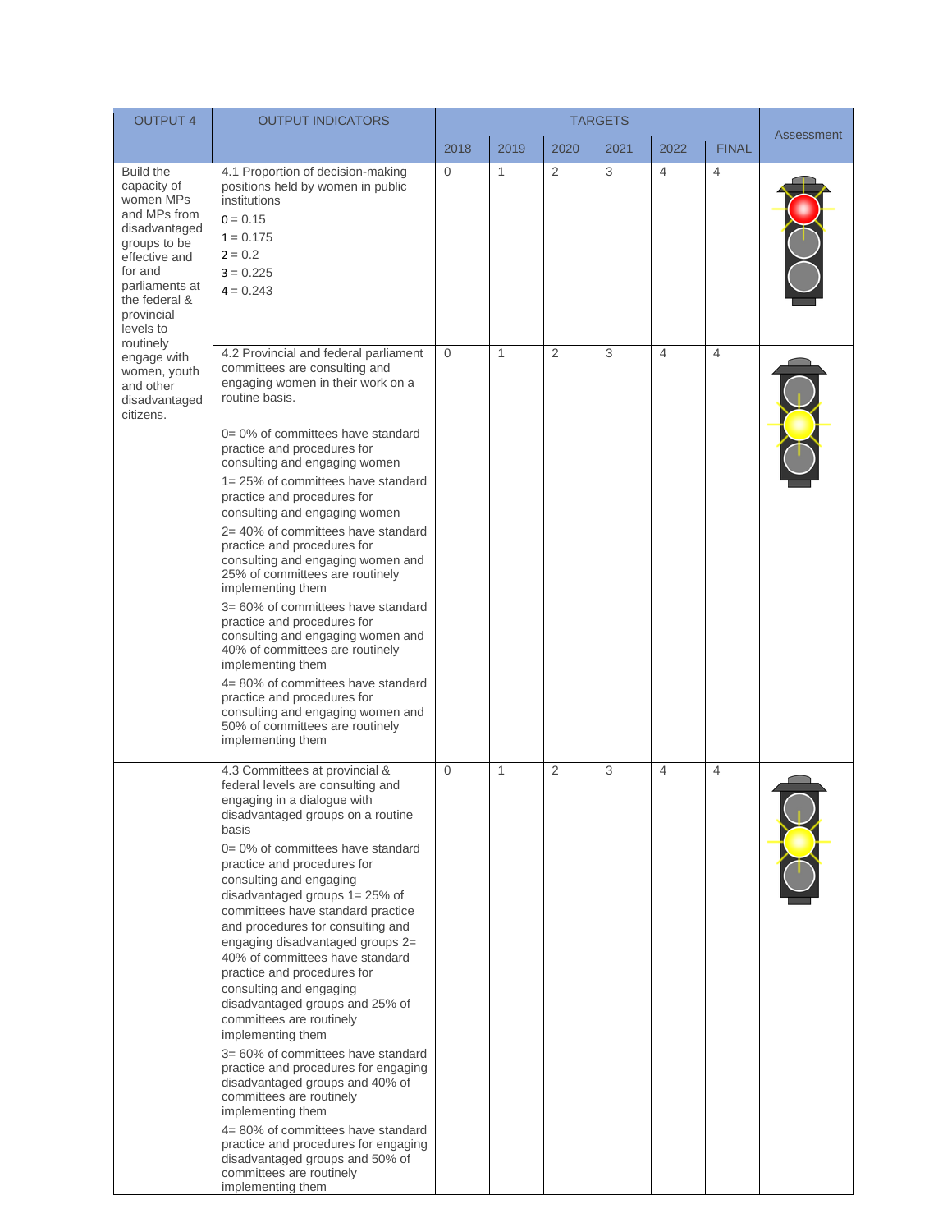| OUTPUT 4 | OUTPUT INDICATORS | TARGETS | | | | | | Assessment |
|---|---|---|---|---|---|---|---|---|
| | | 2018 | 2019 | 2020 | 2021 | 2022 | FINAL | |
| Build the capacity of women MPs and MPs from disadvantaged groups to be effective and for and parliaments at the federal & provincial levels to routinely engage with women, youth and other disadvantaged citizens. | 4.1 Proportion of decision-making positions held by women in public institutions<br>0 = 0.15<br>1 = 0.175<br>2 = 0.2<br>3 = 0.225<br>4 = 0.243 | 0 | 1 | 2 | 3 | 4 | 4 | |
| | 4.2 Provincial and federal parliament committees are consulting and engaging women in their work on a routine basis.<br><br>0= 0% of committees have standard practice and procedures for consulting and engaging women<br>1= 25% of committees have standard practice and procedures for consulting and engaging women<br>2= 40% of committees have standard practice and procedures for consulting and engaging women and 25% of committees are routinely implementing them<br>3= 60% of committees have standard practice and procedures for consulting and engaging women and 40% of committees are routinely implementing them<br>4= 80% of committees have standard practice and procedures for consulting and engaging women and 50% of committees are routinely implementing them | 0 | 1 | 2 | 3 | 4 | 4 | |
| | 4.3 Committees at provincial & federal levels are consulting and engaging in a dialogue with disadvantaged groups on a routine basis<br>0= 0% of committees have standard practice and procedures for consulting and engaging disadvantaged groups 1= 25% of committees have standard practice and procedures for consulting and engaging disadvantaged groups 2= 40% of committees have standard practice and procedures for consulting and engaging disadvantaged groups and 25% of committees are routinely implementing them<br>3= 60% of committees have standard practice and procedures for engaging disadvantaged groups and 40% of committees are routinely implementing them<br>4= 80% of committees have standard practice and procedures for engaging disadvantaged groups and 50% of committees are routinely implementing them | 0 | 1 | 2 | 3 | 4 | 4 | |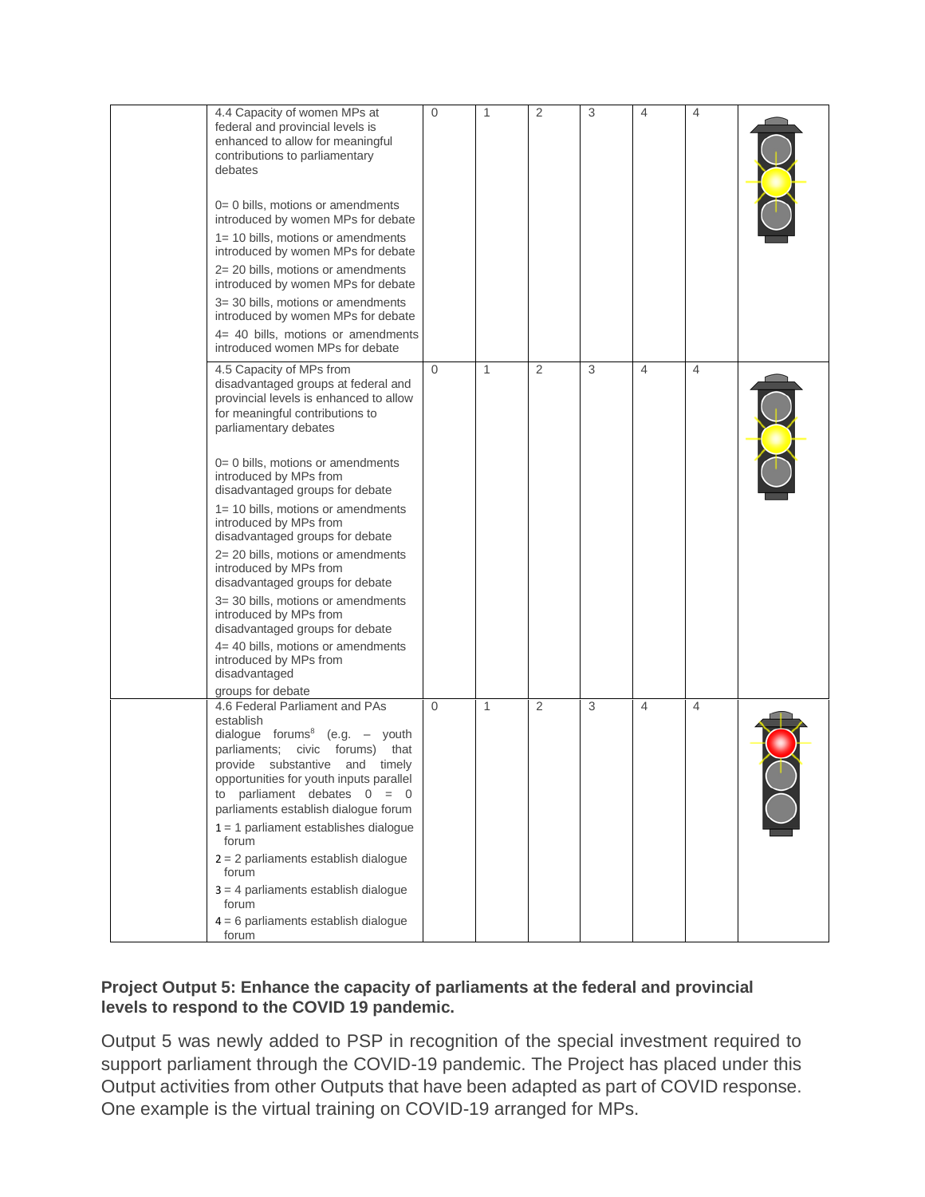| | | | | | | | | |
|---|---|---|---|---|---|---|---|---|
| | 4.4 Capacity of women MPs at federal and provincial levels is enhanced to allow for meaningful contributions to parliamentary debates<br><br>0= 0 bills, motions or amendments introduced by women MPs for debate<br>1= 10 bills, motions or amendments introduced by women MPs for debate<br>2= 20 bills, motions or amendments introduced by women MPs for debate<br>3= 30 bills, motions or amendments introduced by women MPs for debate<br>4= 40 bills, motions or amendments introduced women MPs for debate | 0 | 1 | 2 | 3 | 4 | 4 | Yellow |
| | 4.5 Capacity of MPs from disadvantaged groups at federal and provincial levels is enhanced to allow for meaningful contributions to parliamentary debates<br><br>0= 0 bills, motions or amendments introduced by MPs from disadvantaged groups for debate<br>1= 10 bills, motions or amendments introduced by MPs from disadvantaged groups for debate<br>2= 20 bills, motions or amendments introduced by MPs from disadvantaged groups for debate<br>3= 30 bills, motions or amendments introduced by MPs from disadvantaged groups for debate<br>4= 40 bills, motions or amendments introduced by MPs from disadvantaged groups for debate | 0 | 1 | 2 | 3 | 4 | 4 | Yellow |
| | 4.6 Federal Parliament and PAs establish dialogue forums[8] (e.g. – youth parliaments; civic forums) that provide substantive and timely opportunities for youth inputs parallel to parliament debates 0 = 0 parliaments establish dialogue forum<br>1 = 1 parliament establishes dialogue forum<br>2 = 2 parliaments establish dialogue forum<br>3 = 4 parliaments establish dialogue forum<br>4 = 6 parliaments establish dialogue forum | 0 | 1 | 2 | 3 | 4 | 4 | Red |

**Project Output 5: Enhance the capacity of parliaments at the federal and provincial levels to respond to the COVID 19 pandemic.**

Output 5 was newly added to PSP in recognition of the special investment required to support parliament through the COVID-19 pandemic. The Project has placed under this Output activities from other Outputs that have been adapted as part of COVID response. One example is the virtual training on COVID-19 arranged for MPs.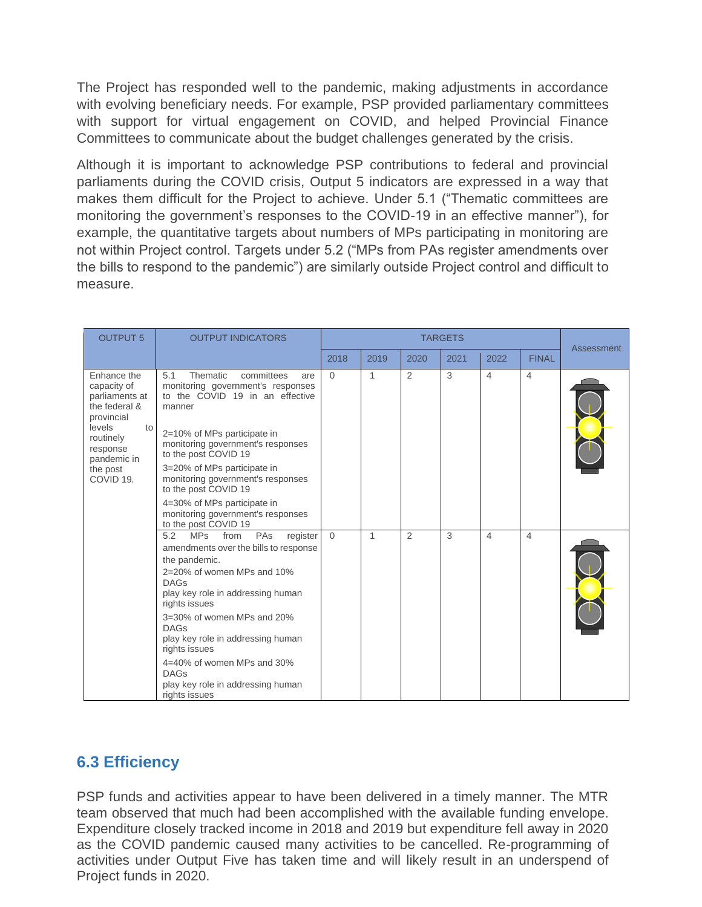The Project has responded well to the pandemic, making adjustments in accordance with evolving beneficiary needs. For example, PSP provided parliamentary committees with support for virtual engagement on COVID, and helped Provincial Finance Committees to communicate about the budget challenges generated by the crisis.

Although it is important to acknowledge PSP contributions to federal and provincial parliaments during the COVID crisis, Output 5 indicators are expressed in a way that makes them difficult for the Project to achieve. Under 5.1 ("Thematic committees are monitoring the government's responses to the COVID-19 in an effective manner"), for example, the quantitative targets about numbers of MPs participating in monitoring are not within Project control. Targets under 5.2 ("MPs from PAs register amendments over the bills to respond to the pandemic") are similarly outside Project control and difficult to measure.

| OUTPUT 5 | OUTPUT INDICATORS | TARGETS | | | | | | Assessment |
|---|---|---|---|---|---|---|---|---|
| | | 2018 | 2019 | 2020 | 2021 | 2022 | FINAL | |
| Enhance the capacity of parliaments at the federal & provincial levels to routinely response pandemic in the post COVID 19. | 5.1 Thematic committees are monitoring government's responses to the COVID 19 in an effective manner<br><br>2=10% of MPs participate in monitoring government's responses to the post COVID 19<br>3=20% of MPs participate in monitoring government's responses to the post COVID 19<br>4=30% of MPs participate in monitoring government's responses to the post COVID 19 | 0 | 1 | 2 | 3 | 4 | 4 | Yellow |
| | 5.2 MPs from PAs register amendments over the bills to response the pandemic.<br>2=20% of women MPs and 10% DAGs play key role in addressing human rights issues<br>3=30% of women MPs and 20% DAGs play key role in addressing human rights issues<br>4=40% of women MPs and 30% DAGs play key role in addressing human rights issues | 0 | 1 | 2 | 3 | 4 | 4 | Yellow |

## 6.3 Efficiency

PSP funds and activities appear to have been delivered in a timely manner. The MTR team observed that much had been accomplished with the available funding envelope. Expenditure closely tracked income in 2018 and 2019 but expenditure fell away in 2020 as the COVID pandemic caused many activities to be cancelled. Re-programming of activities under Output Five has taken time and will likely result in an underspend of Project funds in 2020.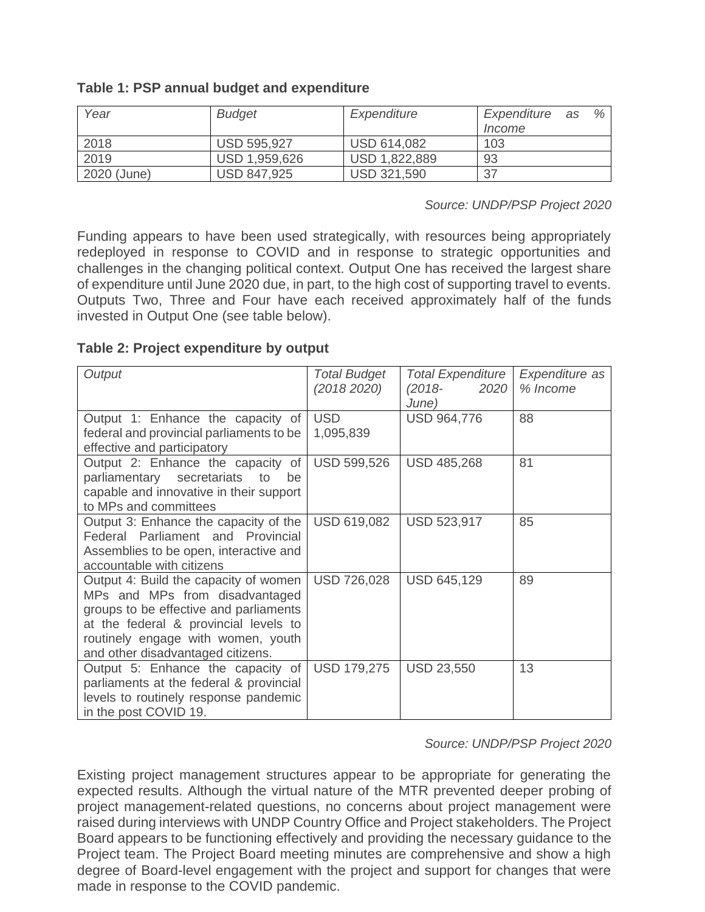**Table 1: PSP annual budget and expenditure**

| *Year* | *Budget* | *Expenditure* | *Expenditure as % Income* |
|---|---|---|---|
| 2018 | USD 595,927 | USD 614,082 | 103 |
| 2019 | USD 1,959,626 | USD 1,822,889 | 93 |
| 2020 (June) | USD 847,925 | USD 321,590 | 37 |

*Source: UNDP/PSP Project 2020*

Funding appears to have been used strategically, with resources being appropriately redeployed in response to COVID and in response to strategic opportunities and challenges in the changing political context. Output One has received the largest share of expenditure until June 2020 due, in part, to the high cost of supporting travel to events. Outputs Two, Three and Four have each received approximately half of the funds invested in Output One (see table below).

**Table 2: Project expenditure by output**

| *Output* | *Total Budget (2018 2020)* | *Total Expenditure (2018- 2020 June)* | *Expenditure as % Income* |
|---|---|---|---|
| Output 1: Enhance the capacity of federal and provincial parliaments to be effective and participatory | USD 1,095,839 | USD 964,776 | 88 |
| Output 2: Enhance the capacity of parliamentary secretariats to be capable and innovative in their support to MPs and committees | USD 599,526 | USD 485,268 | 81 |
| Output 3: Enhance the capacity of the Federal Parliament and Provincial Assemblies to be open, interactive and accountable with citizens | USD 619,082 | USD 523,917 | 85 |
| Output 4: Build the capacity of women MPs and MPs from disadvantaged groups to be effective and parliaments at the federal & provincial levels to routinely engage with women, youth and other disadvantaged citizens. | USD 726,028 | USD 645,129 | 89 |
| Output 5: Enhance the capacity of parliaments at the federal & provincial levels to routinely response pandemic in the post COVID 19. | USD 179,275 | USD 23,550 | 13 |

*Source: UNDP/PSP Project 2020*

Existing project management structures appear to be appropriate for generating the expected results. Although the virtual nature of the MTR prevented deeper probing of project management-related questions, no concerns about project management were raised during interviews with UNDP Country Office and Project stakeholders. The Project Board appears to be functioning effectively and providing the necessary guidance to the Project team. The Project Board meeting minutes are comprehensive and show a high degree of Board-level engagement with the project and support for changes that were made in response to the COVID pandemic.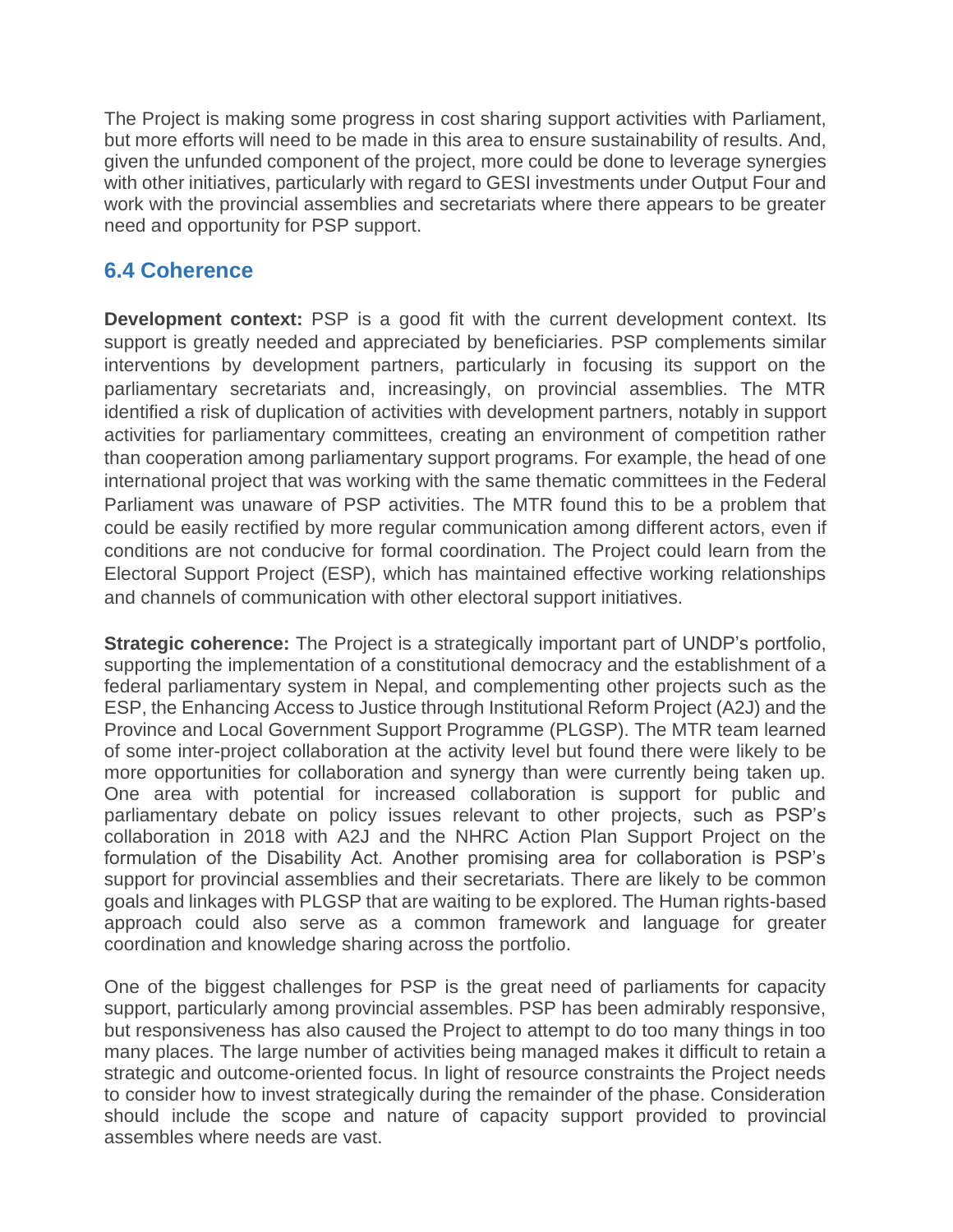The Project is making some progress in cost sharing support activities with Parliament, but more efforts will need to be made in this area to ensure sustainability of results. And, given the unfunded component of the project, more could be done to leverage synergies with other initiatives, particularly with regard to GESI investments under Output Four and work with the provincial assemblies and secretariats where there appears to be greater need and opportunity for PSP support.

## 6.4 Coherence

**Development context:** PSP is a good fit with the current development context. Its support is greatly needed and appreciated by beneficiaries. PSP complements similar interventions by development partners, particularly in focusing its support on the parliamentary secretariats and, increasingly, on provincial assemblies. The MTR identified a risk of duplication of activities with development partners, notably in support activities for parliamentary committees, creating an environment of competition rather than cooperation among parliamentary support programs. For example, the head of one international project that was working with the same thematic committees in the Federal Parliament was unaware of PSP activities. The MTR found this to be a problem that could be easily rectified by more regular communication among different actors, even if conditions are not conducive for formal coordination. The Project could learn from the Electoral Support Project (ESP), which has maintained effective working relationships and channels of communication with other electoral support initiatives.

**Strategic coherence:** The Project is a strategically important part of UNDP's portfolio, supporting the implementation of a constitutional democracy and the establishment of a federal parliamentary system in Nepal, and complementing other projects such as the ESP, the Enhancing Access to Justice through Institutional Reform Project (A2J) and the Province and Local Government Support Programme (PLGSP). The MTR team learned of some inter-project collaboration at the activity level but found there were likely to be more opportunities for collaboration and synergy than were currently being taken up. One area with potential for increased collaboration is support for public and parliamentary debate on policy issues relevant to other projects, such as PSP's collaboration in 2018 with A2J and the NHRC Action Plan Support Project on the formulation of the Disability Act. Another promising area for collaboration is PSP's support for provincial assemblies and their secretariats. There are likely to be common goals and linkages with PLGSP that are waiting to be explored. The Human rights-based approach could also serve as a common framework and language for greater coordination and knowledge sharing across the portfolio.

One of the biggest challenges for PSP is the great need of parliaments for capacity support, particularly among provincial assembles. PSP has been admirably responsive, but responsiveness has also caused the Project to attempt to do too many things in too many places. The large number of activities being managed makes it difficult to retain a strategic and outcome-oriented focus. In light of resource constraints the Project needs to consider how to invest strategically during the remainder of the phase. Consideration should include the scope and nature of capacity support provided to provincial assembles where needs are vast.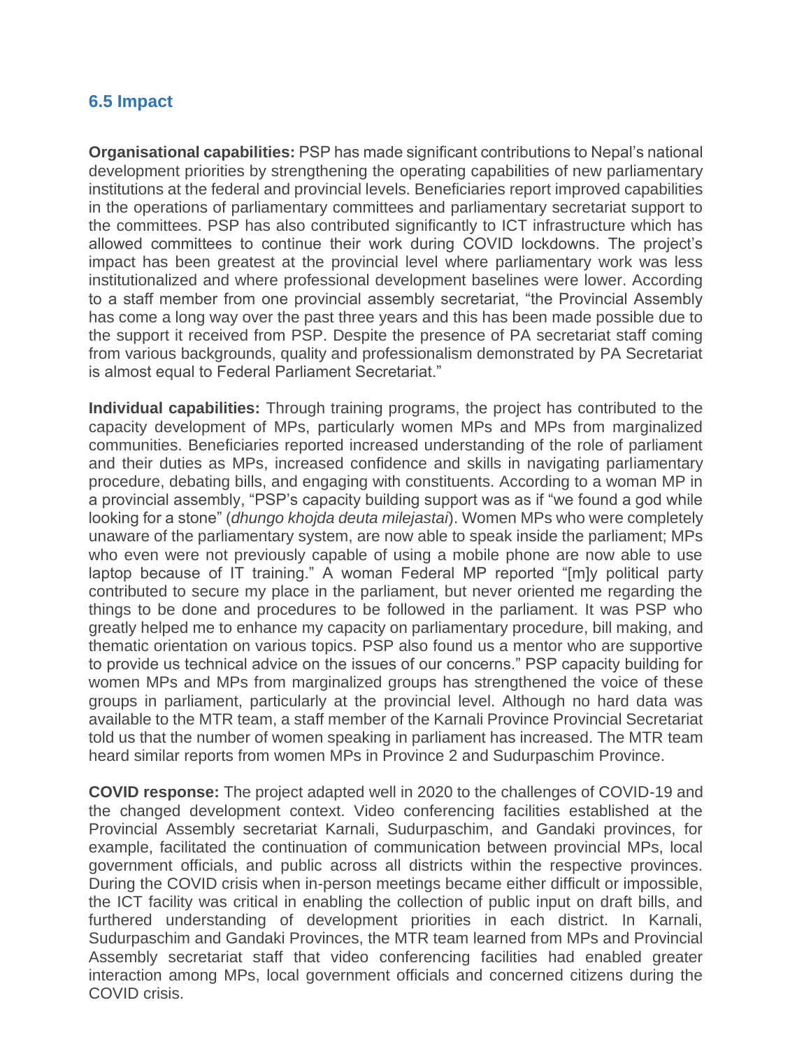## 6.5 Impact

**Organisational capabilities:** PSP has made significant contributions to Nepal's national development priorities by strengthening the operating capabilities of new parliamentary institutions at the federal and provincial levels. Beneficiaries report improved capabilities in the operations of parliamentary committees and parliamentary secretariat support to the committees. PSP has also contributed significantly to ICT infrastructure which has allowed committees to continue their work during COVID lockdowns. The project's impact has been greatest at the provincial level where parliamentary work was less institutionalized and where professional development baselines were lower. According to a staff member from one provincial assembly secretariat, "the Provincial Assembly has come a long way over the past three years and this has been made possible due to the support it received from PSP. Despite the presence of PA secretariat staff coming from various backgrounds, quality and professionalism demonstrated by PA Secretariat is almost equal to Federal Parliament Secretariat."

**Individual capabilities:** Through training programs, the project has contributed to the capacity development of MPs, particularly women MPs and MPs from marginalized communities. Beneficiaries reported increased understanding of the role of parliament and their duties as MPs, increased confidence and skills in navigating parliamentary procedure, debating bills, and engaging with constituents. According to a woman MP in a provincial assembly, "PSP's capacity building support was as if "we found a god while looking for a stone" (*dhungo khojda deuta milejastai*). Women MPs who were completely unaware of the parliamentary system, are now able to speak inside the parliament; MPs who even were not previously capable of using a mobile phone are now able to use laptop because of IT training." A woman Federal MP reported "[m]y political party contributed to secure my place in the parliament, but never oriented me regarding the things to be done and procedures to be followed in the parliament. It was PSP who greatly helped me to enhance my capacity on parliamentary procedure, bill making, and thematic orientation on various topics. PSP also found us a mentor who are supportive to provide us technical advice on the issues of our concerns." PSP capacity building for women MPs and MPs from marginalized groups has strengthened the voice of these groups in parliament, particularly at the provincial level. Although no hard data was available to the MTR team, a staff member of the Karnali Province Provincial Secretariat told us that the number of women speaking in parliament has increased. The MTR team heard similar reports from women MPs in Province 2 and Sudurpaschim Province.

**COVID response:** The project adapted well in 2020 to the challenges of COVID-19 and the changed development context. Video conferencing facilities established at the Provincial Assembly secretariat Karnali, Sudurpaschim, and Gandaki provinces, for example, facilitated the continuation of communication between provincial MPs, local government officials, and public across all districts within the respective provinces. During the COVID crisis when in-person meetings became either difficult or impossible, the ICT facility was critical in enabling the collection of public input on draft bills, and furthered understanding of development priorities in each district. In Karnali, Sudurpaschim and Gandaki Provinces, the MTR team learned from MPs and Provincial Assembly secretariat staff that video conferencing facilities had enabled greater interaction among MPs, local government officials and concerned citizens during the COVID crisis.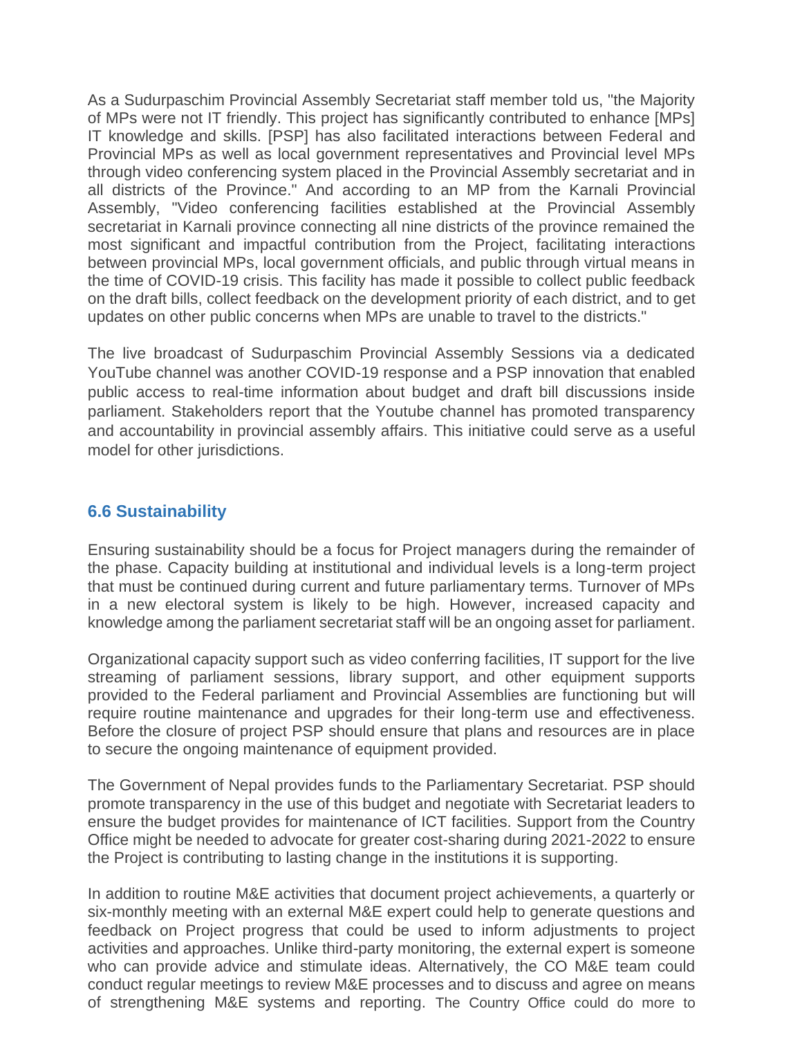As a Sudurpaschim Provincial Assembly Secretariat staff member told us, "the Majority of MPs were not IT friendly. This project has significantly contributed to enhance [MPs] IT knowledge and skills. [PSP] has also facilitated interactions between Federal and Provincial MPs as well as local government representatives and Provincial level MPs through video conferencing system placed in the Provincial Assembly secretariat and in all districts of the Province." And according to an MP from the Karnali Provincial Assembly, "Video conferencing facilities established at the Provincial Assembly secretariat in Karnali province connecting all nine districts of the province remained the most significant and impactful contribution from the Project, facilitating interactions between provincial MPs, local government officials, and public through virtual means in the time of COVID-19 crisis. This facility has made it possible to collect public feedback on the draft bills, collect feedback on the development priority of each district, and to get updates on other public concerns when MPs are unable to travel to the districts."

The live broadcast of Sudurpaschim Provincial Assembly Sessions via a dedicated YouTube channel was another COVID-19 response and a PSP innovation that enabled public access to real-time information about budget and draft bill discussions inside parliament. Stakeholders report that the Youtube channel has promoted transparency and accountability in provincial assembly affairs. This initiative could serve as a useful model for other jurisdictions.

### 6.6 Sustainability

Ensuring sustainability should be a focus for Project managers during the remainder of the phase. Capacity building at institutional and individual levels is a long-term project that must be continued during current and future parliamentary terms. Turnover of MPs in a new electoral system is likely to be high. However, increased capacity and knowledge among the parliament secretariat staff will be an ongoing asset for parliament.

Organizational capacity support such as video conferring facilities, IT support for the live streaming of parliament sessions, library support, and other equipment supports provided to the Federal parliament and Provincial Assemblies are functioning but will require routine maintenance and upgrades for their long-term use and effectiveness. Before the closure of project PSP should ensure that plans and resources are in place to secure the ongoing maintenance of equipment provided.

The Government of Nepal provides funds to the Parliamentary Secretariat. PSP should promote transparency in the use of this budget and negotiate with Secretariat leaders to ensure the budget provides for maintenance of ICT facilities. Support from the Country Office might be needed to advocate for greater cost-sharing during 2021-2022 to ensure the Project is contributing to lasting change in the institutions it is supporting.

In addition to routine M&E activities that document project achievements, a quarterly or six-monthly meeting with an external M&E expert could help to generate questions and feedback on Project progress that could be used to inform adjustments to project activities and approaches. Unlike third-party monitoring, the external expert is someone who can provide advice and stimulate ideas. Alternatively, the CO M&E team could conduct regular meetings to review M&E processes and to discuss and agree on means of strengthening M&E systems and reporting. The Country Office could do more to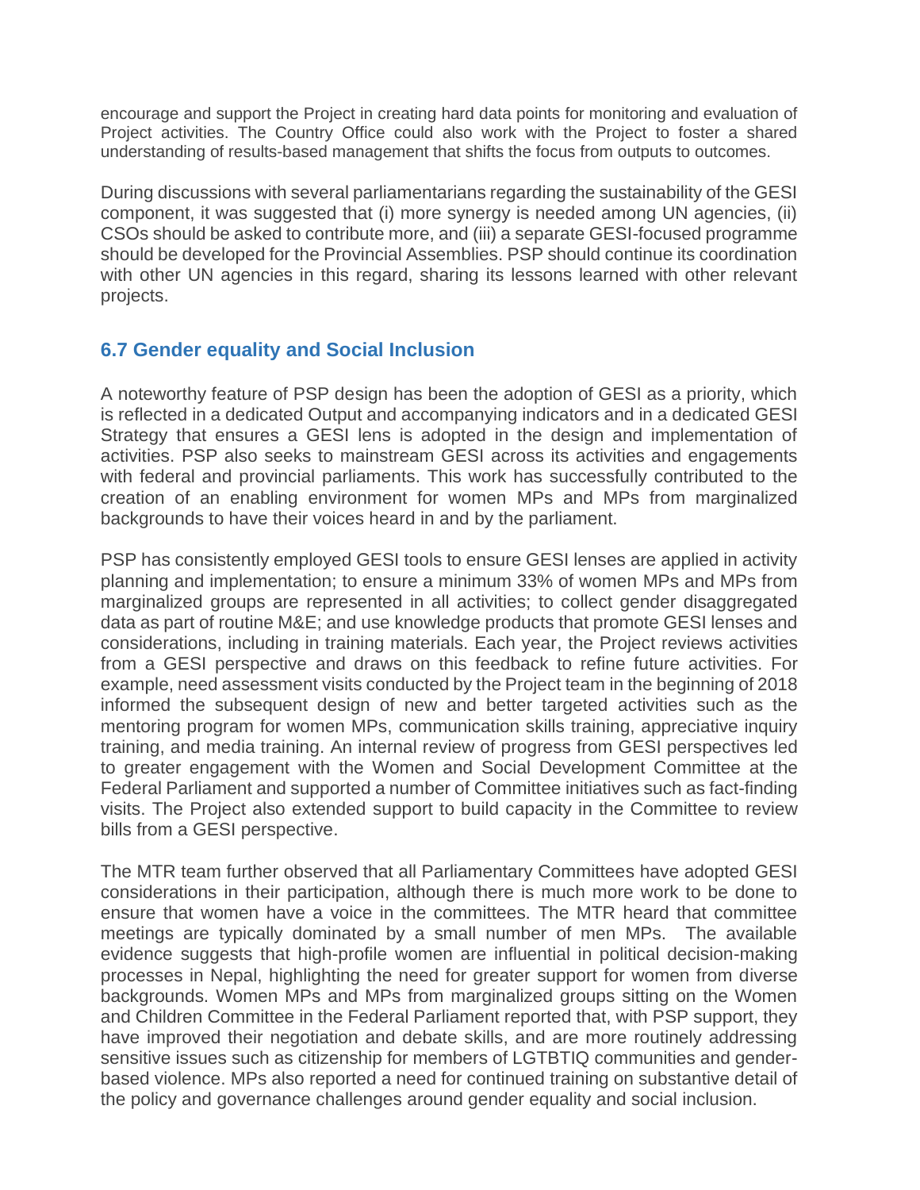encourage and support the Project in creating hard data points for monitoring and evaluation of Project activities. The Country Office could also work with the Project to foster a shared understanding of results-based management that shifts the focus from outputs to outcomes.

During discussions with several parliamentarians regarding the sustainability of the GESI component, it was suggested that (i) more synergy is needed among UN agencies, (ii) CSOs should be asked to contribute more, and (iii) a separate GESI-focused programme should be developed for the Provincial Assemblies. PSP should continue its coordination with other UN agencies in this regard, sharing its lessons learned with other relevant projects.

## 6.7 Gender equality and Social Inclusion

A noteworthy feature of PSP design has been the adoption of GESI as a priority, which is reflected in a dedicated Output and accompanying indicators and in a dedicated GESI Strategy that ensures a GESI lens is adopted in the design and implementation of activities. PSP also seeks to mainstream GESI across its activities and engagements with federal and provincial parliaments. This work has successfully contributed to the creation of an enabling environment for women MPs and MPs from marginalized backgrounds to have their voices heard in and by the parliament.

PSP has consistently employed GESI tools to ensure GESI lenses are applied in activity planning and implementation; to ensure a minimum 33% of women MPs and MPs from marginalized groups are represented in all activities; to collect gender disaggregated data as part of routine M&E; and use knowledge products that promote GESI lenses and considerations, including in training materials. Each year, the Project reviews activities from a GESI perspective and draws on this feedback to refine future activities. For example, need assessment visits conducted by the Project team in the beginning of 2018 informed the subsequent design of new and better targeted activities such as the mentoring program for women MPs, communication skills training, appreciative inquiry training, and media training. An internal review of progress from GESI perspectives led to greater engagement with the Women and Social Development Committee at the Federal Parliament and supported a number of Committee initiatives such as fact-finding visits. The Project also extended support to build capacity in the Committee to review bills from a GESI perspective.

The MTR team further observed that all Parliamentary Committees have adopted GESI considerations in their participation, although there is much more work to be done to ensure that women have a voice in the committees. The MTR heard that committee meetings are typically dominated by a small number of men MPs. The available evidence suggests that high-profile women are influential in political decision-making processes in Nepal, highlighting the need for greater support for women from diverse backgrounds. Women MPs and MPs from marginalized groups sitting on the Women and Children Committee in the Federal Parliament reported that, with PSP support, they have improved their negotiation and debate skills, and are more routinely addressing sensitive issues such as citizenship for members of LGTBTIQ communities and gender-based violence. MPs also reported a need for continued training on substantive detail of the policy and governance challenges around gender equality and social inclusion.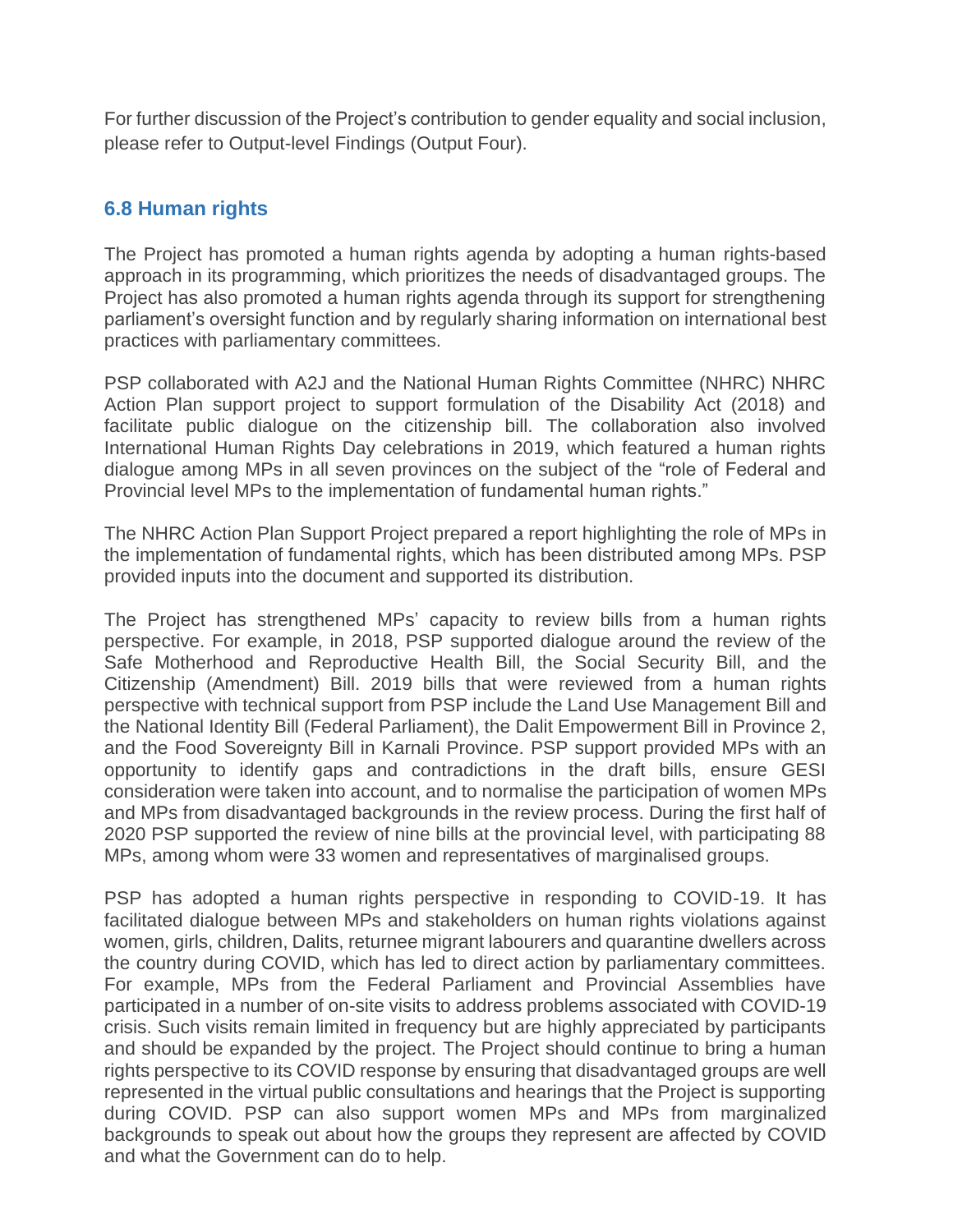For further discussion of the Project's contribution to gender equality and social inclusion, please refer to Output-level Findings (Output Four).

### 6.8 Human rights

The Project has promoted a human rights agenda by adopting a human rights-based approach in its programming, which prioritizes the needs of disadvantaged groups. The Project has also promoted a human rights agenda through its support for strengthening parliament's oversight function and by regularly sharing information on international best practices with parliamentary committees.

PSP collaborated with A2J and the National Human Rights Committee (NHRC) NHRC Action Plan support project to support formulation of the Disability Act (2018) and facilitate public dialogue on the citizenship bill. The collaboration also involved International Human Rights Day celebrations in 2019, which featured a human rights dialogue among MPs in all seven provinces on the subject of the "role of Federal and Provincial level MPs to the implementation of fundamental human rights."

The NHRC Action Plan Support Project prepared a report highlighting the role of MPs in the implementation of fundamental rights, which has been distributed among MPs. PSP provided inputs into the document and supported its distribution.

The Project has strengthened MPs' capacity to review bills from a human rights perspective. For example, in 2018, PSP supported dialogue around the review of the Safe Motherhood and Reproductive Health Bill, the Social Security Bill, and the Citizenship (Amendment) Bill. 2019 bills that were reviewed from a human rights perspective with technical support from PSP include the Land Use Management Bill and the National Identity Bill (Federal Parliament), the Dalit Empowerment Bill in Province 2, and the Food Sovereignty Bill in Karnali Province. PSP support provided MPs with an opportunity to identify gaps and contradictions in the draft bills, ensure GESI consideration were taken into account, and to normalise the participation of women MPs and MPs from disadvantaged backgrounds in the review process. During the first half of 2020 PSP supported the review of nine bills at the provincial level, with participating 88 MPs, among whom were 33 women and representatives of marginalised groups.

PSP has adopted a human rights perspective in responding to COVID-19. It has facilitated dialogue between MPs and stakeholders on human rights violations against women, girls, children, Dalits, returnee migrant labourers and quarantine dwellers across the country during COVID, which has led to direct action by parliamentary committees. For example, MPs from the Federal Parliament and Provincial Assemblies have participated in a number of on-site visits to address problems associated with COVID-19 crisis. Such visits remain limited in frequency but are highly appreciated by participants and should be expanded by the project. The Project should continue to bring a human rights perspective to its COVID response by ensuring that disadvantaged groups are well represented in the virtual public consultations and hearings that the Project is supporting during COVID. PSP can also support women MPs and MPs from marginalized backgrounds to speak out about how the groups they represent are affected by COVID and what the Government can do to help.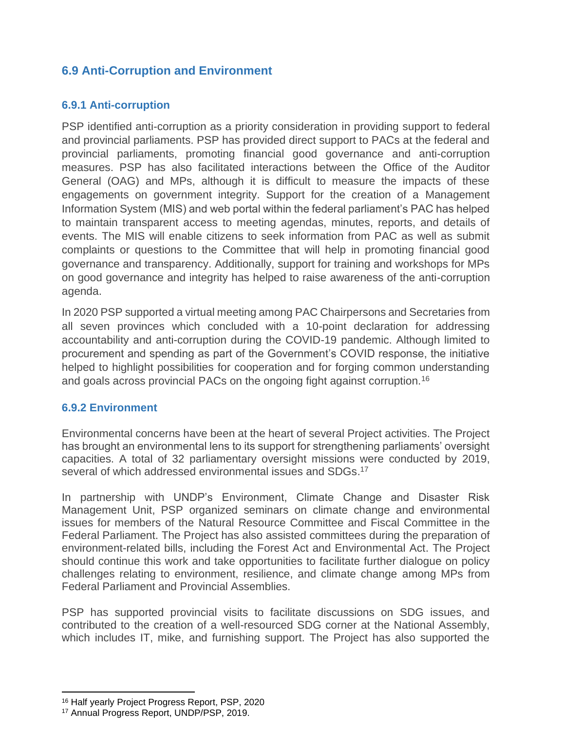## 6.9 Anti-Corruption and Environment

### 6.9.1 Anti-corruption

PSP identified anti-corruption as a priority consideration in providing support to federal and provincial parliaments. PSP has provided direct support to PACs at the federal and provincial parliaments, promoting financial good governance and anti-corruption measures. PSP has also facilitated interactions between the Office of the Auditor General (OAG) and MPs, although it is difficult to measure the impacts of these engagements on government integrity. Support for the creation of a Management Information System (MIS) and web portal within the federal parliament's PAC has helped to maintain transparent access to meeting agendas, minutes, reports, and details of events. The MIS will enable citizens to seek information from PAC as well as submit complaints or questions to the Committee that will help in promoting financial good governance and transparency. Additionally, support for training and workshops for MPs on good governance and integrity has helped to raise awareness of the anti-corruption agenda.

In 2020 PSP supported a virtual meeting among PAC Chairpersons and Secretaries from all seven provinces which concluded with a 10-point declaration for addressing accountability and anti-corruption during the COVID-19 pandemic. Although limited to procurement and spending as part of the Government's COVID response, the initiative helped to highlight possibilities for cooperation and for forging common understanding and goals across provincial PACs on the ongoing fight against corruption.[16]

### 6.9.2 Environment

Environmental concerns have been at the heart of several Project activities. The Project has brought an environmental lens to its support for strengthening parliaments' oversight capacities. A total of 32 parliamentary oversight missions were conducted by 2019, several of which addressed environmental issues and SDGs.[17]

In partnership with UNDP's Environment, Climate Change and Disaster Risk Management Unit, PSP organized seminars on climate change and environmental issues for members of the Natural Resource Committee and Fiscal Committee in the Federal Parliament. The Project has also assisted committees during the preparation of environment-related bills, including the Forest Act and Environmental Act. The Project should continue this work and take opportunities to facilitate further dialogue on policy challenges relating to environment, resilience, and climate change among MPs from Federal Parliament and Provincial Assemblies.

PSP has supported provincial visits to facilitate discussions on SDG issues, and contributed to the creation of a well-resourced SDG corner at the National Assembly, which includes IT, mike, and furnishing support. The Project has also supported the

[16] Half yearly Project Progress Report, PSP, 2020

[17] Annual Progress Report, UNDP/PSP, 2019.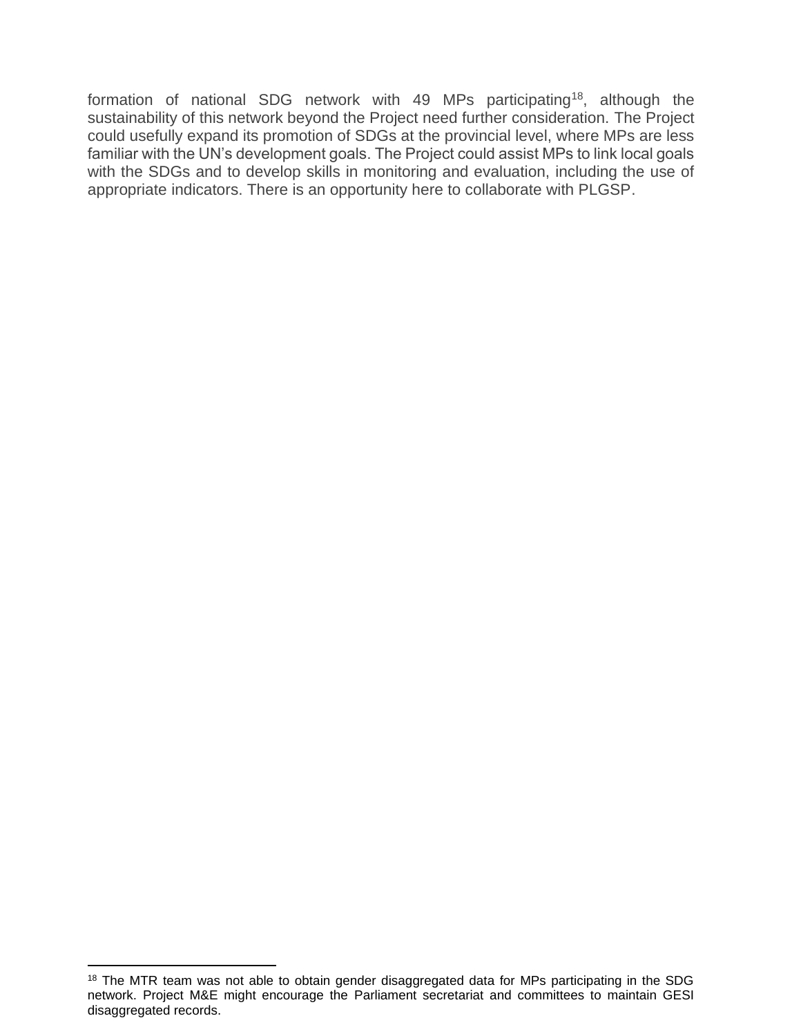formation of national SDG network with 49 MPs participating[18], although the sustainability of this network beyond the Project need further consideration. The Project could usefully expand its promotion of SDGs at the provincial level, where MPs are less familiar with the UN's development goals. The Project could assist MPs to link local goals with the SDGs and to develop skills in monitoring and evaluation, including the use of appropriate indicators. There is an opportunity here to collaborate with PLGSP.

[18] The MTR team was not able to obtain gender disaggregated data for MPs participating in the SDG network. Project M&E might encourage the Parliament secretariat and committees to maintain GESI disaggregated records.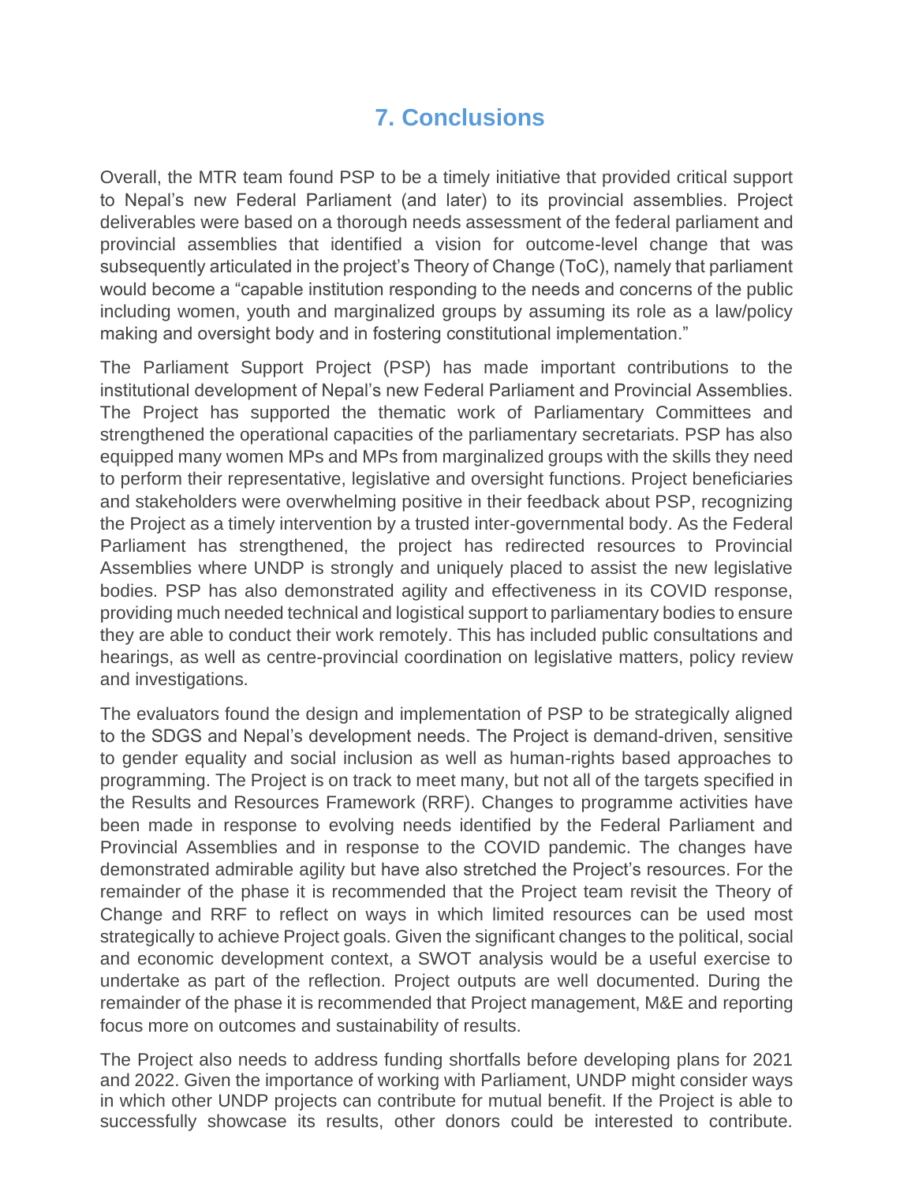# 7. Conclusions

Overall, the MTR team found PSP to be a timely initiative that provided critical support to Nepal's new Federal Parliament (and later) to its provincial assemblies. Project deliverables were based on a thorough needs assessment of the federal parliament and provincial assemblies that identified a vision for outcome-level change that was subsequently articulated in the project's Theory of Change (ToC), namely that parliament would become a "capable institution responding to the needs and concerns of the public including women, youth and marginalized groups by assuming its role as a law/policy making and oversight body and in fostering constitutional implementation."

The Parliament Support Project (PSP) has made important contributions to the institutional development of Nepal's new Federal Parliament and Provincial Assemblies. The Project has supported the thematic work of Parliamentary Committees and strengthened the operational capacities of the parliamentary secretariats. PSP has also equipped many women MPs and MPs from marginalized groups with the skills they need to perform their representative, legislative and oversight functions. Project beneficiaries and stakeholders were overwhelming positive in their feedback about PSP, recognizing the Project as a timely intervention by a trusted inter-governmental body. As the Federal Parliament has strengthened, the project has redirected resources to Provincial Assemblies where UNDP is strongly and uniquely placed to assist the new legislative bodies. PSP has also demonstrated agility and effectiveness in its COVID response, providing much needed technical and logistical support to parliamentary bodies to ensure they are able to conduct their work remotely. This has included public consultations and hearings, as well as centre-provincial coordination on legislative matters, policy review and investigations.

The evaluators found the design and implementation of PSP to be strategically aligned to the SDGS and Nepal's development needs. The Project is demand-driven, sensitive to gender equality and social inclusion as well as human-rights based approaches to programming. The Project is on track to meet many, but not all of the targets specified in the Results and Resources Framework (RRF). Changes to programme activities have been made in response to evolving needs identified by the Federal Parliament and Provincial Assemblies and in response to the COVID pandemic. The changes have demonstrated admirable agility but have also stretched the Project's resources. For the remainder of the phase it is recommended that the Project team revisit the Theory of Change and RRF to reflect on ways in which limited resources can be used most strategically to achieve Project goals. Given the significant changes to the political, social and economic development context, a SWOT analysis would be a useful exercise to undertake as part of the reflection. Project outputs are well documented. During the remainder of the phase it is recommended that Project management, M&E and reporting focus more on outcomes and sustainability of results.

The Project also needs to address funding shortfalls before developing plans for 2021 and 2022. Given the importance of working with Parliament, UNDP might consider ways in which other UNDP projects can contribute for mutual benefit. If the Project is able to successfully showcase its results, other donors could be interested to contribute.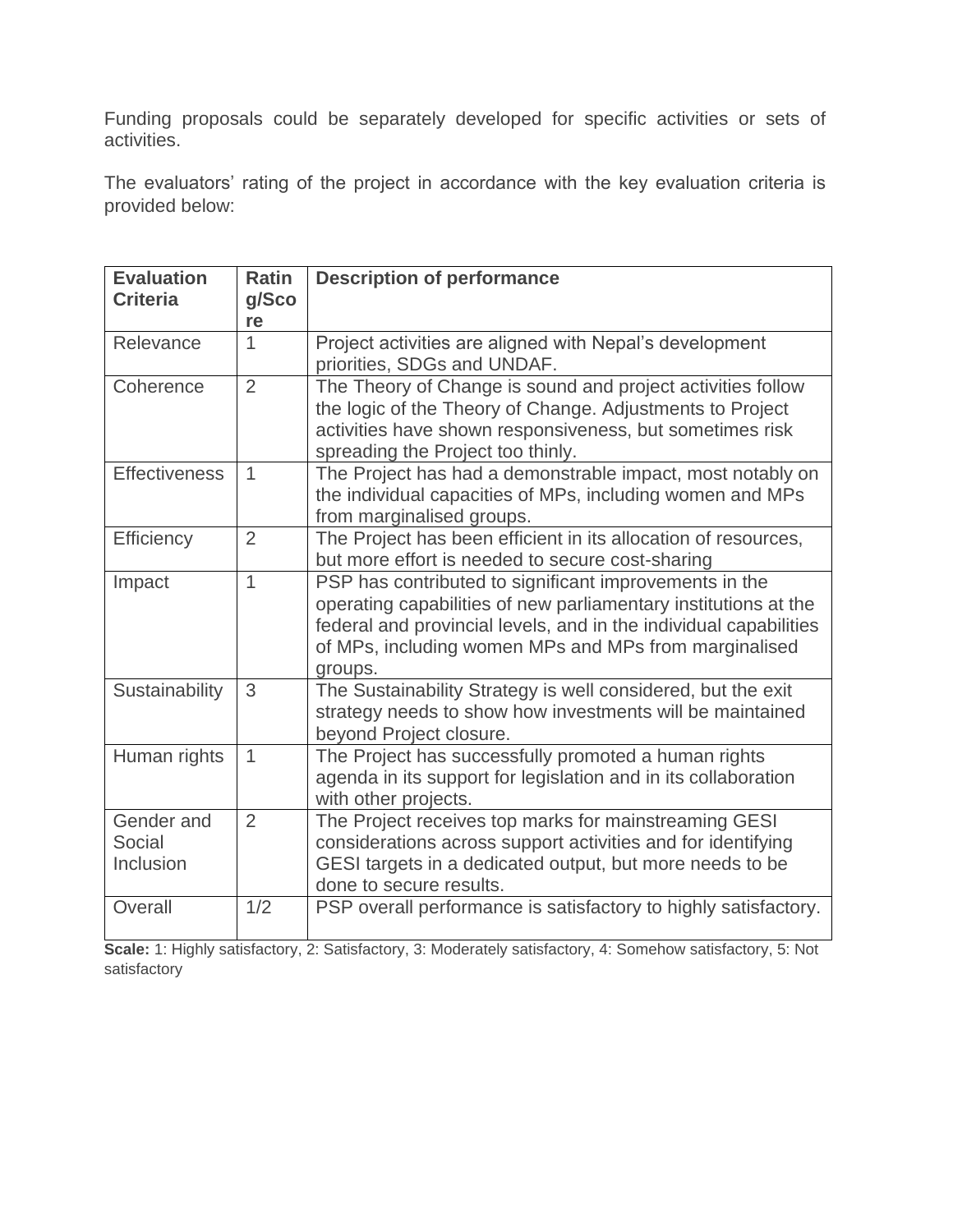Funding proposals could be separately developed for specific activities or sets of activities.

The evaluators' rating of the project in accordance with the key evaluation criteria is provided below:

| Evaluation Criteria | Rating/Score | Description of performance |
|---|---|---|
| Relevance | 1 | Project activities are aligned with Nepal's development priorities, SDGs and UNDAF. |
| Coherence | 2 | The Theory of Change is sound and project activities follow the logic of the Theory of Change. Adjustments to Project activities have shown responsiveness, but sometimes risk spreading the Project too thinly. |
| Effectiveness | 1 | The Project has had a demonstrable impact, most notably on the individual capacities of MPs, including women and MPs from marginalised groups. |
| Efficiency | 2 | The Project has been efficient in its allocation of resources, but more effort is needed to secure cost-sharing |
| Impact | 1 | PSP has contributed to significant improvements in the operating capabilities of new parliamentary institutions at the federal and provincial levels, and in the individual capabilities of MPs, including women MPs and MPs from marginalised groups. |
| Sustainability | 3 | The Sustainability Strategy is well considered, but the exit strategy needs to show how investments will be maintained beyond Project closure. |
| Human rights | 1 | The Project has successfully promoted a human rights agenda in its support for legislation and in its collaboration with other projects. |
| Gender and Social Inclusion | 2 | The Project receives top marks for mainstreaming GESI considerations across support activities and for identifying GESI targets in a dedicated output, but more needs to be done to secure results. |
| Overall | 1/2 | PSP overall performance is satisfactory to highly satisfactory. |

**Scale:** 1: Highly satisfactory, 2: Satisfactory, 3: Moderately satisfactory, 4: Somehow satisfactory, 5: Not satisfactory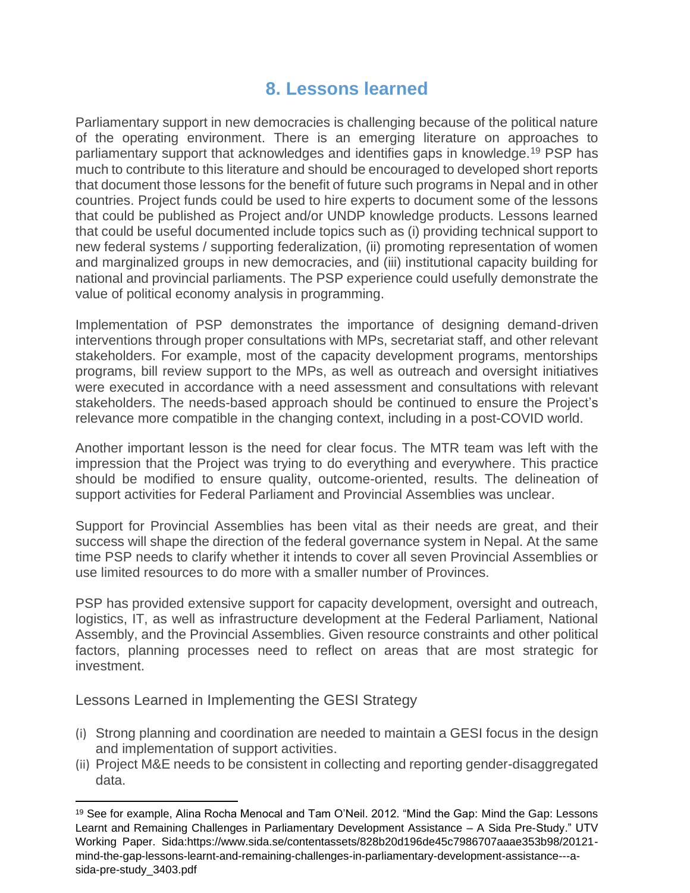# 8. Lessons learned

Parliamentary support in new democracies is challenging because of the political nature of the operating environment. There is an emerging literature on approaches to parliamentary support that acknowledges and identifies gaps in knowledge.[19] PSP has much to contribute to this literature and should be encouraged to developed short reports that document those lessons for the benefit of future such programs in Nepal and in other countries. Project funds could be used to hire experts to document some of the lessons that could be published as Project and/or UNDP knowledge products. Lessons learned that could be useful documented include topics such as (i) providing technical support to new federal systems / supporting federalization, (ii) promoting representation of women and marginalized groups in new democracies, and (iii) institutional capacity building for national and provincial parliaments. The PSP experience could usefully demonstrate the value of political economy analysis in programming.

Implementation of PSP demonstrates the importance of designing demand-driven interventions through proper consultations with MPs, secretariat staff, and other relevant stakeholders. For example, most of the capacity development programs, mentorships programs, bill review support to the MPs, as well as outreach and oversight initiatives were executed in accordance with a need assessment and consultations with relevant stakeholders. The needs-based approach should be continued to ensure the Project's relevance more compatible in the changing context, including in a post-COVID world.

Another important lesson is the need for clear focus. The MTR team was left with the impression that the Project was trying to do everything and everywhere. This practice should be modified to ensure quality, outcome-oriented, results. The delineation of support activities for Federal Parliament and Provincial Assemblies was unclear.

Support for Provincial Assemblies has been vital as their needs are great, and their success will shape the direction of the federal governance system in Nepal. At the same time PSP needs to clarify whether it intends to cover all seven Provincial Assemblies or use limited resources to do more with a smaller number of Provinces.

PSP has provided extensive support for capacity development, oversight and outreach, logistics, IT, as well as infrastructure development at the Federal Parliament, National Assembly, and the Provincial Assemblies. Given resource constraints and other political factors, planning processes need to reflect on areas that are most strategic for investment.

Lessons Learned in Implementing the GESI Strategy

(i) Strong planning and coordination are needed to maintain a GESI focus in the design and implementation of support activities.
(ii) Project M&E needs to be consistent in collecting and reporting gender-disaggregated data.

---

[19] See for example, Alina Rocha Menocal and Tam O'Neil. 2012. "Mind the Gap: Mind the Gap: Lessons Learnt and Remaining Challenges in Parliamentary Development Assistance – A Sida Pre-Study." UTV Working Paper. Sida:https://www.sida.se/contentassets/828b20d196de45c7986707aaae353b98/20121-mind-the-gap-lessons-learnt-and-remaining-challenges-in-parliamentary-development-assistance---a-sida-pre-study_3403.pdf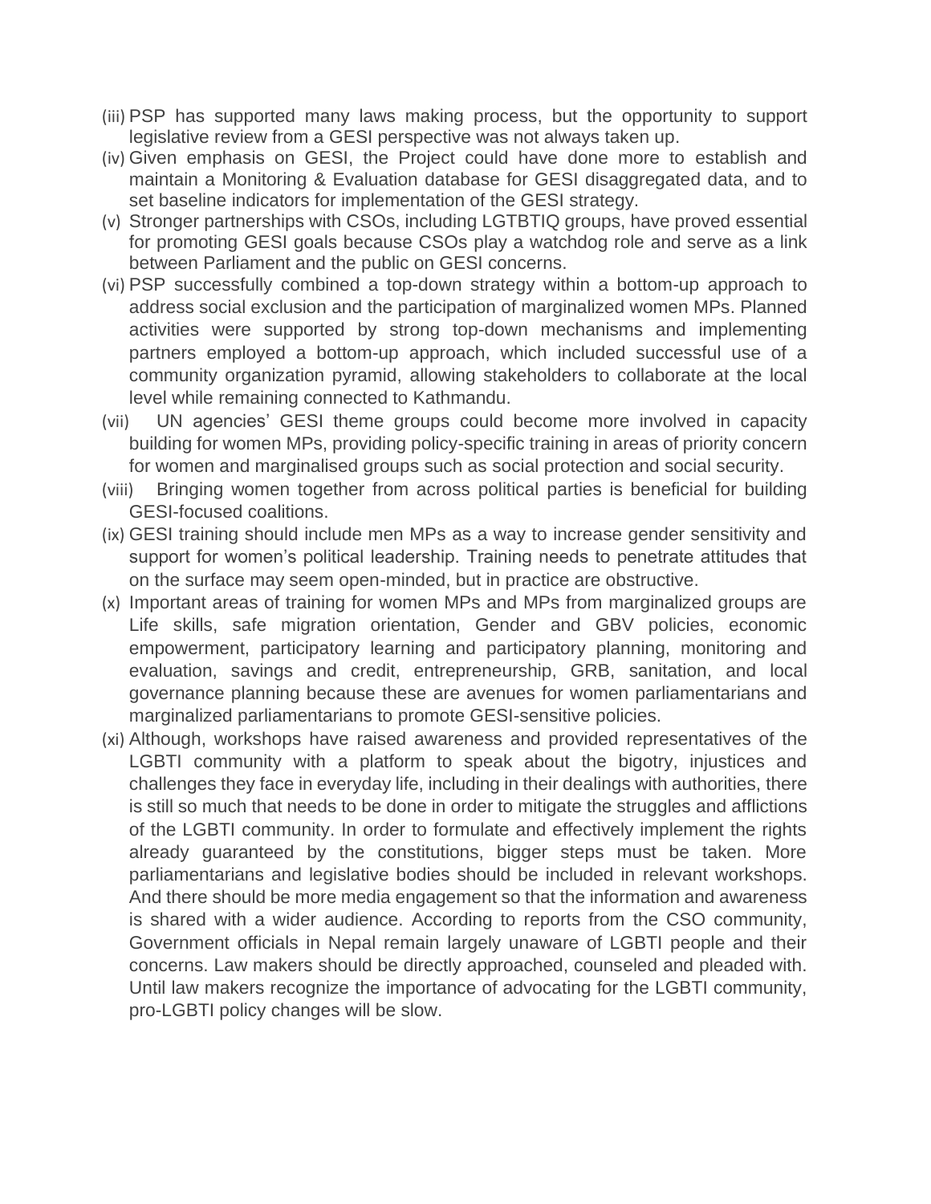(iii) PSP has supported many laws making process, but the opportunity to support legislative review from a GESI perspective was not always taken up.

(iv) Given emphasis on GESI, the Project could have done more to establish and maintain a Monitoring & Evaluation database for GESI disaggregated data, and to set baseline indicators for implementation of the GESI strategy.

(v) Stronger partnerships with CSOs, including LGTBTIQ groups, have proved essential for promoting GESI goals because CSOs play a watchdog role and serve as a link between Parliament and the public on GESI concerns.

(vi) PSP successfully combined a top-down strategy within a bottom-up approach to address social exclusion and the participation of marginalized women MPs. Planned activities were supported by strong top-down mechanisms and implementing partners employed a bottom-up approach, which included successful use of a community organization pyramid, allowing stakeholders to collaborate at the local level while remaining connected to Kathmandu.

(vii) UN agencies' GESI theme groups could become more involved in capacity building for women MPs, providing policy-specific training in areas of priority concern for women and marginalised groups such as social protection and social security.

(viii) Bringing women together from across political parties is beneficial for building GESI-focused coalitions.

(ix) GESI training should include men MPs as a way to increase gender sensitivity and support for women's political leadership. Training needs to penetrate attitudes that on the surface may seem open-minded, but in practice are obstructive.

(x) Important areas of training for women MPs and MPs from marginalized groups are Life skills, safe migration orientation, Gender and GBV policies, economic empowerment, participatory learning and participatory planning, monitoring and evaluation, savings and credit, entrepreneurship, GRB, sanitation, and local governance planning because these are avenues for women parliamentarians and marginalized parliamentarians to promote GESI-sensitive policies.

(xi) Although, workshops have raised awareness and provided representatives of the LGBTI community with a platform to speak about the bigotry, injustices and challenges they face in everyday life, including in their dealings with authorities, there is still so much that needs to be done in order to mitigate the struggles and afflictions of the LGBTI community. In order to formulate and effectively implement the rights already guaranteed by the constitutions, bigger steps must be taken. More parliamentarians and legislative bodies should be included in relevant workshops. And there should be more media engagement so that the information and awareness is shared with a wider audience. According to reports from the CSO community, Government officials in Nepal remain largely unaware of LGBTI people and their concerns. Law makers should be directly approached, counseled and pleaded with. Until law makers recognize the importance of advocating for the LGBTI community, pro-LGBTI policy changes will be slow.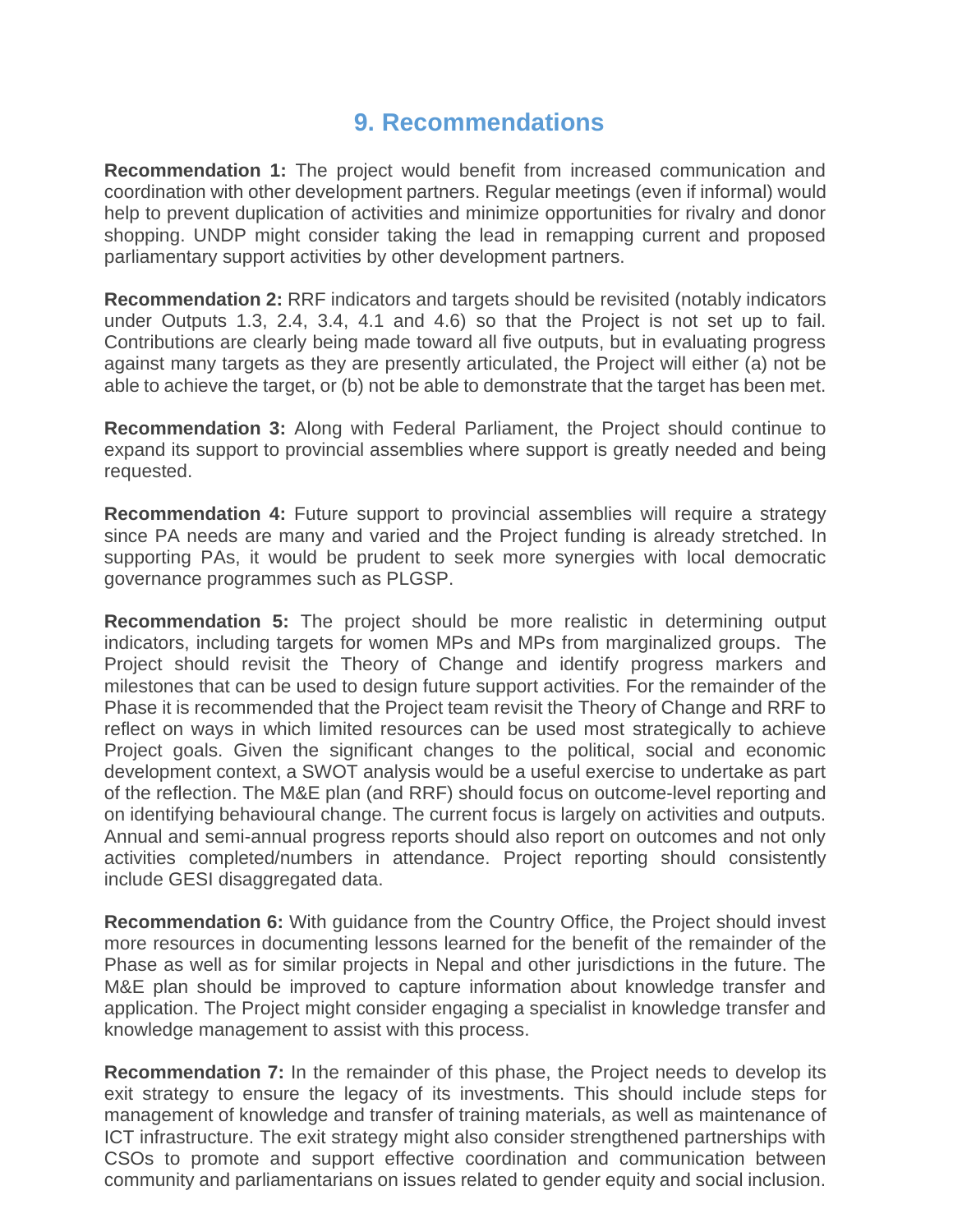# 9. Recommendations

**Recommendation 1:** The project would benefit from increased communication and coordination with other development partners. Regular meetings (even if informal) would help to prevent duplication of activities and minimize opportunities for rivalry and donor shopping. UNDP might consider taking the lead in remapping current and proposed parliamentary support activities by other development partners.

**Recommendation 2:** RRF indicators and targets should be revisited (notably indicators under Outputs 1.3, 2.4, 3.4, 4.1 and 4.6) so that the Project is not set up to fail. Contributions are clearly being made toward all five outputs, but in evaluating progress against many targets as they are presently articulated, the Project will either (a) not be able to achieve the target, or (b) not be able to demonstrate that the target has been met.

**Recommendation 3:** Along with Federal Parliament, the Project should continue to expand its support to provincial assemblies where support is greatly needed and being requested.

**Recommendation 4:** Future support to provincial assemblies will require a strategy since PA needs are many and varied and the Project funding is already stretched. In supporting PAs, it would be prudent to seek more synergies with local democratic governance programmes such as PLGSP.

**Recommendation 5:** The project should be more realistic in determining output indicators, including targets for women MPs and MPs from marginalized groups. The Project should revisit the Theory of Change and identify progress markers and milestones that can be used to design future support activities. For the remainder of the Phase it is recommended that the Project team revisit the Theory of Change and RRF to reflect on ways in which limited resources can be used most strategically to achieve Project goals. Given the significant changes to the political, social and economic development context, a SWOT analysis would be a useful exercise to undertake as part of the reflection. The M&E plan (and RRF) should focus on outcome-level reporting and on identifying behavioural change. The current focus is largely on activities and outputs. Annual and semi-annual progress reports should also report on outcomes and not only activities completed/numbers in attendance. Project reporting should consistently include GESI disaggregated data.

**Recommendation 6:** With guidance from the Country Office, the Project should invest more resources in documenting lessons learned for the benefit of the remainder of the Phase as well as for similar projects in Nepal and other jurisdictions in the future. The M&E plan should be improved to capture information about knowledge transfer and application. The Project might consider engaging a specialist in knowledge transfer and knowledge management to assist with this process.

**Recommendation 7:** In the remainder of this phase, the Project needs to develop its exit strategy to ensure the legacy of its investments. This should include steps for management of knowledge and transfer of training materials, as well as maintenance of ICT infrastructure. The exit strategy might also consider strengthened partnerships with CSOs to promote and support effective coordination and communication between community and parliamentarians on issues related to gender equity and social inclusion.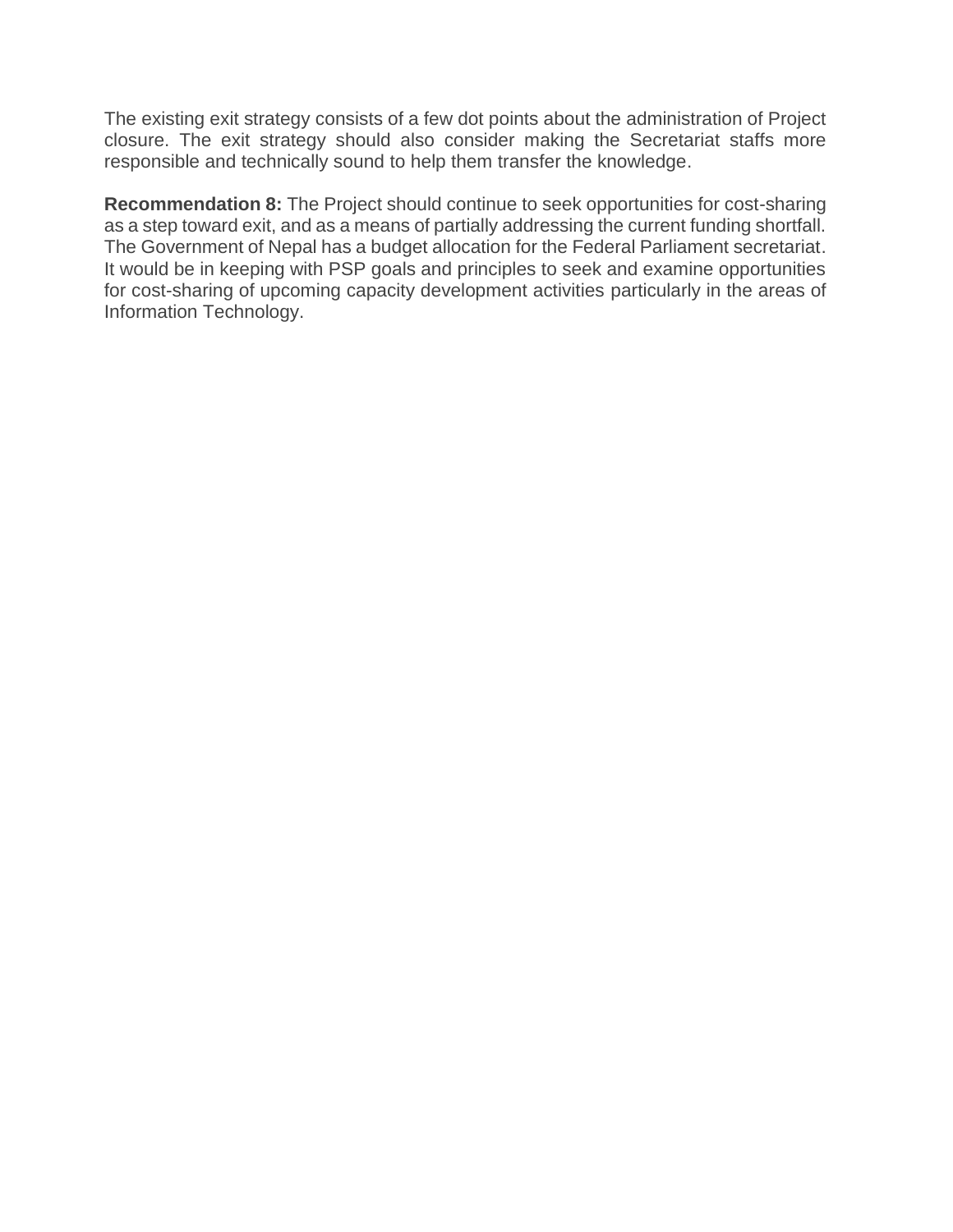The existing exit strategy consists of a few dot points about the administration of Project closure. The exit strategy should also consider making the Secretariat staffs more responsible and technically sound to help them transfer the knowledge.

**Recommendation 8:** The Project should continue to seek opportunities for cost-sharing as a step toward exit, and as a means of partially addressing the current funding shortfall. The Government of Nepal has a budget allocation for the Federal Parliament secretariat. It would be in keeping with PSP goals and principles to seek and examine opportunities for cost-sharing of upcoming capacity development activities particularly in the areas of Information Technology.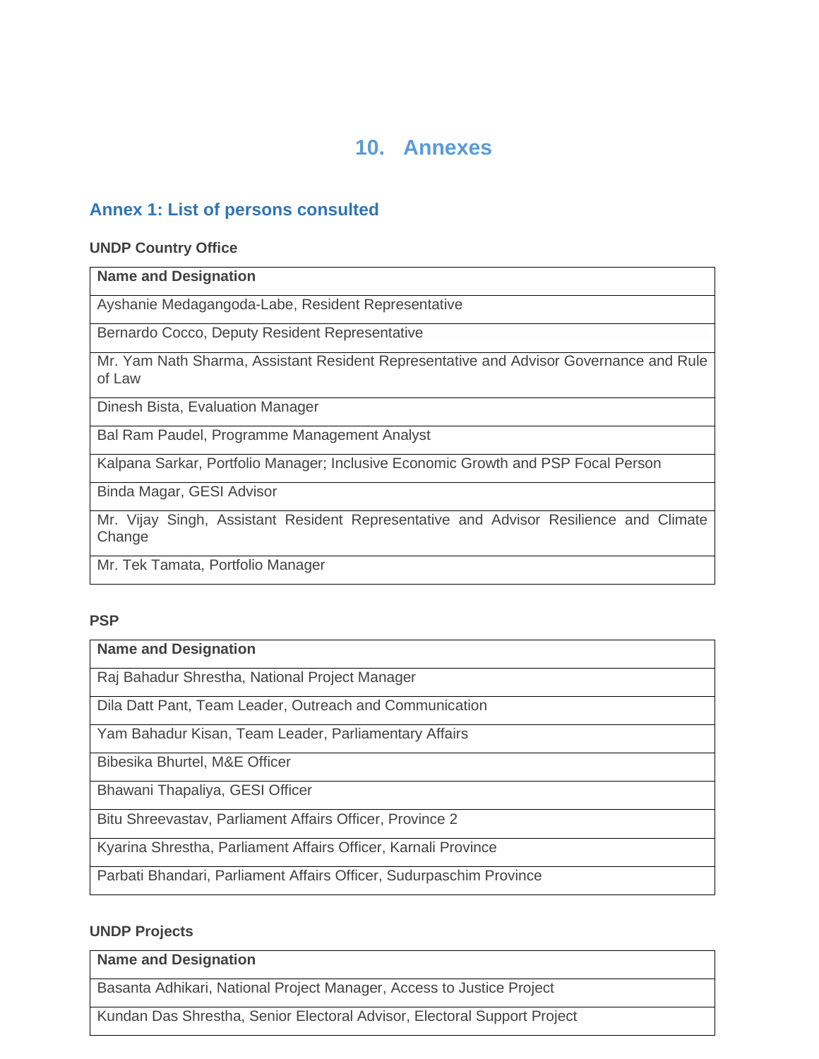# 10. Annexes

## Annex 1: List of persons consulted

**UNDP Country Office**

| Name and Designation |
|---|
| Ayshanie Medagangoda-Labe, Resident Representative |
| Bernardo Cocco, Deputy Resident Representative |
| Mr. Yam Nath Sharma, Assistant Resident Representative and Advisor Governance and Rule of Law |
| Dinesh Bista, Evaluation Manager |
| Bal Ram Paudel, Programme Management Analyst |
| Kalpana Sarkar, Portfolio Manager; Inclusive Economic Growth and PSP Focal Person |
| Binda Magar, GESI Advisor |
| Mr. Vijay Singh, Assistant Resident Representative and Advisor Resilience and Climate Change |
| Mr. Tek Tamata, Portfolio Manager |

**PSP**

| Name and Designation |
|---|
| Raj Bahadur Shrestha, National Project Manager |
| Dila Datt Pant, Team Leader, Outreach and Communication |
| Yam Bahadur Kisan, Team Leader, Parliamentary Affairs |
| Bibesika Bhurtel, M&E Officer |
| Bhawani Thapaliya, GESI Officer |
| Bitu Shreevastav, Parliament Affairs Officer, Province 2 |
| Kyarina Shrestha, Parliament Affairs Officer, Karnali Province |
| Parbati Bhandari, Parliament Affairs Officer, Sudurpaschim Province |

**UNDP Projects**

| Name and Designation |
|---|
| Basanta Adhikari, National Project Manager, Access to Justice Project |
| Kundan Das Shrestha, Senior Electoral Advisor, Electoral Support Project |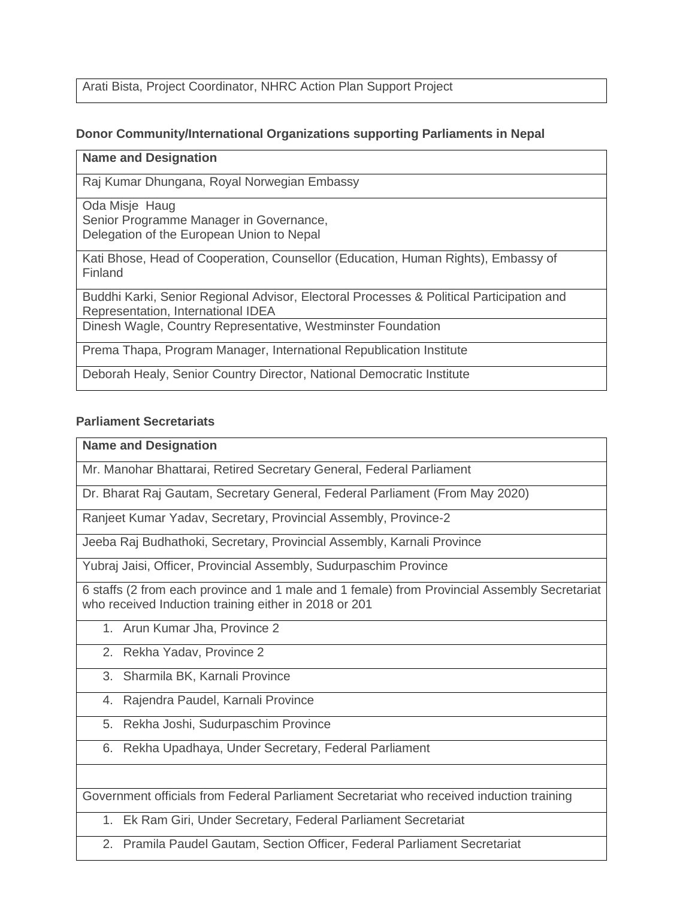| Arati Bista, Project Coordinator, NHRC Action Plan Support Project |
| --- |

**Donor Community/International Organizations supporting Parliaments in Nepal**

| Name and Designation |
| --- |
| Raj Kumar Dhungana, Royal Norwegian Embassy |
| Oda Misje Haug<br>Senior Programme Manager in Governance,<br>Delegation of the European Union to Nepal |
| Kati Bhose, Head of Cooperation, Counsellor (Education, Human Rights), Embassy of Finland |
| Buddhi Karki, Senior Regional Advisor, Electoral Processes & Political Participation and Representation, International IDEA |
| Dinesh Wagle, Country Representative, Westminster Foundation |
| Prema Thapa, Program Manager, International Republication Institute |
| Deborah Healy, Senior Country Director, National Democratic Institute |

**Parliament Secretariats**

| Name and Designation |
| --- |
| Mr. Manohar Bhattarai, Retired Secretary General, Federal Parliament |
| Dr. Bharat Raj Gautam, Secretary General, Federal Parliament (From May 2020) |
| Ranjeet Kumar Yadav, Secretary, Provincial Assembly, Province-2 |
| Jeeba Raj Budhathoki, Secretary, Provincial Assembly, Karnali Province |
| Yubraj Jaisi, Officer, Provincial Assembly, Sudurpaschim Province |
| 6 staffs (2 from each province and 1 male and 1 female) from Provincial Assembly Secretariat who received Induction training either in 2018 or 201 |
| 1. Arun Kumar Jha, Province 2 |
| 2. Rekha Yadav, Province 2 |
| 3. Sharmila BK, Karnali Province |
| 4. Rajendra Paudel, Karnali Province |
| 5. Rekha Joshi, Sudurpaschim Province |
| 6. Rekha Upadhaya, Under Secretary, Federal Parliament |
| |
| Government officials from Federal Parliament Secretariat who received induction training |
| 1. Ek Ram Giri, Under Secretary, Federal Parliament Secretariat |
| 2. Pramila Paudel Gautam, Section Officer, Federal Parliament Secretariat |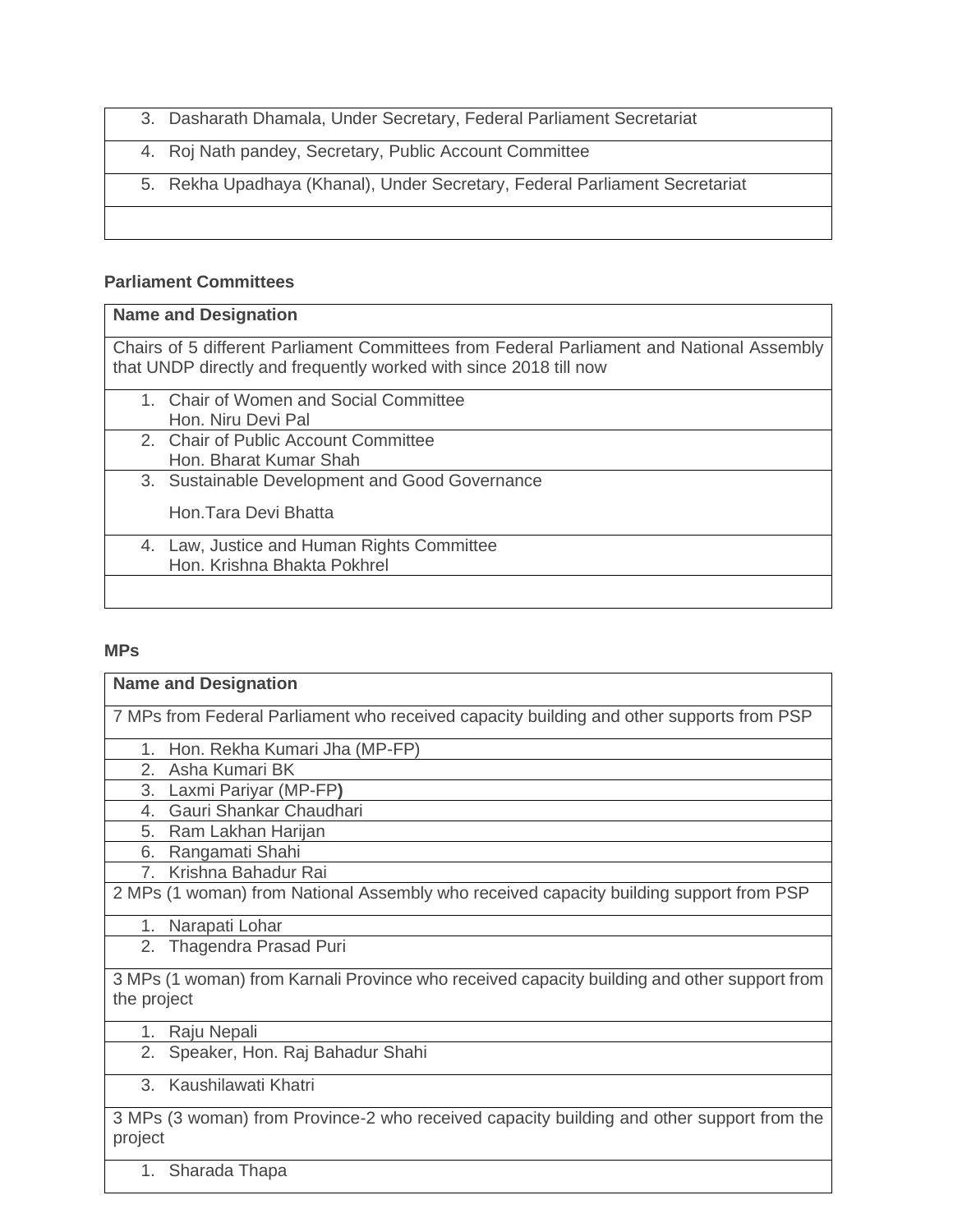| |
|---|
| 3. Dasharath Dhamala, Under Secretary, Federal Parliament Secretariat |
| 4. Roj Nath pandey, Secretary, Public Account Committee |
| 5. Rekha Upadhaya (Khanal), Under Secretary, Federal Parliament Secretariat |
| |

**Parliament Committees**

| Name and Designation |
|---|
| Chairs of 5 different Parliament Committees from Federal Parliament and National Assembly that UNDP directly and frequently worked with since 2018 till now |
| 1. Chair of Women and Social Committee<br>Hon. Niru Devi Pal |
| 2. Chair of Public Account Committee<br>Hon. Bharat Kumar Shah |
| 3. Sustainable Development and Good Governance<br>Hon.Tara Devi Bhatta |
| 4. Law, Justice and Human Rights Committee<br>Hon. Krishna Bhakta Pokhrel |
| |

**MPs**

| Name and Designation |
|---|
| 7 MPs from Federal Parliament who received capacity building and other supports from PSP |
| 1. Hon. Rekha Kumari Jha (MP-FP) |
| 2. Asha Kumari BK |
| 3. Laxmi Pariyar (MP-FP**)** |
| 4. Gauri Shankar Chaudhari |
| 5. Ram Lakhan Harijan |
| 6. Rangamati Shahi |
| 7. Krishna Bahadur Rai |
| 2 MPs (1 woman) from National Assembly who received capacity building support from PSP |
| 1. Narapati Lohar |
| 2. Thagendra Prasad Puri |
| 3 MPs (1 woman) from Karnali Province who received capacity building and other support from the project |
| 1. Raju Nepali |
| 2. Speaker, Hon. Raj Bahadur Shahi |
| 3. Kaushilawati Khatri |
| 3 MPs (3 woman) from Province-2 who received capacity building and other support from the project |
| 1. Sharada Thapa |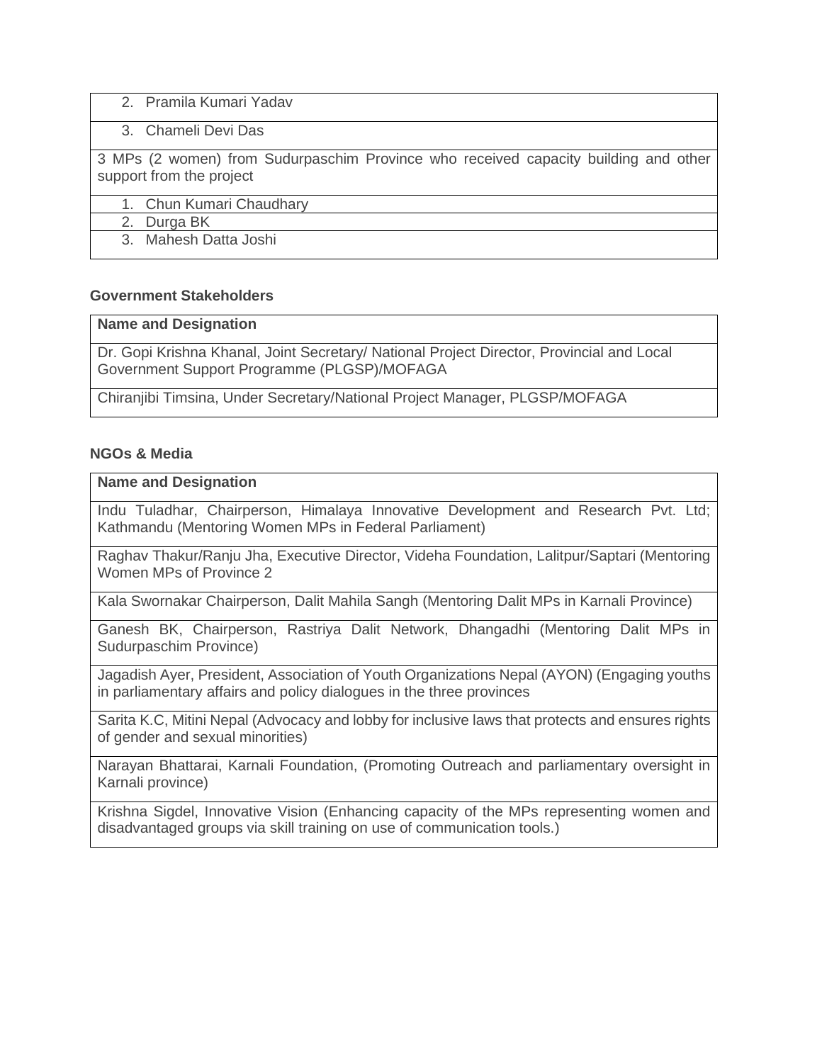| |
|---|
| 2. Pramila Kumari Yadav |
| 3. Chameli Devi Das |
| 3 MPs (2 women) from Sudurpaschim Province who received capacity building and other support from the project |
| 1. Chun Kumari Chaudhary |
| 2. Durga BK |
| 3. Mahesh Datta Joshi |

**Government Stakeholders**

| Name and Designation |
|---|
| Dr. Gopi Krishna Khanal, Joint Secretary/ National Project Director, Provincial and Local Government Support Programme (PLGSP)/MOFAGA |
| Chiranjibi Timsina, Under Secretary/National Project Manager, PLGSP/MOFAGA |

**NGOs & Media**

| Name and Designation |
|---|
| Indu Tuladhar, Chairperson, Himalaya Innovative Development and Research Pvt. Ltd; Kathmandu (Mentoring Women MPs in Federal Parliament) |
| Raghav Thakur/Ranju Jha, Executive Director, Videha Foundation, Lalitpur/Saptari (Mentoring Women MPs of Province 2 |
| Kala Swornakar Chairperson, Dalit Mahila Sangh (Mentoring Dalit MPs in Karnali Province) |
| Ganesh BK, Chairperson, Rastriya Dalit Network, Dhangadhi (Mentoring Dalit MPs in Sudurpaschim Province) |
| Jagadish Ayer, President, Association of Youth Organizations Nepal (AYON) (Engaging youths in parliamentary affairs and policy dialogues in the three provinces |
| Sarita K.C, Mitini Nepal (Advocacy and lobby for inclusive laws that protects and ensures rights of gender and sexual minorities) |
| Narayan Bhattarai, Karnali Foundation, (Promoting Outreach and parliamentary oversight in Karnali province) |
| Krishna Sigdel, Innovative Vision (Enhancing capacity of the MPs representing women and disadvantaged groups via skill training on use of communication tools.) |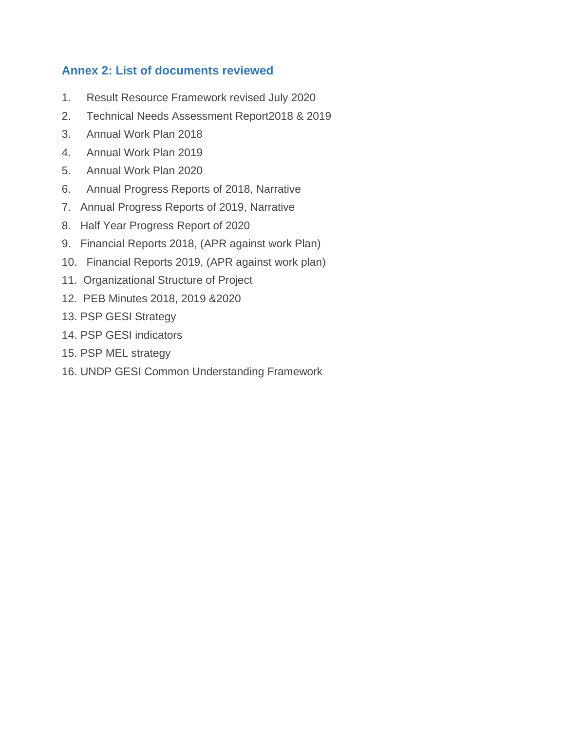## Annex 2: List of documents reviewed

1. Result Resource Framework revised July 2020
2. Technical Needs Assessment Report2018 & 2019
3. Annual Work Plan 2018
4. Annual Work Plan 2019
5. Annual Work Plan 2020
6. Annual Progress Reports of 2018, Narrative
7. Annual Progress Reports of 2019, Narrative
8. Half Year Progress Report of 2020
9. Financial Reports 2018, (APR against work Plan)
10. Financial Reports 2019, (APR against work plan)
11. Organizational Structure of Project
12. PEB Minutes 2018, 2019 &2020
13. PSP GESI Strategy
14. PSP GESI indicators
15. PSP MEL strategy
16. UNDP GESI Common Understanding Framework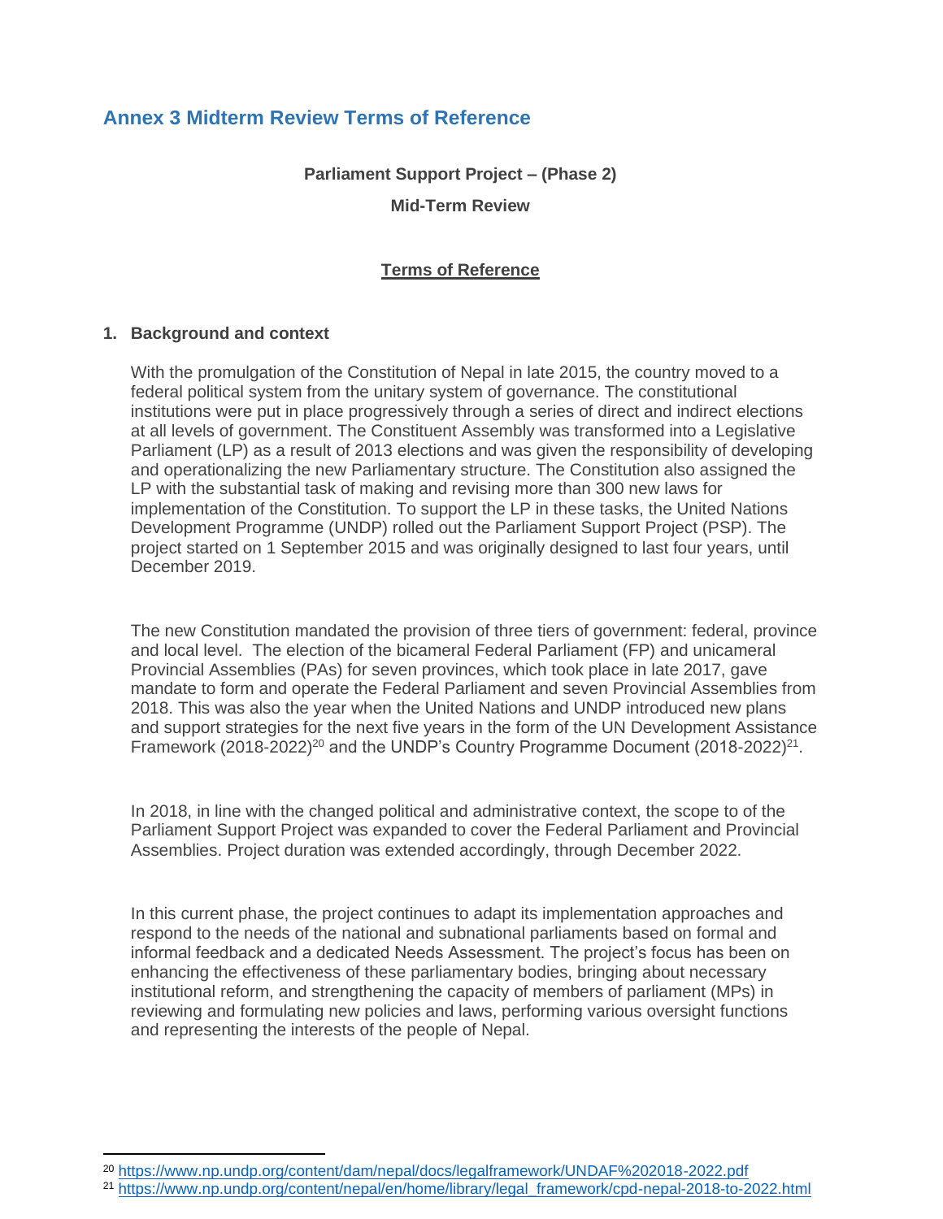## Annex 3 Midterm Review Terms of Reference

**Parliament Support Project – (Phase 2)**

**Mid-Term Review**

**Terms of Reference**

### 1. Background and context

With the promulgation of the Constitution of Nepal in late 2015, the country moved to a federal political system from the unitary system of governance. The constitutional institutions were put in place progressively through a series of direct and indirect elections at all levels of government. The Constituent Assembly was transformed into a Legislative Parliament (LP) as a result of 2013 elections and was given the responsibility of developing and operationalizing the new Parliamentary structure. The Constitution also assigned the LP with the substantial task of making and revising more than 300 new laws for implementation of the Constitution. To support the LP in these tasks, the United Nations Development Programme (UNDP) rolled out the Parliament Support Project (PSP). The project started on 1 September 2015 and was originally designed to last four years, until December 2019.

The new Constitution mandated the provision of three tiers of government: federal, province and local level. The election of the bicameral Federal Parliament (FP) and unicameral Provincial Assemblies (PAs) for seven provinces, which took place in late 2017, gave mandate to form and operate the Federal Parliament and seven Provincial Assemblies from 2018. This was also the year when the United Nations and UNDP introduced new plans and support strategies for the next five years in the form of the UN Development Assistance Framework (2018-2022)[20] and the UNDP's Country Programme Document (2018-2022)[21].

In 2018, in line with the changed political and administrative context, the scope to of the Parliament Support Project was expanded to cover the Federal Parliament and Provincial Assemblies. Project duration was extended accordingly, through December 2022.

In this current phase, the project continues to adapt its implementation approaches and respond to the needs of the national and subnational parliaments based on formal and informal feedback and a dedicated Needs Assessment. The project's focus has been on enhancing the effectiveness of these parliamentary bodies, bringing about necessary institutional reform, and strengthening the capacity of members of parliament (MPs) in reviewing and formulating new policies and laws, performing various oversight functions and representing the interests of the people of Nepal.

---

[20] https://www.np.undp.org/content/dam/nepal/docs/legalframework/UNDAF%202018-2022.pdf

[21] https://www.np.undp.org/content/nepal/en/home/library/legal_framework/cpd-nepal-2018-to-2022.html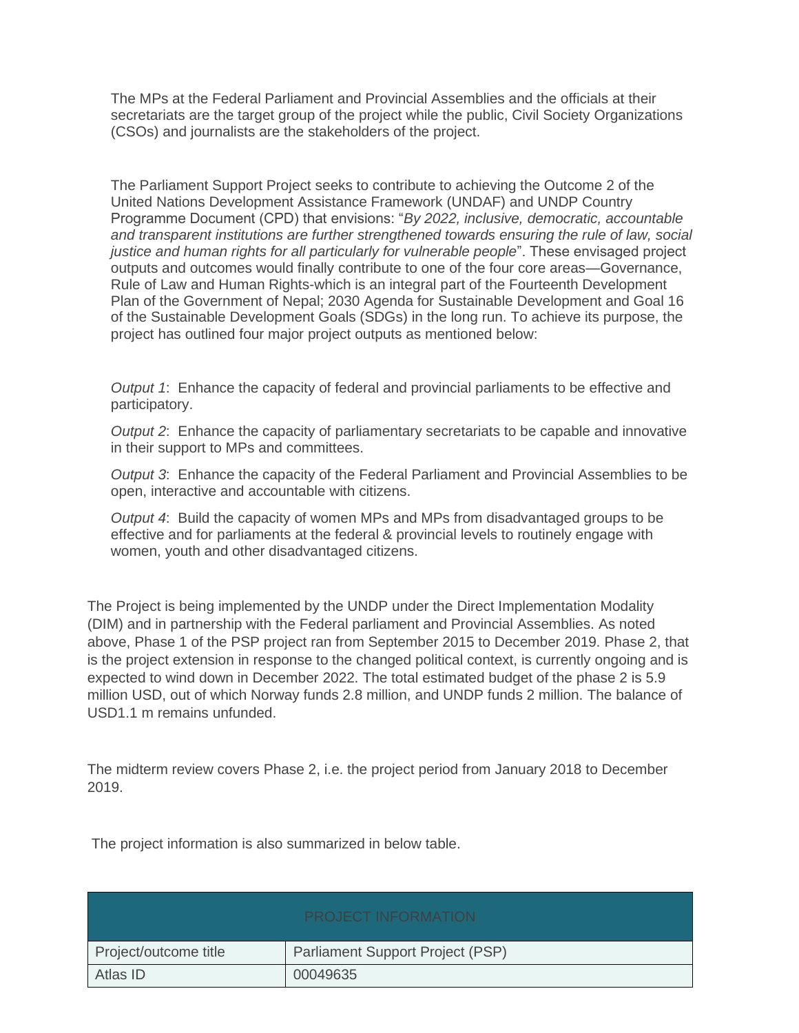The MPs at the Federal Parliament and Provincial Assemblies and the officials at their secretariats are the target group of the project while the public, Civil Society Organizations (CSOs) and journalists are the stakeholders of the project.

The Parliament Support Project seeks to contribute to achieving the Outcome 2 of the United Nations Development Assistance Framework (UNDAF) and UNDP Country Programme Document (CPD) that envisions: "*By 2022, inclusive, democratic, accountable and transparent institutions are further strengthened towards ensuring the rule of law, social justice and human rights for all particularly for vulnerable people*". These envisaged project outputs and outcomes would finally contribute to one of the four core areas—Governance, Rule of Law and Human Rights-which is an integral part of the Fourteenth Development Plan of the Government of Nepal; 2030 Agenda for Sustainable Development and Goal 16 of the Sustainable Development Goals (SDGs) in the long run. To achieve its purpose, the project has outlined four major project outputs as mentioned below:

*Output 1*: Enhance the capacity of federal and provincial parliaments to be effective and participatory.

*Output 2*: Enhance the capacity of parliamentary secretariats to be capable and innovative in their support to MPs and committees.

*Output 3*: Enhance the capacity of the Federal Parliament and Provincial Assemblies to be open, interactive and accountable with citizens.

*Output 4*: Build the capacity of women MPs and MPs from disadvantaged groups to be effective and for parliaments at the federal & provincial levels to routinely engage with women, youth and other disadvantaged citizens.

The Project is being implemented by the UNDP under the Direct Implementation Modality (DIM) and in partnership with the Federal parliament and Provincial Assemblies. As noted above, Phase 1 of the PSP project ran from September 2015 to December 2019. Phase 2, that is the project extension in response to the changed political context, is currently ongoing and is expected to wind down in December 2022. The total estimated budget of the phase 2 is 5.9 million USD, out of which Norway funds 2.8 million, and UNDP funds 2 million. The balance of USD1.1 m remains unfunded.

The midterm review covers Phase 2, i.e. the project period from January 2018 to December 2019.

The project information is also summarized in below table.

| PROJECT INFORMATION | |
|---|---|
| Project/outcome title | Parliament Support Project (PSP) |
| Atlas ID | 00049635 |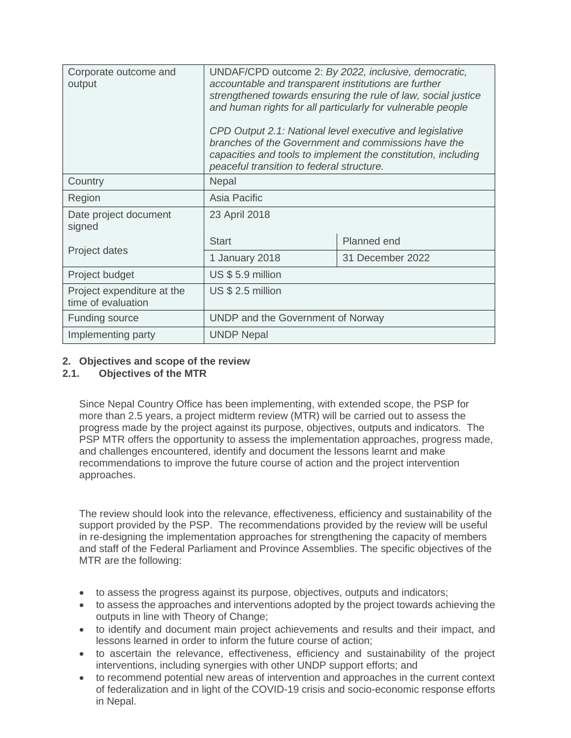| | | |
|---|---|---|
| Corporate outcome and output | UNDAF/CPD outcome 2: *By 2022, inclusive, democratic, accountable and transparent institutions are further strengthened towards ensuring the rule of law, social justice and human rights for all particularly for vulnerable people*<br><br>*CPD Output 2.1: National level executive and legislative branches of the Government and commissions have the capacities and tools to implement the constitution, including peaceful transition to federal structure.* | |
| Country | Nepal | |
| Region | Asia Pacific | |
| Date project document signed | 23 April 2018 | |
| Project dates | Start | Planned end |
| | 1 January 2018 | 31 December 2022 |
| Project budget | US $ 5.9 million | |
| Project expenditure at the time of evaluation | US $ 2.5 million | |
| Funding source | UNDP and the Government of Norway | |
| Implementing party | UNDP Nepal | |

## 2. Objectives and scope of the review

### 2.1. Objectives of the MTR

Since Nepal Country Office has been implementing, with extended scope, the PSP for more than 2.5 years, a project midterm review (MTR) will be carried out to assess the progress made by the project against its purpose, objectives, outputs and indicators. The PSP MTR offers the opportunity to assess the implementation approaches, progress made, and challenges encountered, identify and document the lessons learnt and make recommendations to improve the future course of action and the project intervention approaches.

The review should look into the relevance, effectiveness, efficiency and sustainability of the support provided by the PSP. The recommendations provided by the review will be useful in re-designing the implementation approaches for strengthening the capacity of members and staff of the Federal Parliament and Province Assemblies. The specific objectives of the MTR are the following:

- to assess the progress against its purpose, objectives, outputs and indicators;
- to assess the approaches and interventions adopted by the project towards achieving the outputs in line with Theory of Change;
- to identify and document main project achievements and results and their impact, and lessons learned in order to inform the future course of action;
- to ascertain the relevance, effectiveness, efficiency and sustainability of the project interventions, including synergies with other UNDP support efforts; and
- to recommend potential new areas of intervention and approaches in the current context of federalization and in light of the COVID-19 crisis and socio-economic response efforts in Nepal.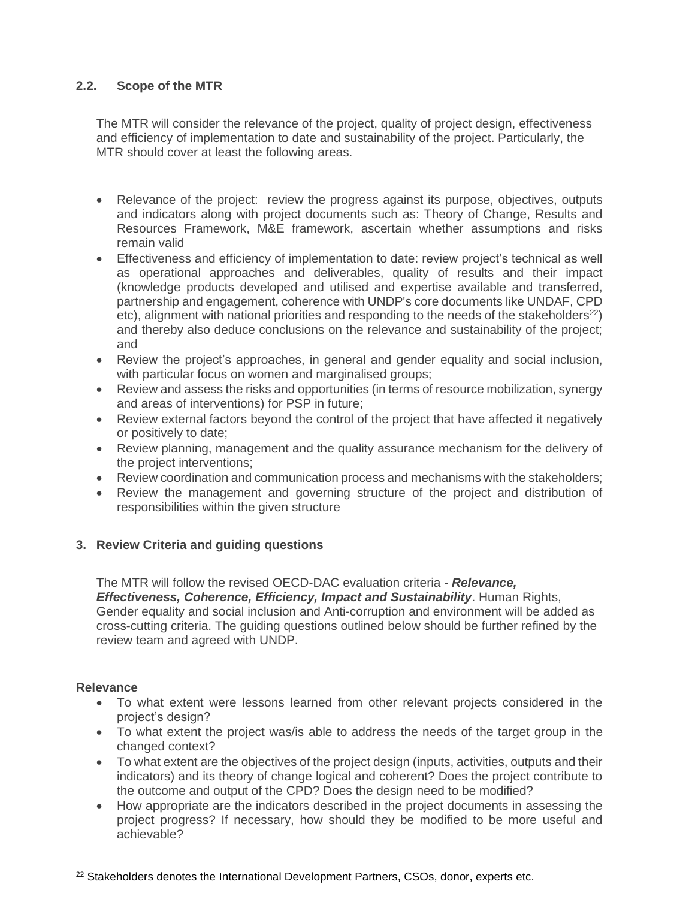### 2.2. Scope of the MTR

The MTR will consider the relevance of the project, quality of project design, effectiveness and efficiency of implementation to date and sustainability of the project. Particularly, the MTR should cover at least the following areas.

- Relevance of the project: review the progress against its purpose, objectives, outputs and indicators along with project documents such as: Theory of Change, Results and Resources Framework, M&E framework, ascertain whether assumptions and risks remain valid
- Effectiveness and efficiency of implementation to date: review project's technical as well as operational approaches and deliverables, quality of results and their impact (knowledge products developed and utilised and expertise available and transferred, partnership and engagement, coherence with UNDP's core documents like UNDAF, CPD etc), alignment with national priorities and responding to the needs of the stakeholders[22]) and thereby also deduce conclusions on the relevance and sustainability of the project; and
- Review the project's approaches, in general and gender equality and social inclusion, with particular focus on women and marginalised groups;
- Review and assess the risks and opportunities (in terms of resource mobilization, synergy and areas of interventions) for PSP in future;
- Review external factors beyond the control of the project that have affected it negatively or positively to date;
- Review planning, management and the quality assurance mechanism for the delivery of the project interventions;
- Review coordination and communication process and mechanisms with the stakeholders;
- Review the management and governing structure of the project and distribution of responsibilities within the given structure

## 3. Review Criteria and guiding questions

The MTR will follow the revised OECD-DAC evaluation criteria - ***Relevance, Effectiveness, Coherence, Efficiency, Impact and Sustainability***. Human Rights, Gender equality and social inclusion and Anti-corruption and environment will be added as cross-cutting criteria. The guiding questions outlined below should be further refined by the review team and agreed with UNDP.

**Relevance**

- To what extent were lessons learned from other relevant projects considered in the project's design?
- To what extent the project was/is able to address the needs of the target group in the changed context?
- To what extent are the objectives of the project design (inputs, activities, outputs and their indicators) and its theory of change logical and coherent? Does the project contribute to the outcome and output of the CPD? Does the design need to be modified?
- How appropriate are the indicators described in the project documents in assessing the project progress? If necessary, how should they be modified to be more useful and achievable?

[22] Stakeholders denotes the International Development Partners, CSOs, donor, experts etc.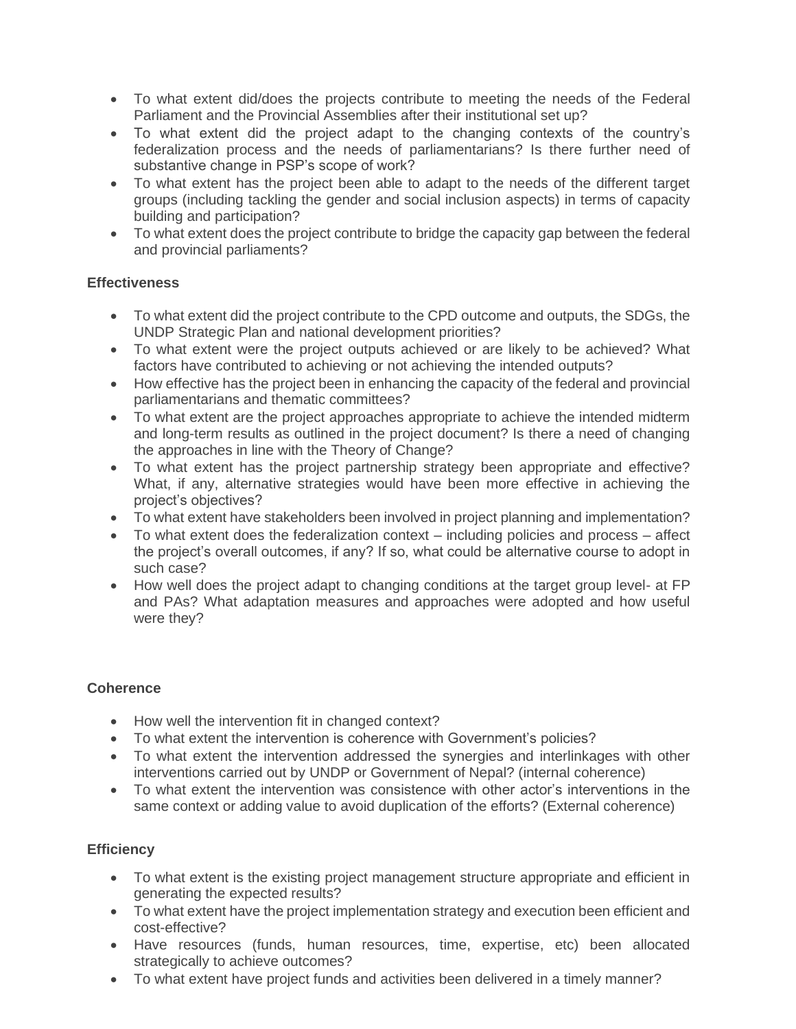- To what extent did/does the projects contribute to meeting the needs of the Federal Parliament and the Provincial Assemblies after their institutional set up?
- To what extent did the project adapt to the changing contexts of the country's federalization process and the needs of parliamentarians? Is there further need of substantive change in PSP's scope of work?
- To what extent has the project been able to adapt to the needs of the different target groups (including tackling the gender and social inclusion aspects) in terms of capacity building and participation?
- To what extent does the project contribute to bridge the capacity gap between the federal and provincial parliaments?

**Effectiveness**

- To what extent did the project contribute to the CPD outcome and outputs, the SDGs, the UNDP Strategic Plan and national development priorities?
- To what extent were the project outputs achieved or are likely to be achieved? What factors have contributed to achieving or not achieving the intended outputs?
- How effective has the project been in enhancing the capacity of the federal and provincial parliamentarians and thematic committees?
- To what extent are the project approaches appropriate to achieve the intended midterm and long-term results as outlined in the project document? Is there a need of changing the approaches in line with the Theory of Change?
- To what extent has the project partnership strategy been appropriate and effective? What, if any, alternative strategies would have been more effective in achieving the project's objectives?
- To what extent have stakeholders been involved in project planning and implementation?
- To what extent does the federalization context – including policies and process – affect the project's overall outcomes, if any? If so, what could be alternative course to adopt in such case?
- How well does the project adapt to changing conditions at the target group level- at FP and PAs? What adaptation measures and approaches were adopted and how useful were they?

**Coherence**

- How well the intervention fit in changed context?
- To what extent the intervention is coherence with Government's policies?
- To what extent the intervention addressed the synergies and interlinkages with other interventions carried out by UNDP or Government of Nepal? (internal coherence)
- To what extent the intervention was consistence with other actor's interventions in the same context or adding value to avoid duplication of the efforts? (External coherence)

**Efficiency**

- To what extent is the existing project management structure appropriate and efficient in generating the expected results?
- To what extent have the project implementation strategy and execution been efficient and cost-effective?
- Have resources (funds, human resources, time, expertise, etc) been allocated strategically to achieve outcomes?
- To what extent have project funds and activities been delivered in a timely manner?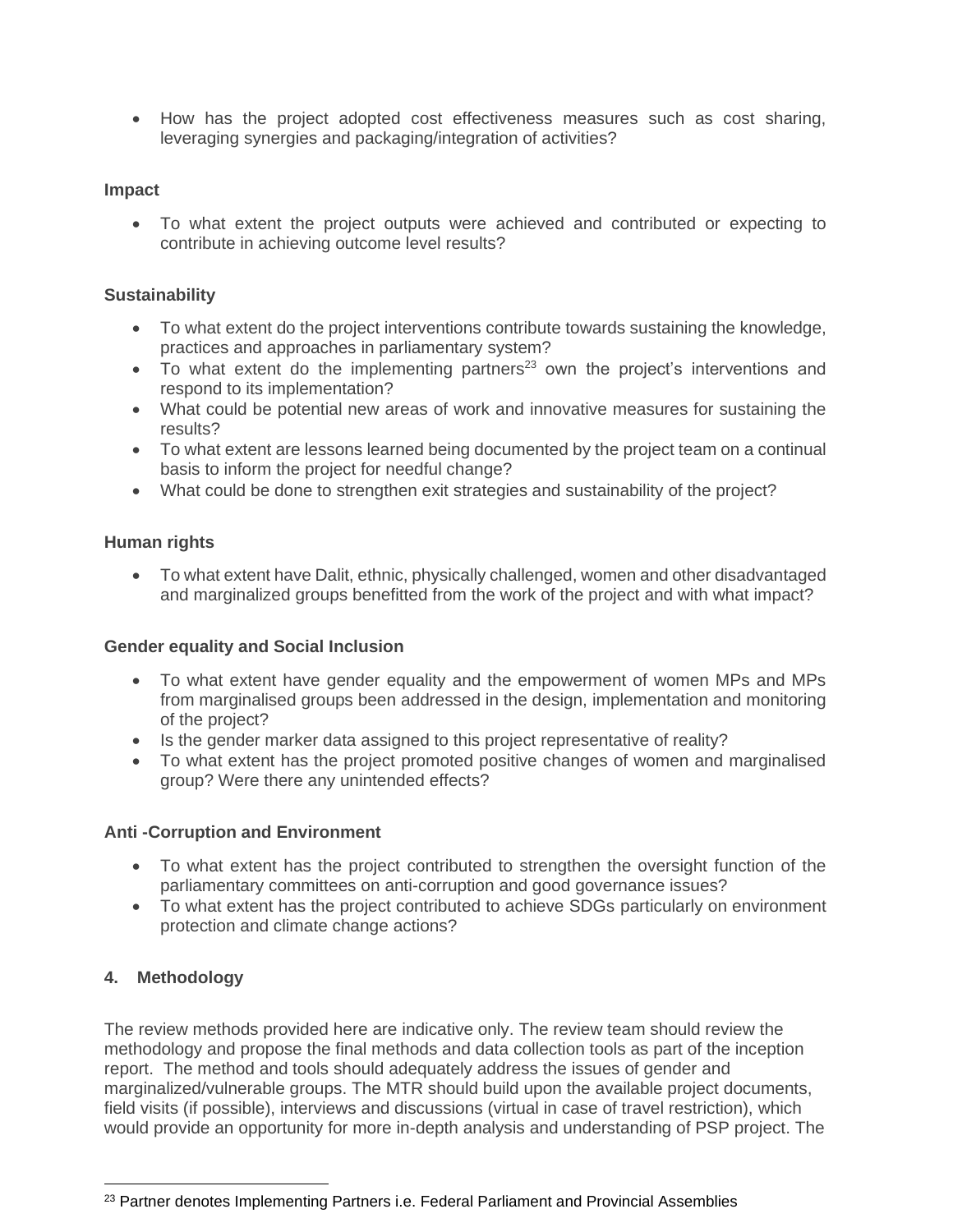- How has the project adopted cost effectiveness measures such as cost sharing, leveraging synergies and packaging/integration of activities?

**Impact**

- To what extent the project outputs were achieved and contributed or expecting to contribute in achieving outcome level results?

**Sustainability**

- To what extent do the project interventions contribute towards sustaining the knowledge, practices and approaches in parliamentary system?
- To what extent do the implementing partners[23] own the project's interventions and respond to its implementation?
- What could be potential new areas of work and innovative measures for sustaining the results?
- To what extent are lessons learned being documented by the project team on a continual basis to inform the project for needful change?
- What could be done to strengthen exit strategies and sustainability of the project?

**Human rights**

- To what extent have Dalit, ethnic, physically challenged, women and other disadvantaged and marginalized groups benefitted from the work of the project and with what impact?

**Gender equality and Social Inclusion**

- To what extent have gender equality and the empowerment of women MPs and MPs from marginalised groups been addressed in the design, implementation and monitoring of the project?
- Is the gender marker data assigned to this project representative of reality?
- To what extent has the project promoted positive changes of women and marginalised group? Were there any unintended effects?

**Anti -Corruption and Environment**

- To what extent has the project contributed to strengthen the oversight function of the parliamentary committees on anti-corruption and good governance issues?
- To what extent has the project contributed to achieve SDGs particularly on environment protection and climate change actions?

## 4. Methodology

The review methods provided here are indicative only. The review team should review the methodology and propose the final methods and data collection tools as part of the inception report. The method and tools should adequately address the issues of gender and marginalized/vulnerable groups. The MTR should build upon the available project documents, field visits (if possible), interviews and discussions (virtual in case of travel restriction), which would provide an opportunity for more in-depth analysis and understanding of PSP project. The

[23] Partner denotes Implementing Partners i.e. Federal Parliament and Provincial Assemblies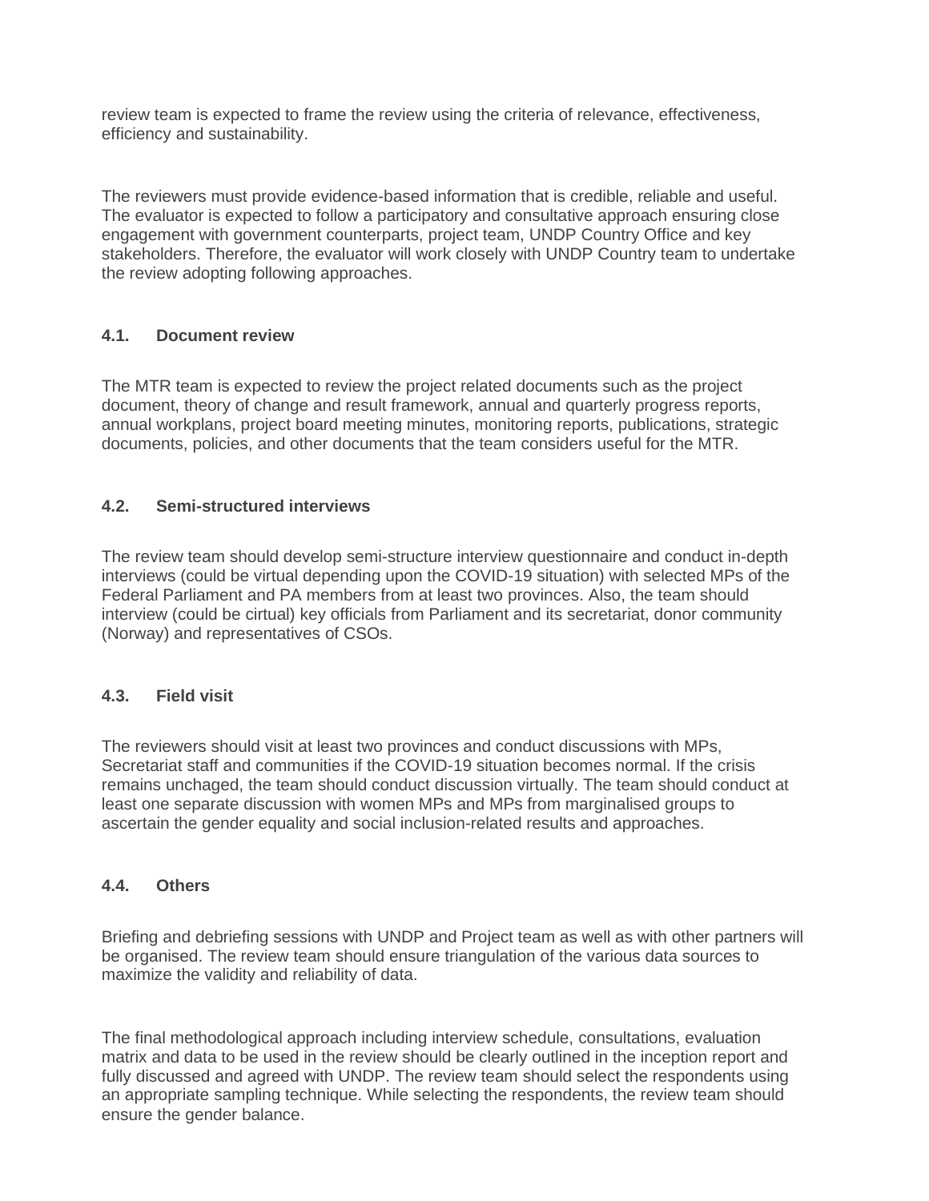review team is expected to frame the review using the criteria of relevance, effectiveness, efficiency and sustainability.

The reviewers must provide evidence-based information that is credible, reliable and useful. The evaluator is expected to follow a participatory and consultative approach ensuring close engagement with government counterparts, project team, UNDP Country Office and key stakeholders. Therefore, the evaluator will work closely with UNDP Country team to undertake the review adopting following approaches.

### 4.1. Document review

The MTR team is expected to review the project related documents such as the project document, theory of change and result framework, annual and quarterly progress reports, annual workplans, project board meeting minutes, monitoring reports, publications, strategic documents, policies, and other documents that the team considers useful for the MTR.

### 4.2. Semi-structured interviews

The review team should develop semi-structure interview questionnaire and conduct in-depth interviews (could be virtual depending upon the COVID-19 situation) with selected MPs of the Federal Parliament and PA members from at least two provinces. Also, the team should interview (could be cirtual) key officials from Parliament and its secretariat, donor community (Norway) and representatives of CSOs.

### 4.3. Field visit

The reviewers should visit at least two provinces and conduct discussions with MPs, Secretariat staff and communities if the COVID-19 situation becomes normal. If the crisis remains unchaged, the team should conduct discussion virtually. The team should conduct at least one separate discussion with women MPs and MPs from marginalised groups to ascertain the gender equality and social inclusion-related results and approaches.

### 4.4. Others

Briefing and debriefing sessions with UNDP and Project team as well as with other partners will be organised. The review team should ensure triangulation of the various data sources to maximize the validity and reliability of data.

The final methodological approach including interview schedule, consultations, evaluation matrix and data to be used in the review should be clearly outlined in the inception report and fully discussed and agreed with UNDP. The review team should select the respondents using an appropriate sampling technique. While selecting the respondents, the review team should ensure the gender balance.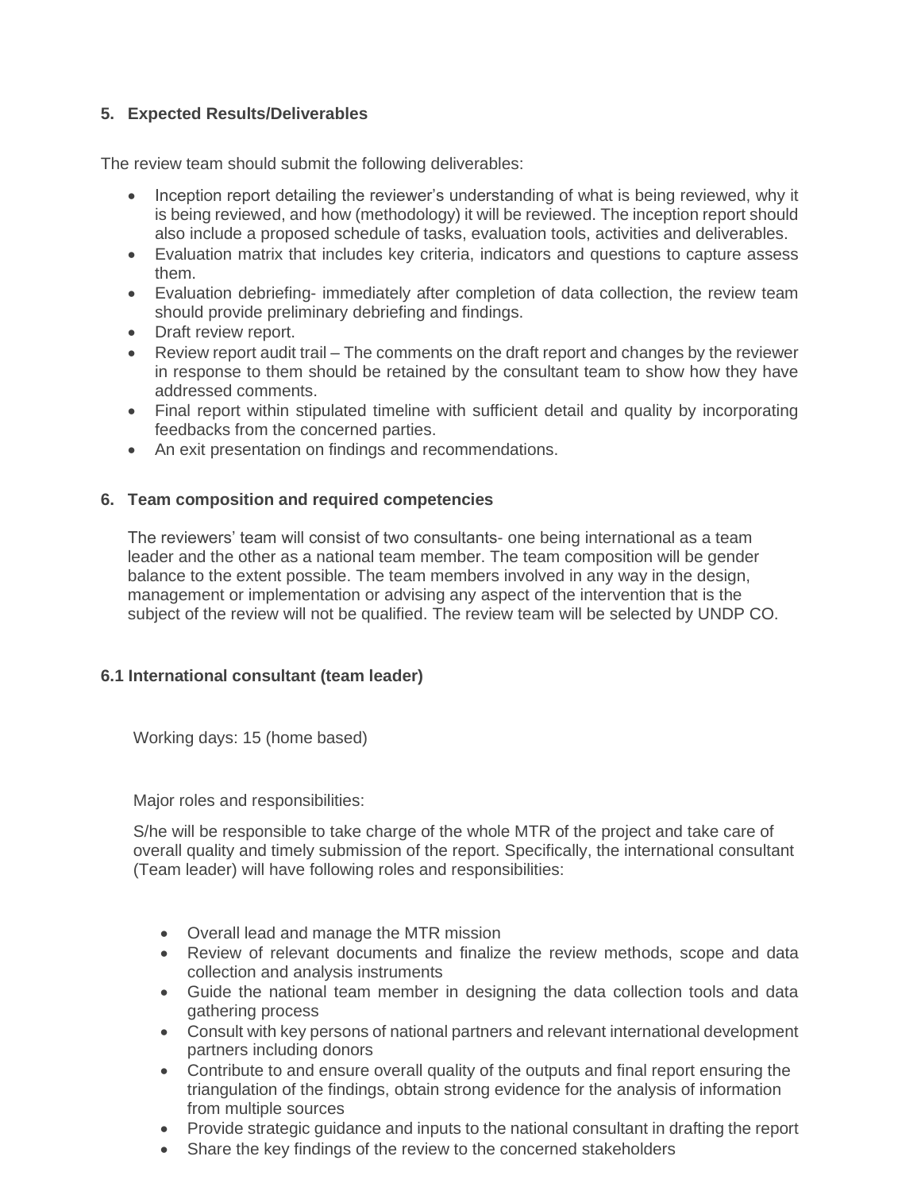## 5. Expected Results/Deliverables

The review team should submit the following deliverables:

- Inception report detailing the reviewer's understanding of what is being reviewed, why it is being reviewed, and how (methodology) it will be reviewed. The inception report should also include a proposed schedule of tasks, evaluation tools, activities and deliverables.
- Evaluation matrix that includes key criteria, indicators and questions to capture assess them.
- Evaluation debriefing- immediately after completion of data collection, the review team should provide preliminary debriefing and findings.
- Draft review report.
- Review report audit trail – The comments on the draft report and changes by the reviewer in response to them should be retained by the consultant team to show how they have addressed comments.
- Final report within stipulated timeline with sufficient detail and quality by incorporating feedbacks from the concerned parties.
- An exit presentation on findings and recommendations.

## 6. Team composition and required competencies

The reviewers' team will consist of two consultants- one being international as a team leader and the other as a national team member. The team composition will be gender balance to the extent possible. The team members involved in any way in the design, management or implementation or advising any aspect of the intervention that is the subject of the review will not be qualified. The review team will be selected by UNDP CO.

### 6.1 International consultant (team leader)

Working days: 15 (home based)

Major roles and responsibilities:

S/he will be responsible to take charge of the whole MTR of the project and take care of overall quality and timely submission of the report. Specifically, the international consultant (Team leader) will have following roles and responsibilities:

- Overall lead and manage the MTR mission
- Review of relevant documents and finalize the review methods, scope and data collection and analysis instruments
- Guide the national team member in designing the data collection tools and data gathering process
- Consult with key persons of national partners and relevant international development partners including donors
- Contribute to and ensure overall quality of the outputs and final report ensuring the triangulation of the findings, obtain strong evidence for the analysis of information from multiple sources
- Provide strategic guidance and inputs to the national consultant in drafting the report
- Share the key findings of the review to the concerned stakeholders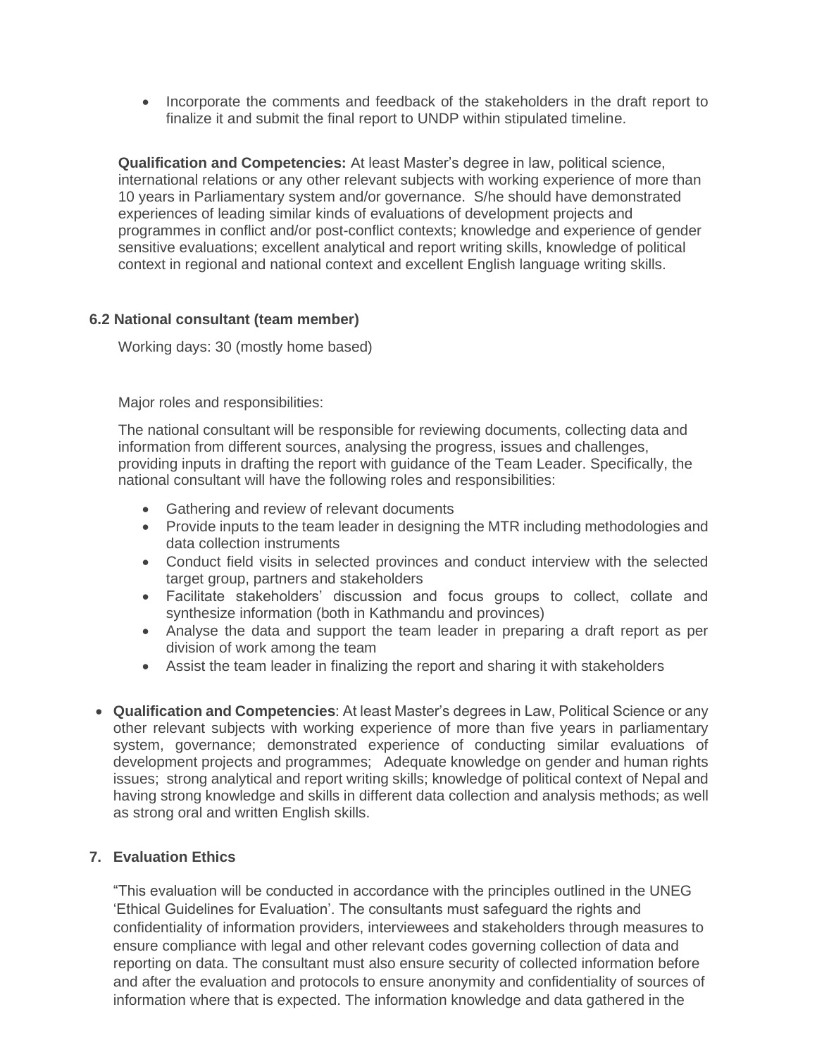- Incorporate the comments and feedback of the stakeholders in the draft report to finalize it and submit the final report to UNDP within stipulated timeline.

**Qualification and Competencies:** At least Master's degree in law, political science, international relations or any other relevant subjects with working experience of more than 10 years in Parliamentary system and/or governance. S/he should have demonstrated experiences of leading similar kinds of evaluations of development projects and programmes in conflict and/or post-conflict contexts; knowledge and experience of gender sensitive evaluations; excellent analytical and report writing skills, knowledge of political context in regional and national context and excellent English language writing skills.

**6.2 National consultant (team member)**

Working days: 30 (mostly home based)

Major roles and responsibilities:

The national consultant will be responsible for reviewing documents, collecting data and information from different sources, analysing the progress, issues and challenges, providing inputs in drafting the report with guidance of the Team Leader. Specifically, the national consultant will have the following roles and responsibilities:

- Gathering and review of relevant documents
- Provide inputs to the team leader in designing the MTR including methodologies and data collection instruments
- Conduct field visits in selected provinces and conduct interview with the selected target group, partners and stakeholders
- Facilitate stakeholders' discussion and focus groups to collect, collate and synthesize information (both in Kathmandu and provinces)
- Analyse the data and support the team leader in preparing a draft report as per division of work among the team
- Assist the team leader in finalizing the report and sharing it with stakeholders

- **Qualification and Competencies**: At least Master's degrees in Law, Political Science or any other relevant subjects with working experience of more than five years in parliamentary system, governance; demonstrated experience of conducting similar evaluations of development projects and programmes; Adequate knowledge on gender and human rights issues; strong analytical and report writing skills; knowledge of political context of Nepal and having strong knowledge and skills in different data collection and analysis methods; as well as strong oral and written English skills.

**7. Evaluation Ethics**

"This evaluation will be conducted in accordance with the principles outlined in the UNEG 'Ethical Guidelines for Evaluation'. The consultants must safeguard the rights and confidentiality of information providers, interviewees and stakeholders through measures to ensure compliance with legal and other relevant codes governing collection of data and reporting on data. The consultant must also ensure security of collected information before and after the evaluation and protocols to ensure anonymity and confidentiality of sources of information where that is expected. The information knowledge and data gathered in the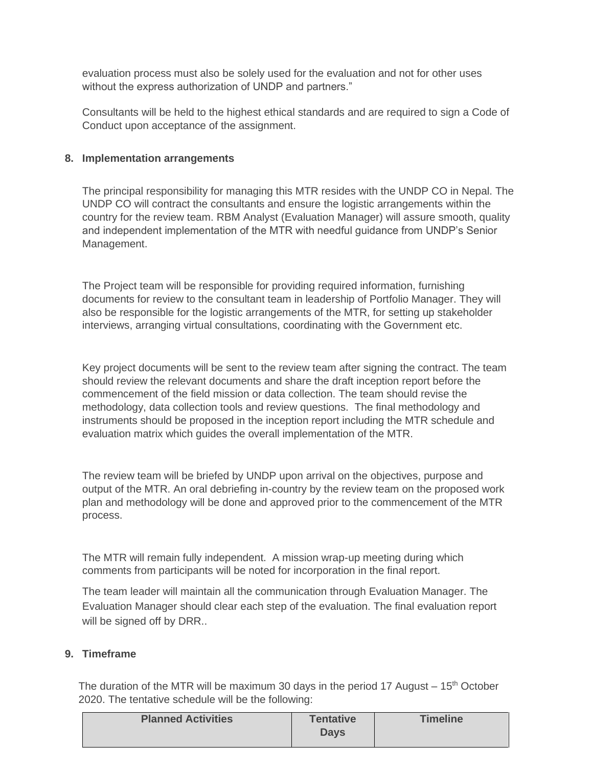evaluation process must also be solely used for the evaluation and not for other uses without the express authorization of UNDP and partners."

Consultants will be held to the highest ethical standards and are required to sign a Code of Conduct upon acceptance of the assignment.

## 8. Implementation arrangements

The principal responsibility for managing this MTR resides with the UNDP CO in Nepal. The UNDP CO will contract the consultants and ensure the logistic arrangements within the country for the review team. RBM Analyst (Evaluation Manager) will assure smooth, quality and independent implementation of the MTR with needful guidance from UNDP's Senior Management.

The Project team will be responsible for providing required information, furnishing documents for review to the consultant team in leadership of Portfolio Manager. They will also be responsible for the logistic arrangements of the MTR, for setting up stakeholder interviews, arranging virtual consultations, coordinating with the Government etc.

Key project documents will be sent to the review team after signing the contract. The team should review the relevant documents and share the draft inception report before the commencement of the field mission or data collection. The team should revise the methodology, data collection tools and review questions. The final methodology and instruments should be proposed in the inception report including the MTR schedule and evaluation matrix which guides the overall implementation of the MTR.

The review team will be briefed by UNDP upon arrival on the objectives, purpose and output of the MTR. An oral debriefing in-country by the review team on the proposed work plan and methodology will be done and approved prior to the commencement of the MTR process.

The MTR will remain fully independent. A mission wrap-up meeting during which comments from participants will be noted for incorporation in the final report.

The team leader will maintain all the communication through Evaluation Manager. The Evaluation Manager should clear each step of the evaluation. The final evaluation report will be signed off by DRR..

## 9. Timeframe

The duration of the MTR will be maximum 30 days in the period 17 August – 15th October 2020. The tentative schedule will be the following:

| Planned Activities | Tentative Days | Timeline |
|---|---|---|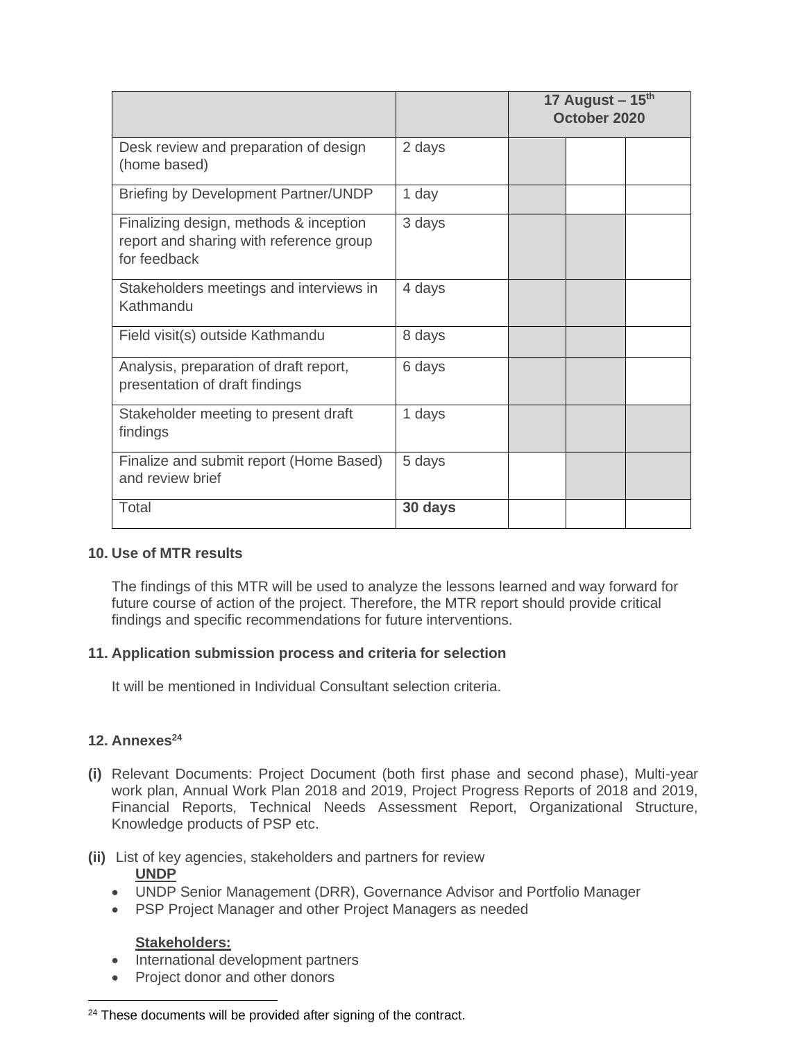| | | 17 August – 15th October 2020 | | |
|---|---|---|---|---|
| Desk review and preparation of design (home based) | 2 days | | | |
| Briefing by Development Partner/UNDP | 1 day | | | |
| Finalizing design, methods & inception report and sharing with reference group for feedback | 3 days | | | |
| Stakeholders meetings and interviews in Kathmandu | 4 days | | | |
| Field visit(s) outside Kathmandu | 8 days | | | |
| Analysis, preparation of draft report, presentation of draft findings | 6 days | | | |
| Stakeholder meeting to present draft findings | 1 days | | | |
| Finalize and submit report (Home Based) and review brief | 5 days | | | |
| Total | **30 days** | | | |

**10. Use of MTR results**

The findings of this MTR will be used to analyze the lessons learned and way forward for future course of action of the project. Therefore, the MTR report should provide critical findings and specific recommendations for future interventions.

**11. Application submission process and criteria for selection**

It will be mentioned in Individual Consultant selection criteria.

**12. Annexes[24]**

**(i)** Relevant Documents: Project Document (both first phase and second phase), Multi-year work plan, Annual Work Plan 2018 and 2019, Project Progress Reports of 2018 and 2019, Financial Reports, Technical Needs Assessment Report, Organizational Structure, Knowledge products of PSP etc.

**(ii)** List of key agencies, stakeholders and partners for review

**UNDP**

- UNDP Senior Management (DRR), Governance Advisor and Portfolio Manager
- PSP Project Manager and other Project Managers as needed

**Stakeholders:**

- International development partners
- Project donor and other donors

[24] These documents will be provided after signing of the contract.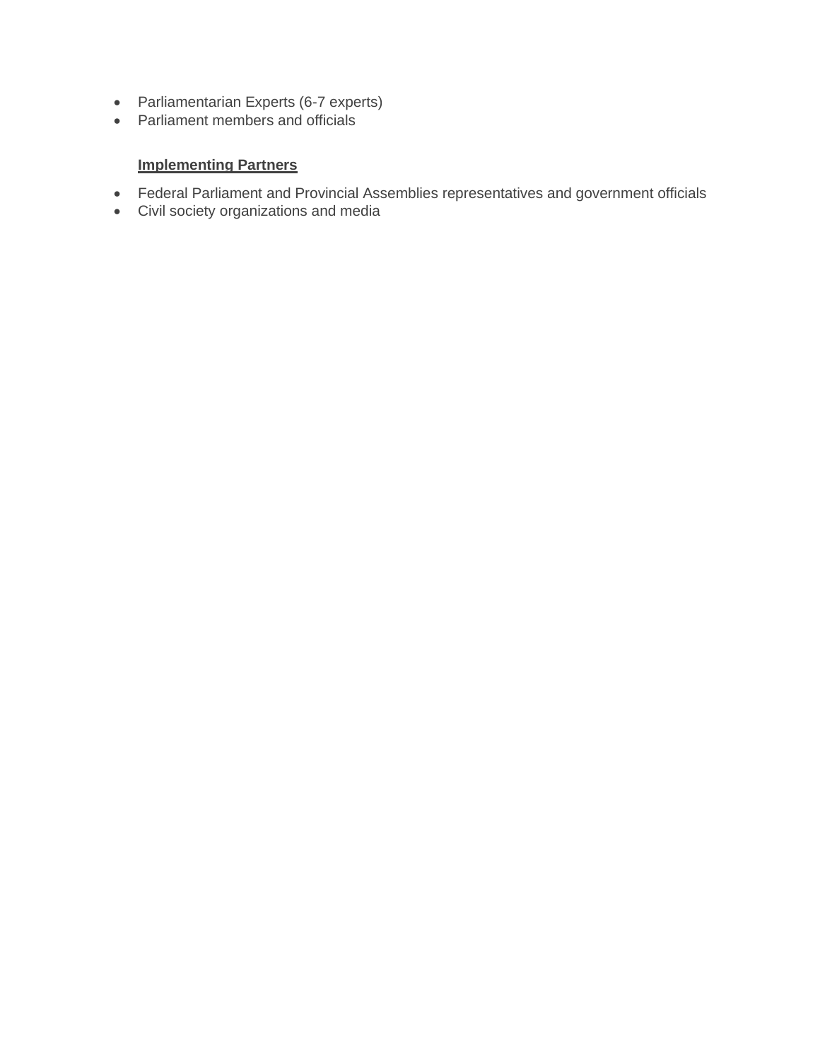- Parliamentarian Experts (6-7 experts)
- Parliament members and officials

**Implementing Partners**

- Federal Parliament and Provincial Assemblies representatives and government officials
- Civil society organizations and media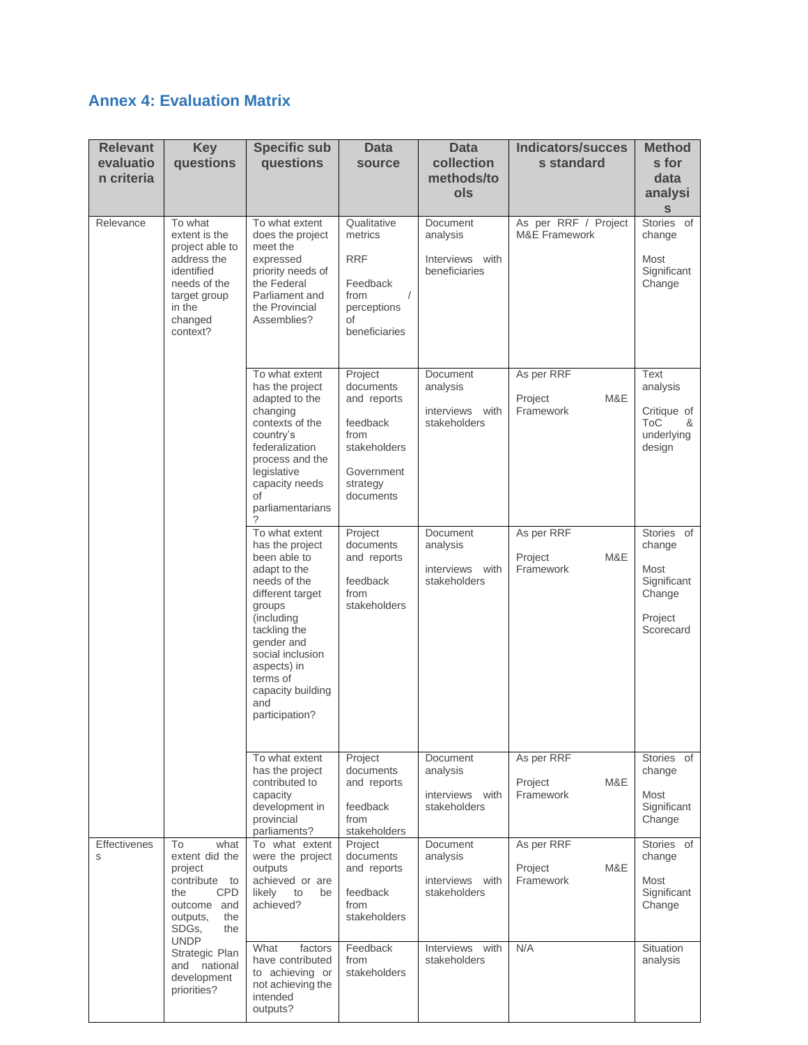## Annex 4: Evaluation Matrix

| Relevant evaluation criteria | Key questions | Specific sub questions | Data source | Data collection methods/tools | Indicators/success standard | Methods for data analysis |
|---|---|---|---|---|---|---|
| Relevance | To what extent is the project able to address the identified needs of the target group in the changed context? | To what extent does the project meet the expressed priority needs of the Federal Parliament and the Provincial Assemblies? | Qualitative metrics<br><br>RRF<br><br>Feedback from / perceptions of beneficiaries | Document analysis<br><br>Interviews with beneficiaries | As per RRF / Project M&E Framework | Stories of change<br><br>Most Significant Change |
| | | To what extent has the project adapted to the changing contexts of the country's federalization process and the legislative capacity needs of parliamentarians? | Project documents and reports<br><br>feedback from stakeholders<br><br>Government strategy documents | Document analysis<br><br>interviews with stakeholders | As per RRF<br><br>Project M&E Framework | Text analysis<br><br>Critique of ToC & underlying design |
| | | To what extent has the project been able to adapt to the needs of the different target groups (including tackling the gender and social inclusion aspects) in terms of capacity building and participation? | Project documents and reports<br><br>feedback from stakeholders | Document analysis<br><br>interviews with stakeholders | As per RRF<br><br>Project M&E Framework | Stories of change<br><br>Most Significant Change<br><br>Project Scorecard |
| | | To what extent has the project contributed to capacity development in provincial parliaments? | Project documents and reports<br><br>feedback from stakeholders | Document analysis<br><br>interviews with stakeholders | As per RRF<br><br>Project M&E Framework | Stories of change<br><br>Most Significant Change |
| Effectiveness | To what extent did the project contribute to the CPD outcome and outputs, the SDGs, the UNDP Strategic Plan and national development priorities? | To what extent were the project outputs achieved or are likely to be achieved? | Project documents and reports<br><br>feedback from stakeholders | Document analysis<br><br>interviews with stakeholders | As per RRF<br><br>Project M&E Framework | Stories of change<br><br>Most Significant Change |
| | | What factors have contributed to achieving or not achieving the intended outputs? | Feedback from stakeholders | Interviews with stakeholders | N/A | Situation analysis |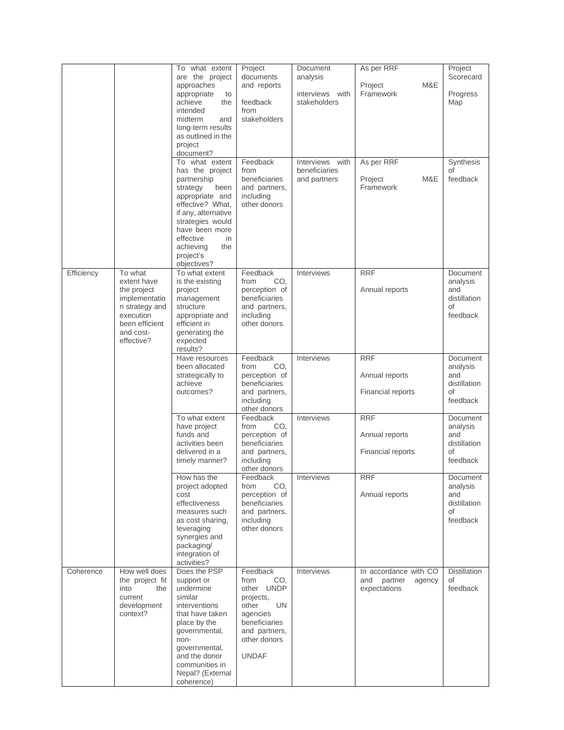| | | To what extent are the project approaches appropriate to achieve the intended midterm and long-term results as outlined in the project document? | Project documents and reports<br><br>feedback from stakeholders | Document analysis<br><br>interviews with stakeholders | As per RRF<br><br>Project M&E Framework | Project Scorecard<br><br>Progress Map |
|---|---|---|---|---|---|---|
| | | To what extent has the project partnership strategy been appropriate and effective? What, if any, alternative strategies would have been more effective in achieving the project's objectives? | Feedback from beneficiaries and partners, including other donors | Interviews with beneficiaries and partners | As per RRF<br><br>Project M&E Framework | Synthesis of feedback |
| Efficiency | To what extent have the project implementation strategy and execution been efficient and cost-effective? | To what extent is the existing project management structure appropriate and efficient in generating the expected results? | Feedback from CO, perception of beneficiaries and partners, including other donors | Interviews | RRF<br><br>Annual reports | Document analysis and distillation of feedback |
| | | Have resources been allocated strategically to achieve outcomes? | Feedback from CO, perception of beneficiaries and partners, including other donors | Interviews | RRF<br><br>Annual reports<br><br>Financial reports | Document analysis and distillation of feedback |
| | | To what extent have project funds and activities been delivered in a timely manner? | Feedback from CO, perception of beneficiaries and partners, including other donors | Interviews | RRF<br><br>Annual reports<br><br>Financial reports | Document analysis and distillation of feedback |
| | | How has the project adopted cost effectiveness measures such as cost sharing, leveraging synergies and packaging/ integration of activities? | Feedback from CO, perception of beneficiaries and partners, including other donors | Interviews | RRF<br><br>Annual reports | Document analysis and distillation of feedback |
| Coherence | How well does the project fit into the current development context? | Does the PSP support or undermine similar interventions that have taken place by the governmental, non-governmental, and the donor communities in Nepal? (External coherence) | Feedback from CO, other UNDP projects, other UN agencies beneficiaries and partners, other donors<br><br>UNDAF | Interviews | In accordance with CO and partner agency expectations | Distillation of feedback |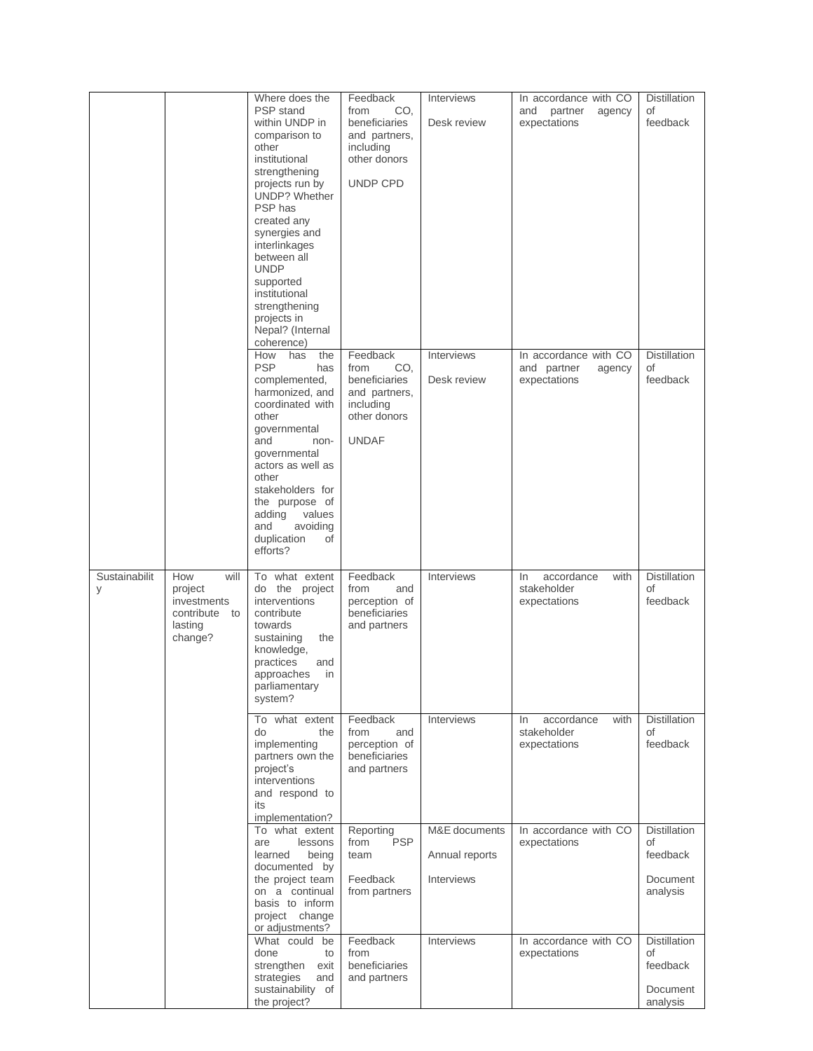| | | | | | | |
|---|---|---|---|---|---|---|
| | | Where does the PSP stand within UNDP in comparison to other institutional strengthening projects run by UNDP? Whether PSP has created any synergies and interlinkages between all UNDP supported institutional strengthening projects in Nepal? (Internal coherence) | Feedback from CO, beneficiaries and partners, including other donors<br><br>UNDP CPD | Interviews<br><br>Desk review | In accordance with CO and partner agency expectations | Distillation of feedback |
| | | How has the PSP has complemented, harmonized, and coordinated with other governmental and non-governmental actors as well as other stakeholders for the purpose of adding values and avoiding duplication of efforts? | Feedback from CO, beneficiaries and partners, including other donors<br><br>UNDAF | Interviews<br><br>Desk review | In accordance with CO and partner agency expectations | Distillation of feedback |
| Sustainability | How will project investments contribute to lasting change? | To what extent do the project interventions contribute towards sustaining the knowledge, practices and approaches in parliamentary system? | Feedback from and perception of beneficiaries and partners | Interviews | In accordance with stakeholder expectations | Distillation of feedback |
| | | To what extent do the implementing partners own the project's interventions and respond to its implementation? | Feedback from and perception of beneficiaries and partners | Interviews | In accordance with stakeholder expectations | Distillation of feedback |
| | | To what extent are lessons learned being documented by the project team on a continual basis to inform project change or adjustments? | Reporting from PSP team<br><br>Feedback from partners | M&E documents<br><br>Annual reports<br><br>Interviews | In accordance with CO expectations | Distillation of feedback<br><br>Document analysis |
| | | What could be done to strengthen exit strategies and sustainability of the project? | Feedback from beneficiaries and partners | Interviews | In accordance with CO expectations | Distillation of feedback<br><br>Document analysis |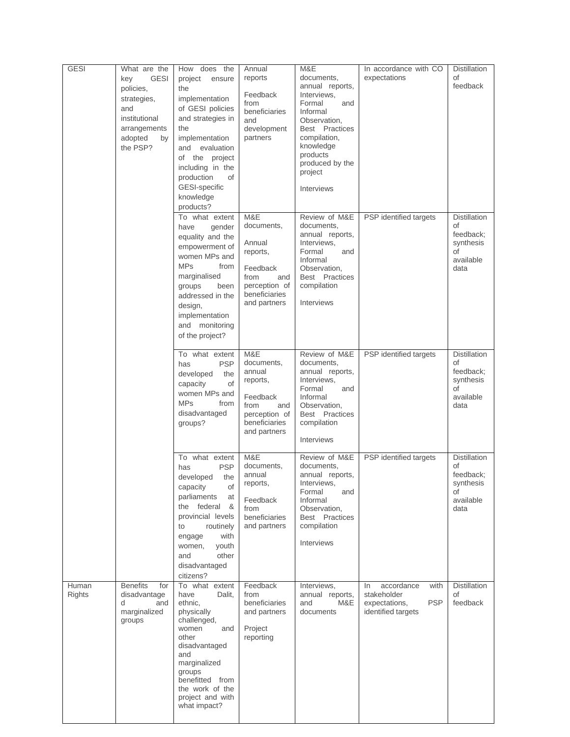| | | | | | | |
|---|---|---|---|---|---|---|
| GESI | What are the key GESI policies, strategies, and institutional arrangements adopted by the PSP? | How does the project ensure the implementation of GESI policies and strategies in the implementation and evaluation of the project including in the production of GESI-specific knowledge products? | Annual reports<br><br>Feedback from beneficiaries and development partners | M&E documents, annual reports, Interviews, Formal and Informal Observation, Best Practices compilation, knowledge products produced by the project<br><br>Interviews | In accordance with CO expectations | Distillation of feedback |
| | | To what extent have gender equality and the empowerment of women MPs and MPs from marginalised groups been addressed in the design, implementation and monitoring of the project? | M&E documents,<br><br>Annual reports,<br><br>Feedback from and perception of beneficiaries and partners | Review of M&E documents, annual reports, Interviews, Formal and Informal Observation, Best Practices compilation<br><br>Interviews | PSP identified targets | Distillation of feedback; synthesis of available data |
| | | To what extent has PSP developed the capacity of women MPs and MPs from disadvantaged groups? | M&E documents, annual reports,<br><br>Feedback from and perception of beneficiaries and partners | Review of M&E documents, annual reports, Interviews, Formal and Informal Observation, Best Practices compilation<br><br>Interviews | PSP identified targets | Distillation of feedback; synthesis of available data |
| | | To what extent has PSP developed the capacity of parliaments at the federal & provincial levels to routinely engage with women, youth and other disadvantaged citizens? | M&E documents, annual reports,<br><br>Feedback from beneficiaries and partners | Review of M&E documents, annual reports, Interviews, Formal and Informal Observation, Best Practices compilation<br><br>Interviews | PSP identified targets | Distillation of feedback; synthesis of available data |
| Human Rights | Benefits for disadvantaged and marginalized groups | To what extent have Dalit, ethnic, physically challenged, women and other disadvantaged and marginalized groups benefitted from the work of the project and with what impact? | Feedback from beneficiaries and partners<br><br>Project reporting | Interviews, annual reports, and M&E documents | In accordance with stakeholder expectations, PSP identified targets | Distillation of feedback |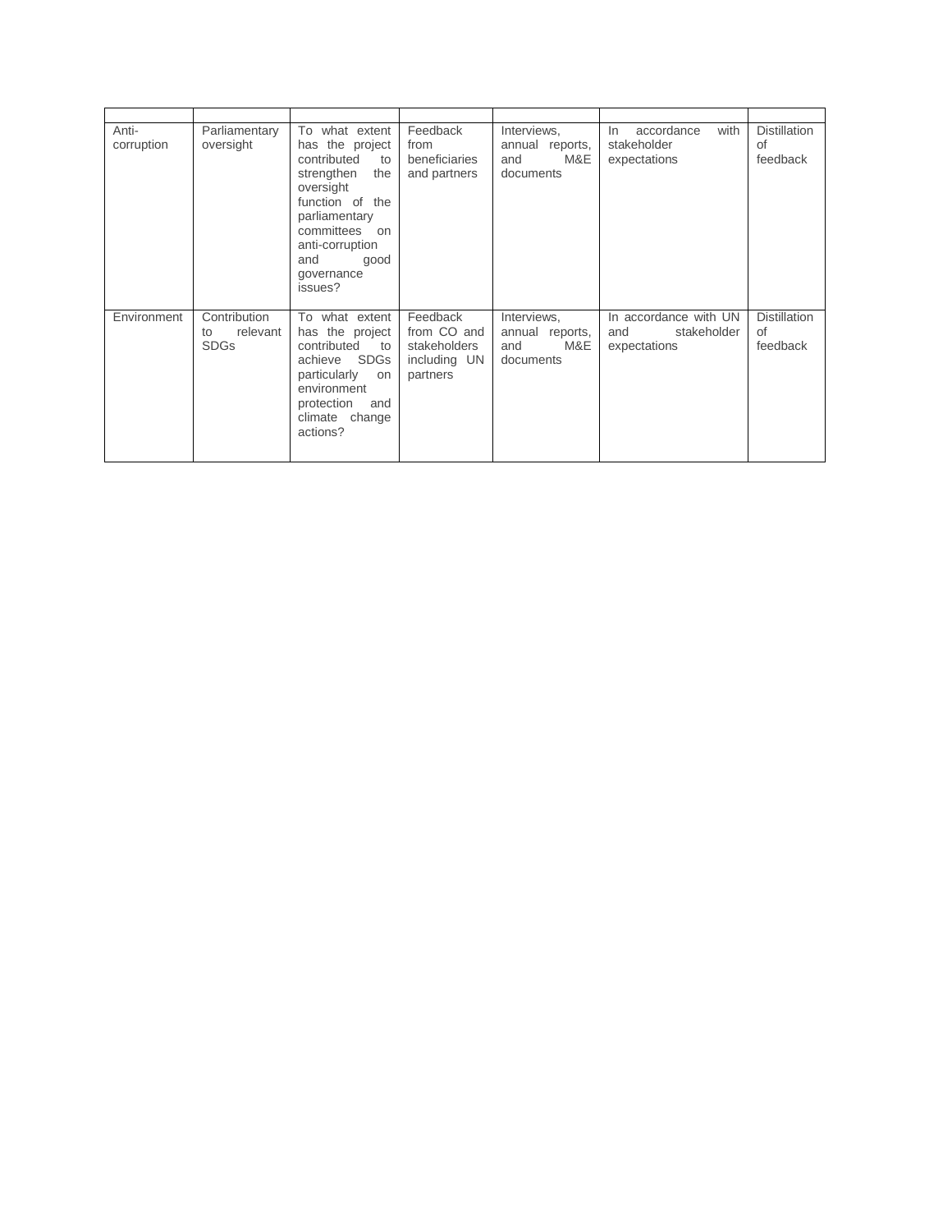| | | | | | | |
|---|---|---|---|---|---|---|
| Anti-corruption | Parliamentary oversight | To what extent has the project contributed to strengthen the oversight function of the parliamentary committees on anti-corruption and good governance issues? | Feedback from beneficiaries and partners | Interviews, annual reports, and M&E documents | In accordance with stakeholder expectations | Distillation of feedback |
| Environment | Contribution to relevant SDGs | To what extent has the project contributed to achieve SDGs particularly on environment protection and climate change actions? | Feedback from CO and stakeholders including UN partners | Interviews, annual reports, and M&E documents | In accordance with UN and stakeholder expectations | Distillation of feedback |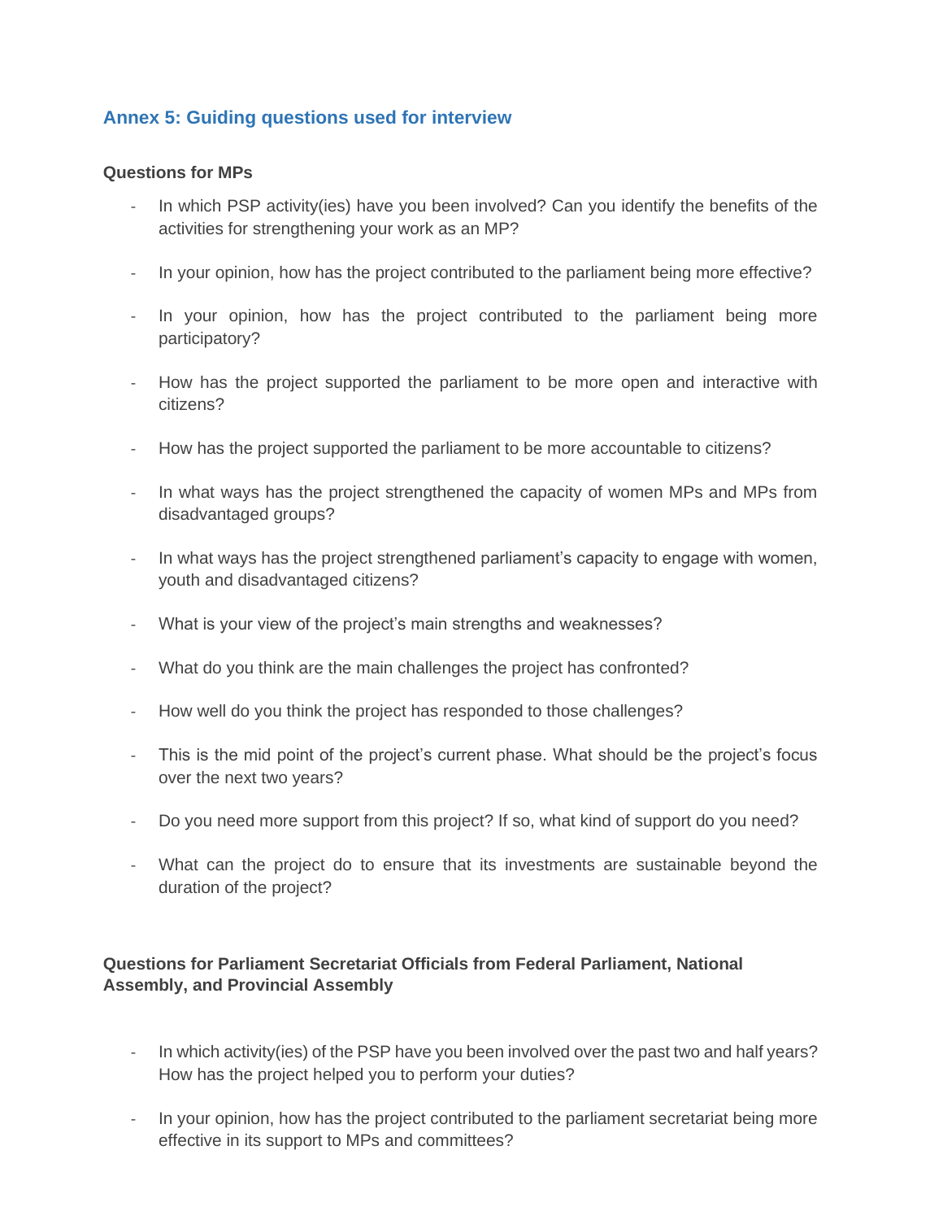## Annex 5: Guiding questions used for interview

**Questions for MPs**

- In which PSP activity(ies) have you been involved? Can you identify the benefits of the activities for strengthening your work as an MP?
- In your opinion, how has the project contributed to the parliament being more effective?
- In your opinion, how has the project contributed to the parliament being more participatory?
- How has the project supported the parliament to be more open and interactive with citizens?
- How has the project supported the parliament to be more accountable to citizens?
- In what ways has the project strengthened the capacity of women MPs and MPs from disadvantaged groups?
- In what ways has the project strengthened parliament's capacity to engage with women, youth and disadvantaged citizens?
- What is your view of the project's main strengths and weaknesses?
- What do you think are the main challenges the project has confronted?
- How well do you think the project has responded to those challenges?
- This is the mid point of the project's current phase. What should be the project's focus over the next two years?
- Do you need more support from this project? If so, what kind of support do you need?
- What can the project do to ensure that its investments are sustainable beyond the duration of the project?

**Questions for Parliament Secretariat Officials from Federal Parliament, National Assembly, and Provincial Assembly**

- In which activity(ies) of the PSP have you been involved over the past two and half years? How has the project helped you to perform your duties?
- In your opinion, how has the project contributed to the parliament secretariat being more effective in its support to MPs and committees?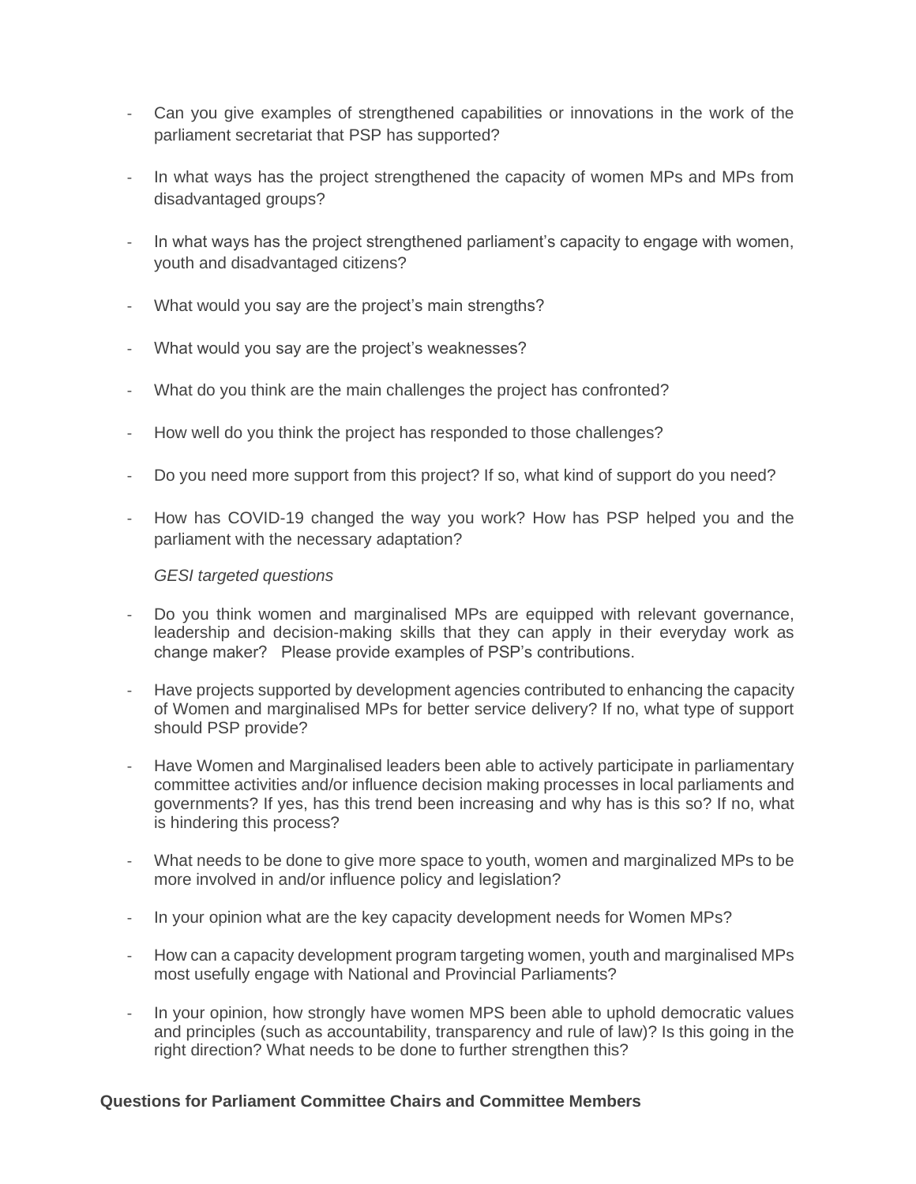- Can you give examples of strengthened capabilities or innovations in the work of the parliament secretariat that PSP has supported?

- In what ways has the project strengthened the capacity of women MPs and MPs from disadvantaged groups?

- In what ways has the project strengthened parliament's capacity to engage with women, youth and disadvantaged citizens?

- What would you say are the project's main strengths?

- What would you say are the project's weaknesses?

- What do you think are the main challenges the project has confronted?

- How well do you think the project has responded to those challenges?

- Do you need more support from this project? If so, what kind of support do you need?

- How has COVID-19 changed the way you work? How has PSP helped you and the parliament with the necessary adaptation?

*GESI targeted questions*

- Do you think women and marginalised MPs are equipped with relevant governance, leadership and decision-making skills that they can apply in their everyday work as change maker? Please provide examples of PSP's contributions.

- Have projects supported by development agencies contributed to enhancing the capacity of Women and marginalised MPs for better service delivery? If no, what type of support should PSP provide?

- Have Women and Marginalised leaders been able to actively participate in parliamentary committee activities and/or influence decision making processes in local parliaments and governments? If yes, has this trend been increasing and why has is this so? If no, what is hindering this process?

- What needs to be done to give more space to youth, women and marginalized MPs to be more involved in and/or influence policy and legislation?

- In your opinion what are the key capacity development needs for Women MPs?

- How can a capacity development program targeting women, youth and marginalised MPs most usefully engage with National and Provincial Parliaments?

- In your opinion, how strongly have women MPS been able to uphold democratic values and principles (such as accountability, transparency and rule of law)? Is this going in the right direction? What needs to be done to further strengthen this?

**Questions for Parliament Committee Chairs and Committee Members**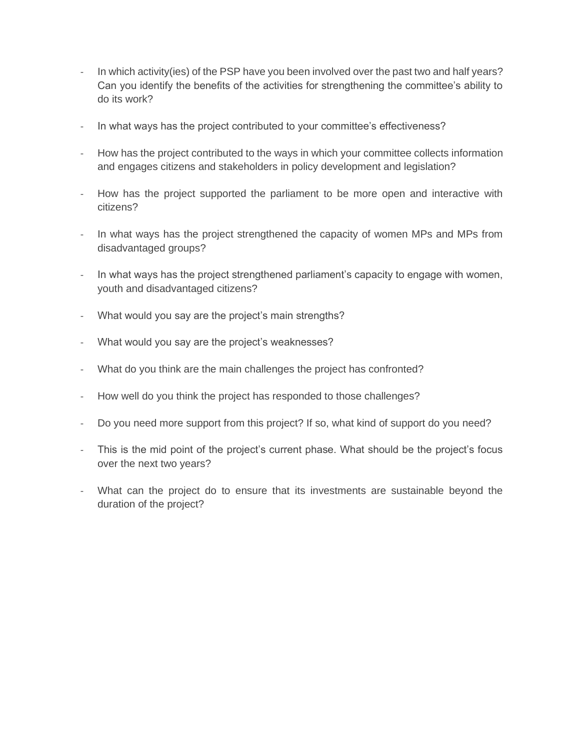- In which activity(ies) of the PSP have you been involved over the past two and half years? Can you identify the benefits of the activities for strengthening the committee's ability to do its work?

- In what ways has the project contributed to your committee's effectiveness?

- How has the project contributed to the ways in which your committee collects information and engages citizens and stakeholders in policy development and legislation?

- How has the project supported the parliament to be more open and interactive with citizens?

- In what ways has the project strengthened the capacity of women MPs and MPs from disadvantaged groups?

- In what ways has the project strengthened parliament's capacity to engage with women, youth and disadvantaged citizens?

- What would you say are the project's main strengths?

- What would you say are the project's weaknesses?

- What do you think are the main challenges the project has confronted?

- How well do you think the project has responded to those challenges?

- Do you need more support from this project? If so, what kind of support do you need?

- This is the mid point of the project's current phase. What should be the project's focus over the next two years?

- What can the project do to ensure that its investments are sustainable beyond the duration of the project?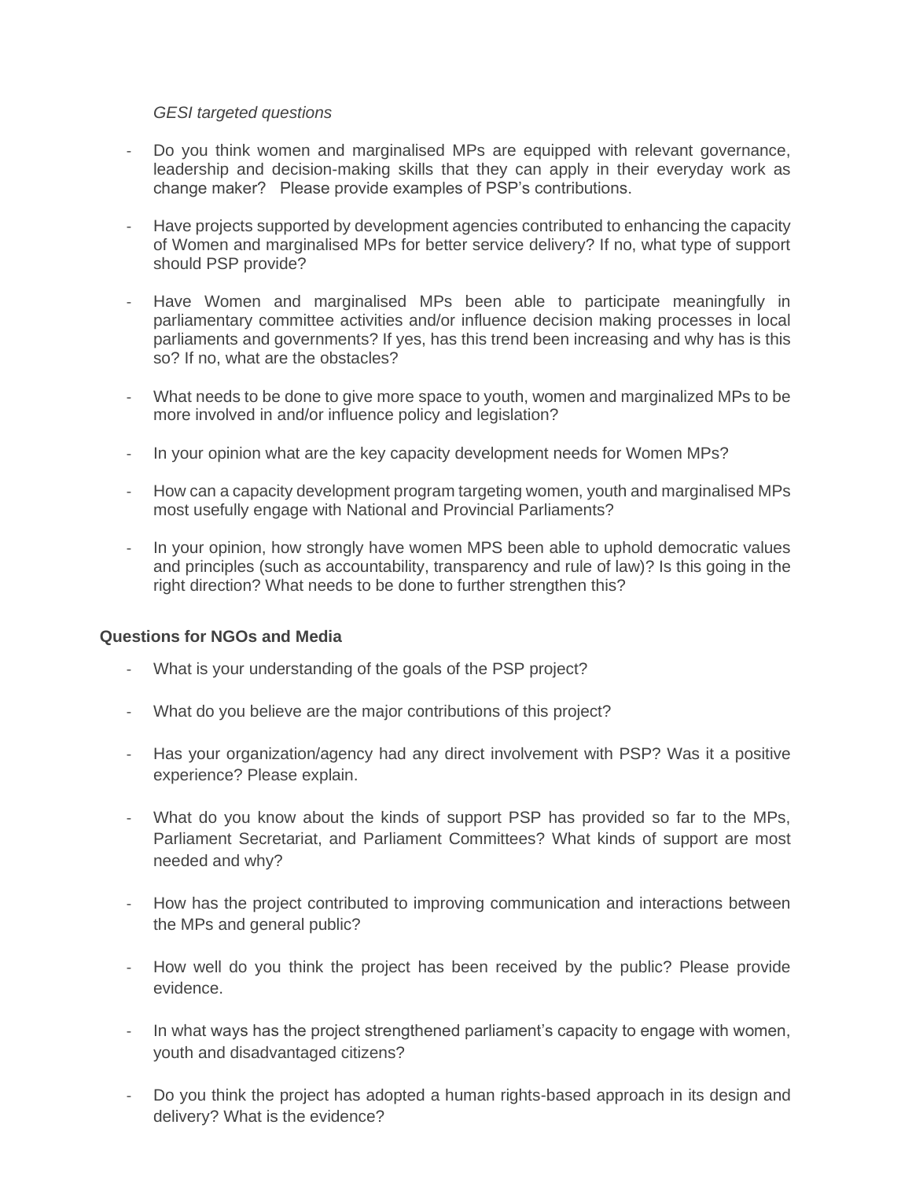*GESI targeted questions*

- Do you think women and marginalised MPs are equipped with relevant governance, leadership and decision-making skills that they can apply in their everyday work as change maker? Please provide examples of PSP's contributions.

- Have projects supported by development agencies contributed to enhancing the capacity of Women and marginalised MPs for better service delivery? If no, what type of support should PSP provide?

- Have Women and marginalised MPs been able to participate meaningfully in parliamentary committee activities and/or influence decision making processes in local parliaments and governments? If yes, has this trend been increasing and why has is this so? If no, what are the obstacles?

- What needs to be done to give more space to youth, women and marginalized MPs to be more involved in and/or influence policy and legislation?

- In your opinion what are the key capacity development needs for Women MPs?

- How can a capacity development program targeting women, youth and marginalised MPs most usefully engage with National and Provincial Parliaments?

- In your opinion, how strongly have women MPS been able to uphold democratic values and principles (such as accountability, transparency and rule of law)? Is this going in the right direction? What needs to be done to further strengthen this?

**Questions for NGOs and Media**

- What is your understanding of the goals of the PSP project?

- What do you believe are the major contributions of this project?

- Has your organization/agency had any direct involvement with PSP? Was it a positive experience? Please explain.

- What do you know about the kinds of support PSP has provided so far to the MPs, Parliament Secretariat, and Parliament Committees? What kinds of support are most needed and why?

- How has the project contributed to improving communication and interactions between the MPs and general public?

- How well do you think the project has been received by the public? Please provide evidence.

- In what ways has the project strengthened parliament's capacity to engage with women, youth and disadvantaged citizens?

- Do you think the project has adopted a human rights-based approach in its design and delivery? What is the evidence?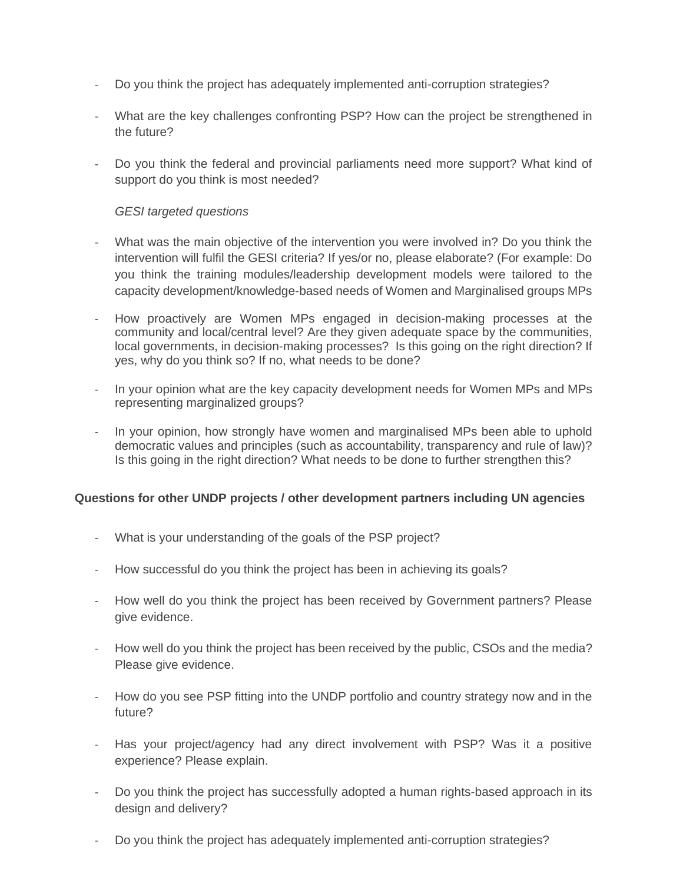- Do you think the project has adequately implemented anti-corruption strategies?

- What are the key challenges confronting PSP? How can the project be strengthened in the future?

- Do you think the federal and provincial parliaments need more support? What kind of support do you think is most needed?

  *GESI targeted questions*

- What was the main objective of the intervention you were involved in? Do you think the intervention will fulfil the GESI criteria? If yes/or no, please elaborate? (For example: Do you think the training modules/leadership development models were tailored to the capacity development/knowledge-based needs of Women and Marginalised groups MPs

- How proactively are Women MPs engaged in decision-making processes at the community and local/central level? Are they given adequate space by the communities, local governments, in decision-making processes? Is this going on the right direction? If yes, why do you think so? If no, what needs to be done?

- In your opinion what are the key capacity development needs for Women MPs and MPs representing marginalized groups?

- In your opinion, how strongly have women and marginalised MPs been able to uphold democratic values and principles (such as accountability, transparency and rule of law)? Is this going in the right direction? What needs to be done to further strengthen this?

**Questions for other UNDP projects / other development partners including UN agencies**

- What is your understanding of the goals of the PSP project?

- How successful do you think the project has been in achieving its goals?

- How well do you think the project has been received by Government partners? Please give evidence.

- How well do you think the project has been received by the public, CSOs and the media? Please give evidence.

- How do you see PSP fitting into the UNDP portfolio and country strategy now and in the future?

- Has your project/agency had any direct involvement with PSP? Was it a positive experience? Please explain.

- Do you think the project has successfully adopted a human rights-based approach in its design and delivery?

- Do you think the project has adequately implemented anti-corruption strategies?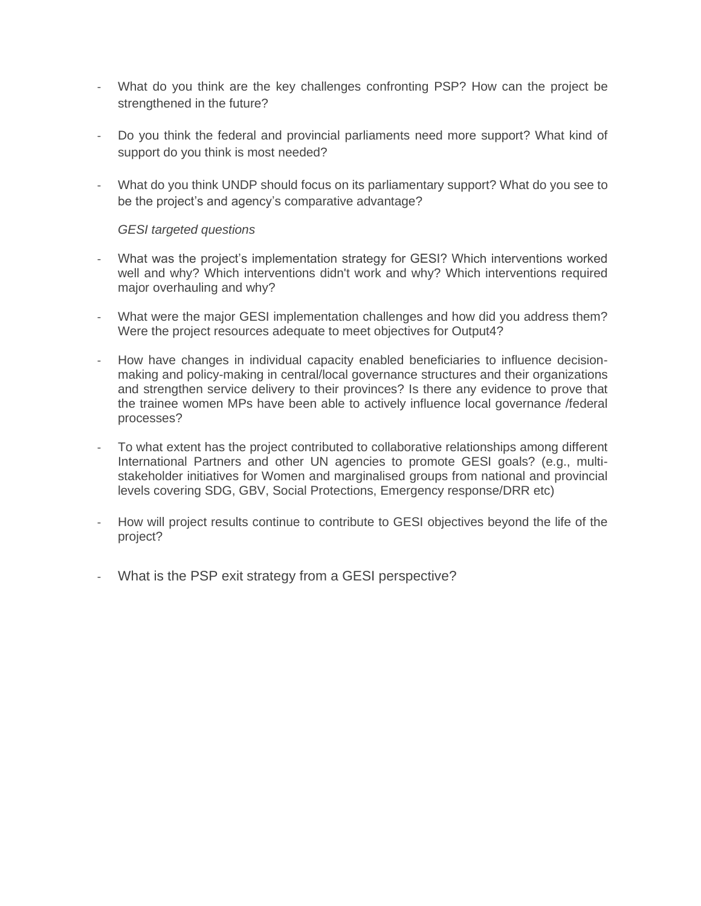- What do you think are the key challenges confronting PSP? How can the project be strengthened in the future?

- Do you think the federal and provincial parliaments need more support? What kind of support do you think is most needed?

- What do you think UNDP should focus on its parliamentary support? What do you see to be the project's and agency's comparative advantage?

*GESI targeted questions*

- What was the project's implementation strategy for GESI? Which interventions worked well and why? Which interventions didn't work and why? Which interventions required major overhauling and why?

- What were the major GESI implementation challenges and how did you address them? Were the project resources adequate to meet objectives for Output4?

- How have changes in individual capacity enabled beneficiaries to influence decision-making and policy-making in central/local governance structures and their organizations and strengthen service delivery to their provinces? Is there any evidence to prove that the trainee women MPs have been able to actively influence local governance /federal processes?

- To what extent has the project contributed to collaborative relationships among different International Partners and other UN agencies to promote GESI goals? (e.g., multi-stakeholder initiatives for Women and marginalised groups from national and provincial levels covering SDG, GBV, Social Protections, Emergency response/DRR etc)

- How will project results continue to contribute to GESI objectives beyond the life of the project?

- What is the PSP exit strategy from a GESI perspective?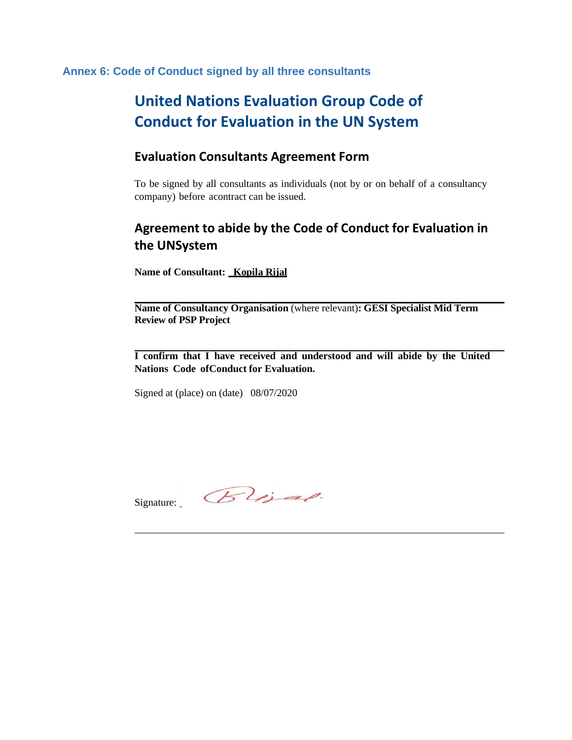### Annex 6: Code of Conduct signed by all three consultants

# United Nations Evaluation Group Code of Conduct for Evaluation in the UN System

## Evaluation Consultants Agreement Form

To be signed by all consultants as individuals (not by or on behalf of a consultancy company) before acontract can be issued.

## Agreement to abide by the Code of Conduct for Evaluation in the UNSystem

**Name of Consultant:** **Kopila Rijal**

**Name of Consultancy Organisation** (where relevant)**: GESI Specialist Mid Term Review of PSP Project**

**I confirm that I have received and understood and will abide by the United Nations Code ofConduct for Evaluation.**

Signed at (place) on (date) 08/07/2020

Signature: _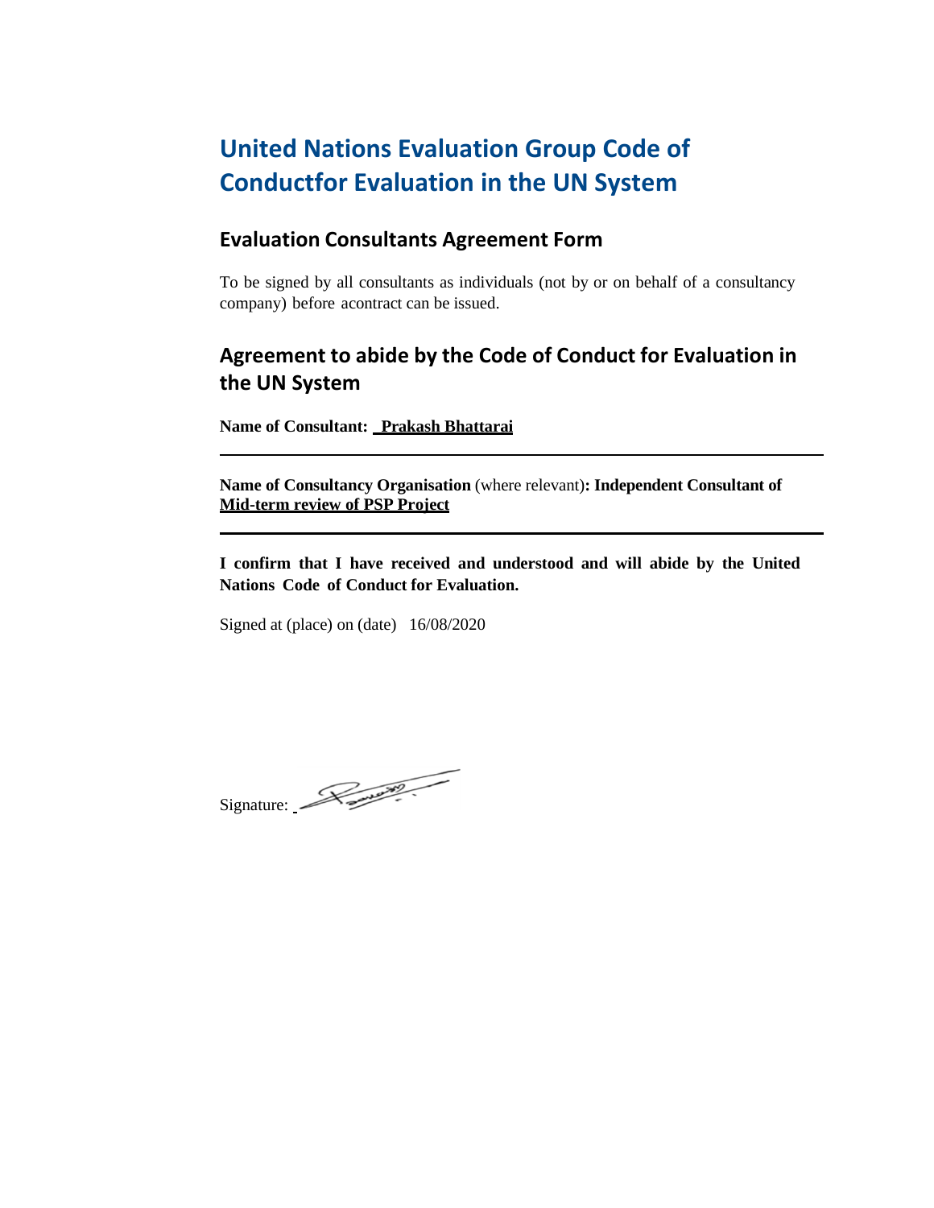# United Nations Evaluation Group Code of Conductfor Evaluation in the UN System

## Evaluation Consultants Agreement Form

To be signed by all consultants as individuals (not by or on behalf of a consultancy company) before acontract can be issued.

## Agreement to abide by the Code of Conduct for Evaluation in the UN System

**Name of Consultant: Prakash Bhattarai**

---

**Name of Consultancy Organisation** (where relevant)**: Independent Consultant of Mid-term review of PSP Project**

---

**I confirm that I have received and understood and will abide by the United Nations Code of Conduct for Evaluation.**

Signed at (place) on (date) 16/08/2020

Signature: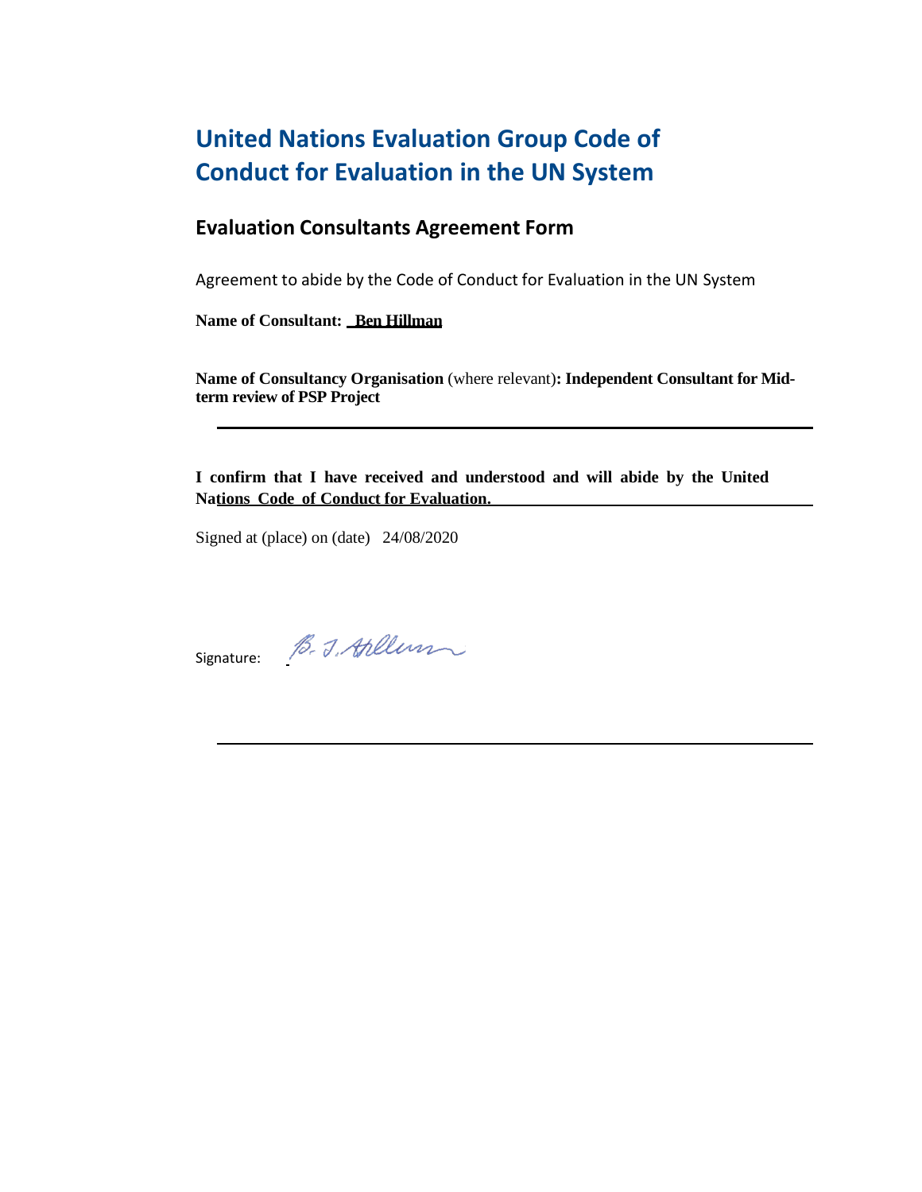# United Nations Evaluation Group Code of Conduct for Evaluation in the UN System

## Evaluation Consultants Agreement Form

Agreement to abide by the Code of Conduct for Evaluation in the UN System

**Name of Consultant: Ben Hillman**

**Name of Consultancy Organisation** (where relevant)**: Independent Consultant for Mid-term review of PSP Project**

**I confirm that I have received and understood and will abide by the United Nations Code of Conduct for Evaluation.**

Signed at (place) on (date) 24/08/2020

Signature: B. J. Hillman